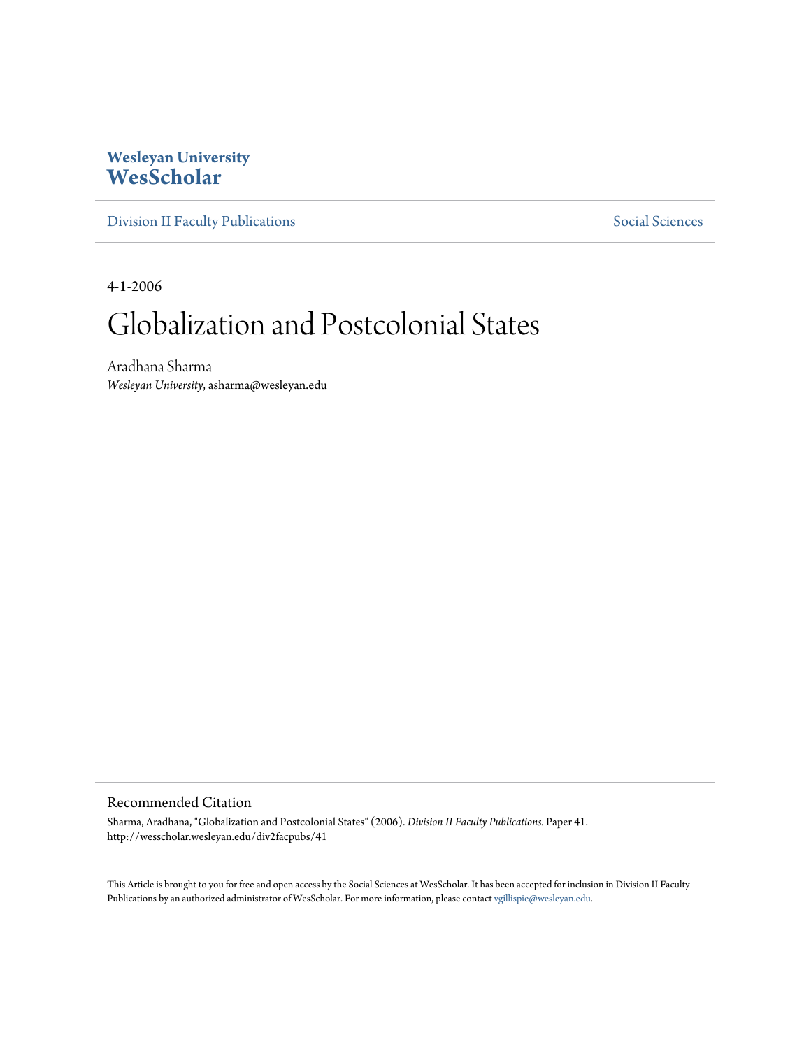Wesleyan University
**WesScholar**

Division II Faculty Publications | Social Sciences

4-1-2006

# Globalization and Postcolonial States

Aradhana Sharma
*Wesleyan University*, asharma@wesleyan.edu

## Recommended Citation

Sharma, Aradhana, "Globalization and Postcolonial States" (2006). *Division II Faculty Publications.* Paper 41.
http://wesscholar.wesleyan.edu/div2facpubs/41

This Article is brought to you for free and open access by the Social Sciences at WesScholar. It has been accepted for inclusion in Division II Faculty Publications by an authorized administrator of WesScholar. For more information, please contact vgillispie@wesleyan.edu.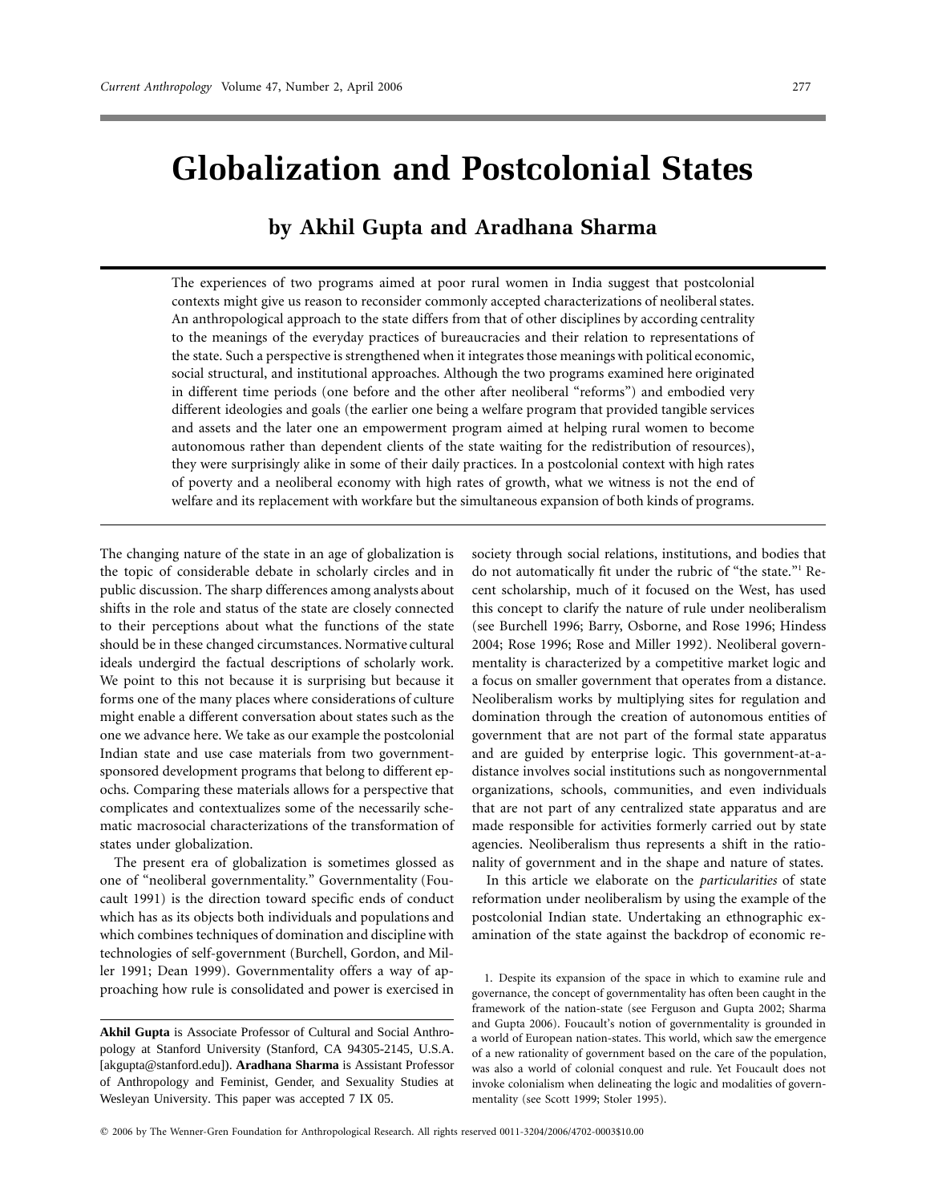# Globalization and Postcolonial States

## by Akhil Gupta and Aradhana Sharma

The experiences of two programs aimed at poor rural women in India suggest that postcolonial contexts might give us reason to reconsider commonly accepted characterizations of neoliberal states. An anthropological approach to the state differs from that of other disciplines by according centrality to the meanings of the everyday practices of bureaucracies and their relation to representations of the state. Such a perspective is strengthened when it integrates those meanings with political economic, social structural, and institutional approaches. Although the two programs examined here originated in different time periods (one before and the other after neoliberal "reforms") and embodied very different ideologies and goals (the earlier one being a welfare program that provided tangible services and assets and the later one an empowerment program aimed at helping rural women to become autonomous rather than dependent clients of the state waiting for the redistribution of resources), they were surprisingly alike in some of their daily practices. In a postcolonial context with high rates of poverty and a neoliberal economy with high rates of growth, what we witness is not the end of welfare and its replacement with workfare but the simultaneous expansion of both kinds of programs.

---

The changing nature of the state in an age of globalization is the topic of considerable debate in scholarly circles and in public discussion. The sharp differences among analysts about shifts in the role and status of the state are closely connected to their perceptions about what the functions of the state should be in these changed circumstances. Normative cultural ideals undergird the factual descriptions of scholarly work. We point to this not because it is surprising but because it forms one of the many places where considerations of culture might enable a different conversation about states such as the one we advance here. We take as our example the postcolonial Indian state and use case materials from two government-sponsored development programs that belong to different epochs. Comparing these materials allows for a perspective that complicates and contextualizes some of the necessarily schematic macrosocial characterizations of the transformation of states under globalization.

The present era of globalization is sometimes glossed as one of "neoliberal governmentality." Governmentality (Foucault 1991) is the direction toward specific ends of conduct which has as its objects both individuals and populations and which combines techniques of domination and discipline with technologies of self-government (Burchell, Gordon, and Miller 1991; Dean 1999). Governmentality offers a way of approaching how rule is consolidated and power is exercised in society through social relations, institutions, and bodies that do not automatically fit under the rubric of "the state."[1] Recent scholarship, much of it focused on the West, has used this concept to clarify the nature of rule under neoliberalism (see Burchell 1996; Barry, Osborne, and Rose 1996; Hindess 2004; Rose 1996; Rose and Miller 1992). Neoliberal governmentality is characterized by a competitive market logic and a focus on smaller government that operates from a distance. Neoliberalism works by multiplying sites for regulation and domination through the creation of autonomous entities of government that are not part of the formal state apparatus and are guided by enterprise logic. This government-at-a-distance involves social institutions such as nongovernmental organizations, schools, communities, and even individuals that are not part of any centralized state apparatus and are made responsible for activities formerly carried out by state agencies. Neoliberalism thus represents a shift in the rationality of government and in the shape and nature of states.

In this article we elaborate on the *particularities* of state reformation under neoliberalism by using the example of the postcolonial Indian state. Undertaking an ethnographic examination of the state against the backdrop of economic re-

**Akhil Gupta** is Associate Professor of Cultural and Social Anthropology at Stanford University (Stanford, CA 94305-2145, U.S.A. [akgupta@stanford.edu]). **Aradhana Sharma** is Assistant Professor of Anthropology and Feminist, Gender, and Sexuality Studies at Wesleyan University. This paper was accepted 7 IX 05.

1. Despite its expansion of the space in which to examine rule and governance, the concept of governmentality has often been caught in the framework of the nation-state (see Ferguson and Gupta 2002; Sharma and Gupta 2006). Foucault's notion of governmentality is grounded in a world of European nation-states. This world, which saw the emergence of a new rationality of government based on the care of the population, was also a world of colonial conquest and rule. Yet Foucault does not invoke colonialism when delineating the logic and modalities of governmentality (see Scott 1999; Stoler 1995).

© 2006 by The Wenner-Gren Foundation for Anthropological Research. All rights reserved 0011-3204/2006/4702-0003$10.00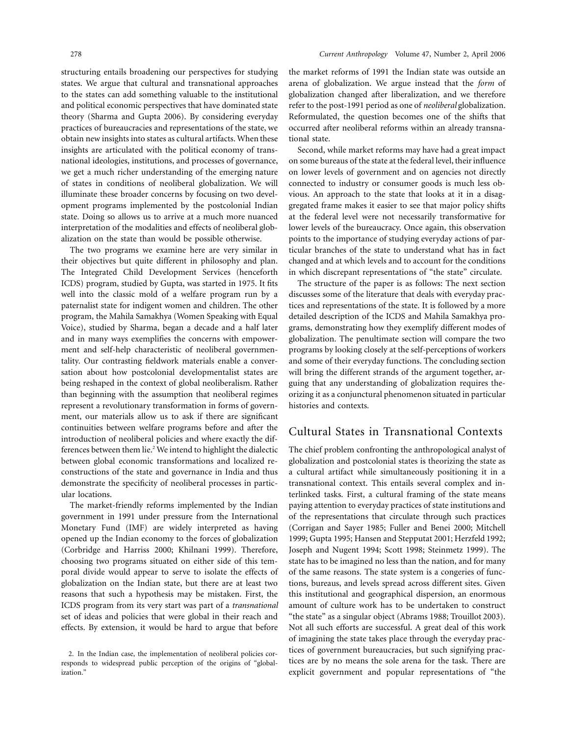structuring entails broadening our perspectives for studying states. We argue that cultural and transnational approaches to the states can add something valuable to the institutional and political economic perspectives that have dominated state theory (Sharma and Gupta 2006). By considering everyday practices of bureaucracies and representations of the state, we obtain new insights into states as cultural artifacts. When these insights are articulated with the political economy of transnational ideologies, institutions, and processes of governance, we get a much richer understanding of the emerging nature of states in conditions of neoliberal globalization. We will illuminate these broader concerns by focusing on two development programs implemented by the postcolonial Indian state. Doing so allows us to arrive at a much more nuanced interpretation of the modalities and effects of neoliberal globalization on the state than would be possible otherwise.

The two programs we examine here are very similar in their objectives but quite different in philosophy and plan. The Integrated Child Development Services (henceforth ICDS) program, studied by Gupta, was started in 1975. It fits well into the classic mold of a welfare program run by a paternalist state for indigent women and children. The other program, the Mahila Samakhya (Women Speaking with Equal Voice), studied by Sharma, began a decade and a half later and in many ways exemplifies the concerns with empowerment and self-help characteristic of neoliberal governmentality. Our contrasting fieldwork materials enable a conversation about how postcolonial developmentalist states are being reshaped in the context of global neoliberalism. Rather than beginning with the assumption that neoliberal regimes represent a revolutionary transformation in forms of government, our materials allow us to ask if there are significant continuities between welfare programs before and after the introduction of neoliberal policies and where exactly the differences between them lie.[2] We intend to highlight the dialectic between global economic transformations and localized reconstructions of the state and governance in India and thus demonstrate the specificity of neoliberal processes in particular locations.

The market-friendly reforms implemented by the Indian government in 1991 under pressure from the International Monetary Fund (IMF) are widely interpreted as having opened up the Indian economy to the forces of globalization (Corbridge and Harriss 2000; Khilnani 1999). Therefore, choosing two programs situated on either side of this temporal divide would appear to serve to isolate the effects of globalization on the Indian state, but there are at least two reasons that such a hypothesis may be mistaken. First, the ICDS program from its very start was part of a *transnational* set of ideas and policies that were global in their reach and effects. By extension, it would be hard to argue that before the market reforms of 1991 the Indian state was outside an arena of globalization. We argue instead that the *form* of globalization changed after liberalization, and we therefore refer to the post-1991 period as one of *neoliberal* globalization. Reformulated, the question becomes one of the shifts that occurred after neoliberal reforms within an already transnational state.

Second, while market reforms may have had a great impact on some bureaus of the state at the federal level, their influence on lower levels of government and on agencies not directly connected to industry or consumer goods is much less obvious. An approach to the state that looks at it in a disaggregated frame makes it easier to see that major policy shifts at the federal level were not necessarily transformative for lower levels of the bureaucracy. Once again, this observation points to the importance of studying everyday actions of particular branches of the state to understand what has in fact changed and at which levels and to account for the conditions in which discrepant representations of "the state" circulate.

The structure of the paper is as follows: The next section discusses some of the literature that deals with everyday practices and representations of the state. It is followed by a more detailed description of the ICDS and Mahila Samakhya programs, demonstrating how they exemplify different modes of globalization. The penultimate section will compare the two programs by looking closely at the self-perceptions of workers and some of their everyday functions. The concluding section will bring the different strands of the argument together, arguing that any understanding of globalization requires theorizing it as a conjunctural phenomenon situated in particular histories and contexts.

## Cultural States in Transnational Contexts

The chief problem confronting the anthropological analyst of globalization and postcolonial states is theorizing the state as a cultural artifact while simultaneously positioning it in a transnational context. This entails several complex and interlinked tasks. First, a cultural framing of the state means paying attention to everyday practices of state institutions and of the representations that circulate through such practices (Corrigan and Sayer 1985; Fuller and Benei 2000; Mitchell 1999; Gupta 1995; Hansen and Stepputat 2001; Herzfeld 1992; Joseph and Nugent 1994; Scott 1998; Steinmetz 1999). The state has to be imagined no less than the nation, and for many of the same reasons. The state system is a congeries of functions, bureaus, and levels spread across different sites. Given this institutional and geographical dispersion, an enormous amount of culture work has to be undertaken to construct "the state" as a singular object (Abrams 1988; Trouillot 2003). Not all such efforts are successful. A great deal of this work of imagining the state takes place through the everyday practices of government bureaucracies, but such signifying practices are by no means the sole arena for the task. There are explicit government and popular representations of "the

2. In the Indian case, the implementation of neoliberal policies corresponds to widespread public perception of the origins of "globalization."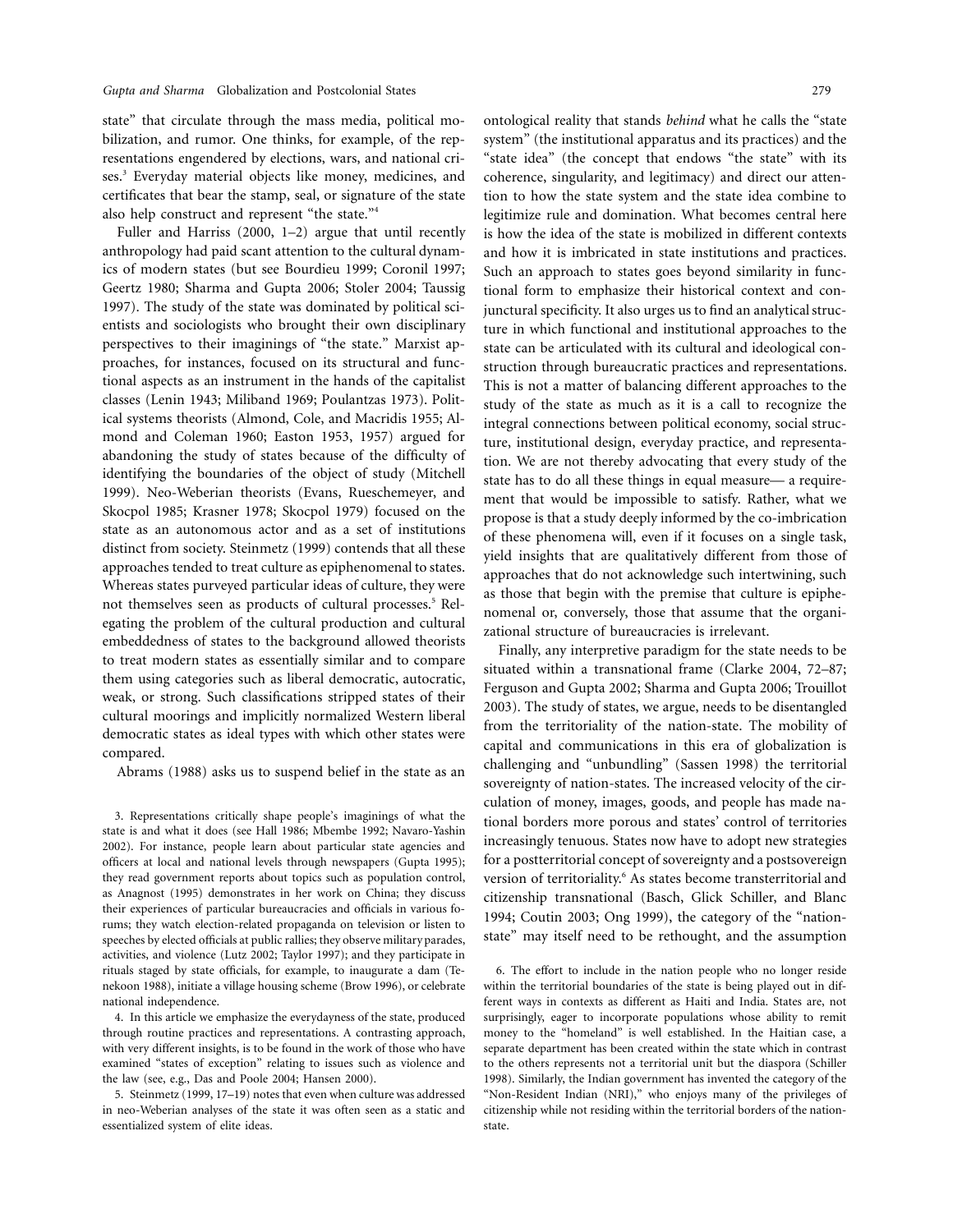state" that circulate through the mass media, political mobilization, and rumor. One thinks, for example, of the representations engendered by elections, wars, and national crises.[3] Everyday material objects like money, medicines, and certificates that bear the stamp, seal, or signature of the state also help construct and represent "the state."[4]

Fuller and Harriss (2000, 1–2) argue that until recently anthropology had paid scant attention to the cultural dynamics of modern states (but see Bourdieu 1999; Coronil 1997; Geertz 1980; Sharma and Gupta 2006; Stoler 2004; Taussig 1997). The study of the state was dominated by political scientists and sociologists who brought their own disciplinary perspectives to their imaginings of "the state." Marxist approaches, for instances, focused on its structural and functional aspects as an instrument in the hands of the capitalist classes (Lenin 1943; Miliband 1969; Poulantzas 1973). Political systems theorists (Almond, Cole, and Macridis 1955; Almond and Coleman 1960; Easton 1953, 1957) argued for abandoning the study of states because of the difficulty of identifying the boundaries of the object of study (Mitchell 1999). Neo-Weberian theorists (Evans, Rueschemeyer, and Skocpol 1985; Krasner 1978; Skocpol 1979) focused on the state as an autonomous actor and as a set of institutions distinct from society. Steinmetz (1999) contends that all these approaches tended to treat culture as epiphenomenal to states. Whereas states purveyed particular ideas of culture, they were not themselves seen as products of cultural processes.[5] Relegating the problem of the cultural production and cultural embeddedness of states to the background allowed theorists to treat modern states as essentially similar and to compare them using categories such as liberal democratic, autocratic, weak, or strong. Such classifications stripped states of their cultural moorings and implicitly normalized Western liberal democratic states as ideal types with which other states were compared.

Abrams (1988) asks us to suspend belief in the state as an ontological reality that stands *behind* what he calls the "state system" (the institutional apparatus and its practices) and the "state idea" (the concept that endows "the state" with its coherence, singularity, and legitimacy) and direct our attention to how the state system and the state idea combine to legitimize rule and domination. What becomes central here is how the idea of the state is mobilized in different contexts and how it is imbricated in state institutions and practices. Such an approach to states goes beyond similarity in functional form to emphasize their historical context and conjunctural specificity. It also urges us to find an analytical structure in which functional and institutional approaches to the state can be articulated with its cultural and ideological construction through bureaucratic practices and representations. This is not a matter of balancing different approaches to the study of the state as much as it is a call to recognize the integral connections between political economy, social structure, institutional design, everyday practice, and representation. We are not thereby advocating that every study of the state has to do all these things in equal measure— a requirement that would be impossible to satisfy. Rather, what we propose is that a study deeply informed by the co-imbrication of these phenomena will, even if it focuses on a single task, yield insights that are qualitatively different from those of approaches that do not acknowledge such intertwining, such as those that begin with the premise that culture is epiphenomenal or, conversely, those that assume that the organizational structure of bureaucracies is irrelevant.

Finally, any interpretive paradigm for the state needs to be situated within a transnational frame (Clarke 2004, 72–87; Ferguson and Gupta 2002; Sharma and Gupta 2006; Trouillot 2003). The study of states, we argue, needs to be disentangled from the territoriality of the nation-state. The mobility of capital and communications in this era of globalization is challenging and "unbundling" (Sassen 1998) the territorial sovereignty of nation-states. The increased velocity of the circulation of money, images, goods, and people has made national borders more porous and states' control of territories increasingly tenuous. States now have to adopt new strategies for a postterritorial concept of sovereignty and a postsovereign version of territoriality.[6] As states become transterritorial and citizenship transnational (Basch, Glick Schiller, and Blanc 1994; Coutin 2003; Ong 1999), the category of the "nation-state" may itself need to be rethought, and the assumption

3. Representations critically shape people's imaginings of what the state is and what it does (see Hall 1986; Mbembe 1992; Navaro-Yashin 2002). For instance, people learn about particular state agencies and officers at local and national levels through newspapers (Gupta 1995); they read government reports about topics such as population control, as Anagnost (1995) demonstrates in her work on China; they discuss their experiences of particular bureaucracies and officials in various forums; they watch election-related propaganda on television or listen to speeches by elected officials at public rallies; they observe military parades, activities, and violence (Lutz 2002; Taylor 1997); and they participate in rituals staged by state officials, for example, to inaugurate a dam (Tenekoon 1988), initiate a village housing scheme (Brow 1996), or celebrate national independence.

4. In this article we emphasize the everydayness of the state, produced through routine practices and representations. A contrasting approach, with very different insights, is to be found in the work of those who have examined "states of exception" relating to issues such as violence and the law (see, e.g., Das and Poole 2004; Hansen 2000).

5. Steinmetz (1999, 17–19) notes that even when culture was addressed in neo-Weberian analyses of the state it was often seen as a static and essentialized system of elite ideas.

6. The effort to include in the nation people who no longer reside within the territorial boundaries of the state is being played out in different ways in contexts as different as Haiti and India. States are, not surprisingly, eager to incorporate populations whose ability to remit money to the "homeland" is well established. In the Haitian case, a separate department has been created within the state which in contrast to the others represents not a territorial unit but the diaspora (Schiller 1998). Similarly, the Indian government has invented the category of the "Non-Resident Indian (NRI)," who enjoys many of the privileges of citizenship while not residing within the territorial borders of the nation-state.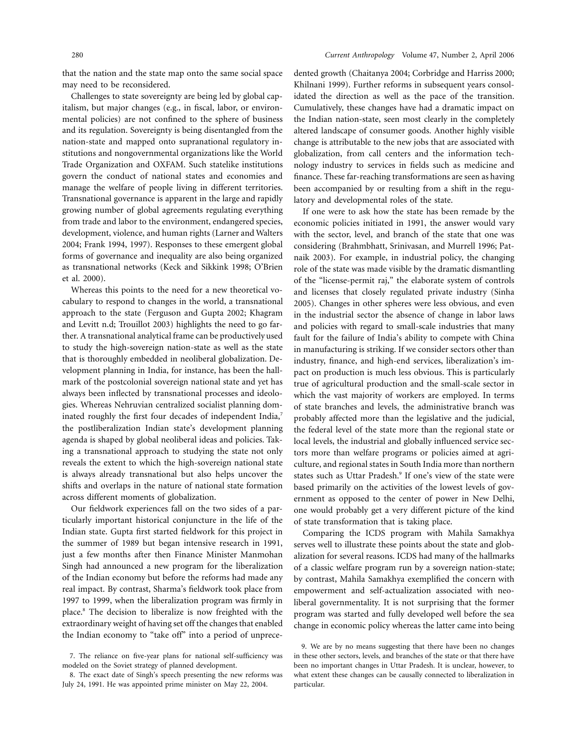that the nation and the state map onto the same social space may need to be reconsidered.

Challenges to state sovereignty are being led by global capitalism, but major changes (e.g., in fiscal, labor, or environmental policies) are not confined to the sphere of business and its regulation. Sovereignty is being disentangled from the nation-state and mapped onto supranational regulatory institutions and nongovernmental organizations like the World Trade Organization and OXFAM. Such statelike institutions govern the conduct of national states and economies and manage the welfare of people living in different territories. Transnational governance is apparent in the large and rapidly growing number of global agreements regulating everything from trade and labor to the environment, endangered species, development, violence, and human rights (Larner and Walters 2004; Frank 1994, 1997). Responses to these emergent global forms of governance and inequality are also being organized as transnational networks (Keck and Sikkink 1998; O'Brien et al. 2000).

Whereas this points to the need for a new theoretical vocabulary to respond to changes in the world, a transnational approach to the state (Ferguson and Gupta 2002; Khagram and Levitt n.d; Trouillot 2003) highlights the need to go farther. A transnational analytical frame can be productively used to study the high-sovereign nation-state as well as the state that is thoroughly embedded in neoliberal globalization. Development planning in India, for instance, has been the hallmark of the postcolonial sovereign national state and yet has always been inflected by transnational processes and ideologies. Whereas Nehruvian centralized socialist planning dominated roughly the first four decades of independent India,[7] the postliberalization Indian state's development planning agenda is shaped by global neoliberal ideas and policies. Taking a transnational approach to studying the state not only reveals the extent to which the high-sovereign national state is always already transnational but also helps uncover the shifts and overlaps in the nature of national state formation across different moments of globalization.

Our fieldwork experiences fall on the two sides of a particularly important historical conjuncture in the life of the Indian state. Gupta first started fieldwork for this project in the summer of 1989 but began intensive research in 1991, just a few months after then Finance Minister Manmohan Singh had announced a new program for the liberalization of the Indian economy but before the reforms had made any real impact. By contrast, Sharma's fieldwork took place from 1997 to 1999, when the liberalization program was firmly in place.[8] The decision to liberalize is now freighted with the extraordinary weight of having set off the changes that enabled the Indian economy to "take off" into a period of unprecedented growth (Chaitanya 2004; Corbridge and Harriss 2000; Khilnani 1999). Further reforms in subsequent years consolidated the direction as well as the pace of the transition. Cumulatively, these changes have had a dramatic impact on the Indian nation-state, seen most clearly in the completely altered landscape of consumer goods. Another highly visible change is attributable to the new jobs that are associated with globalization, from call centers and the information technology industry to services in fields such as medicine and finance. These far-reaching transformations are seen as having been accompanied by or resulting from a shift in the regulatory and developmental roles of the state.

If one were to ask how the state has been remade by the economic policies initiated in 1991, the answer would vary with the sector, level, and branch of the state that one was considering (Brahmbhatt, Srinivasan, and Murrell 1996; Patnaik 2003). For example, in industrial policy, the changing role of the state was made visible by the dramatic dismantling of the "license-permit raj," the elaborate system of controls and licenses that closely regulated private industry (Sinha 2005). Changes in other spheres were less obvious, and even in the industrial sector the absence of change in labor laws and policies with regard to small-scale industries that many fault for the failure of India's ability to compete with China in manufacturing is striking. If we consider sectors other than industry, finance, and high-end services, liberalization's impact on production is much less obvious. This is particularly true of agricultural production and the small-scale sector in which the vast majority of workers are employed. In terms of state branches and levels, the administrative branch was probably affected more than the legislative and the judicial, the federal level of the state more than the regional state or local levels, the industrial and globally influenced service sectors more than welfare programs or policies aimed at agriculture, and regional states in South India more than northern states such as Uttar Pradesh.[9] If one's view of the state were based primarily on the activities of the lowest levels of government as opposed to the center of power in New Delhi, one would probably get a very different picture of the kind of state transformation that is taking place.

Comparing the ICDS program with Mahila Samakhya serves well to illustrate these points about the state and globalization for several reasons. ICDS had many of the hallmarks of a classic welfare program run by a sovereign nation-state; by contrast, Mahila Samakhya exemplified the concern with empowerment and self-actualization associated with neoliberal governmentality. It is not surprising that the former program was started and fully developed well before the sea change in economic policy whereas the latter came into being

7. The reliance on five-year plans for national self-sufficiency was modeled on the Soviet strategy of planned development.

8. The exact date of Singh's speech presenting the new reforms was July 24, 1991. He was appointed prime minister on May 22, 2004.

9. We are by no means suggesting that there have been no changes in these other sectors, levels, and branches of the state or that there have been no important changes in Uttar Pradesh. It is unclear, however, to what extent these changes can be causally connected to liberalization in particular.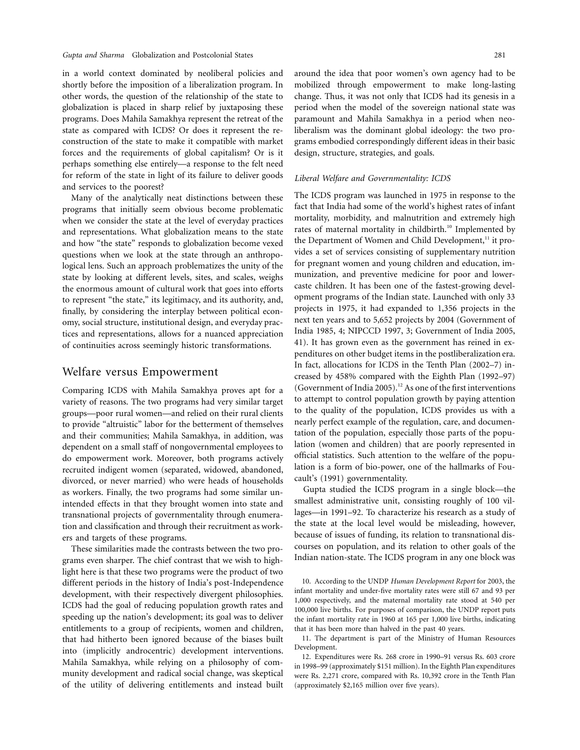in a world context dominated by neoliberal policies and shortly before the imposition of a liberalization program. In other words, the question of the relationship of the state to globalization is placed in sharp relief by juxtaposing these programs. Does Mahila Samakhya represent the retreat of the state as compared with ICDS? Or does it represent the reconstruction of the state to make it compatible with market forces and the requirements of global capitalism? Or is it perhaps something else entirely—a response to the felt need for reform of the state in light of its failure to deliver goods and services to the poorest?

Many of the analytically neat distinctions between these programs that initially seem obvious become problematic when we consider the state at the level of everyday practices and representations. What globalization means to the state and how "the state" responds to globalization become vexed questions when we look at the state through an anthropological lens. Such an approach problematizes the unity of the state by looking at different levels, sites, and scales, weighs the enormous amount of cultural work that goes into efforts to represent "the state," its legitimacy, and its authority, and, finally, by considering the interplay between political economy, social structure, institutional design, and everyday practices and representations, allows for a nuanced appreciation of continuities across seemingly historic transformations.

## Welfare versus Empowerment

Comparing ICDS with Mahila Samakhya proves apt for a variety of reasons. The two programs had very similar target groups—poor rural women—and relied on their rural clients to provide "altruistic" labor for the betterment of themselves and their communities; Mahila Samakhya, in addition, was dependent on a small staff of nongovernmental employees to do empowerment work. Moreover, both programs actively recruited indigent women (separated, widowed, abandoned, divorced, or never married) who were heads of households as workers. Finally, the two programs had some similar unintended effects in that they brought women into state and transnational projects of governmentality through enumeration and classification and through their recruitment as workers and targets of these programs.

These similarities made the contrasts between the two programs even sharper. The chief contrast that we wish to highlight here is that these two programs were the product of two different periods in the history of India's post-Independence development, with their respectively divergent philosophies. ICDS had the goal of reducing population growth rates and speeding up the nation's development; its goal was to deliver entitlements to a group of recipients, women and children, that had hitherto been ignored because of the biases built into (implicitly androcentric) development interventions. Mahila Samakhya, while relying on a philosophy of community development and radical social change, was skeptical of the utility of delivering entitlements and instead built around the idea that poor women's own agency had to be mobilized through empowerment to make long-lasting change. Thus, it was not only that ICDS had its genesis in a period when the model of the sovereign national state was paramount and Mahila Samakhya in a period when neoliberalism was the dominant global ideology: the two programs embodied correspondingly different ideas in their basic design, structure, strategies, and goals.

### *Liberal Welfare and Governmentality: ICDS*

The ICDS program was launched in 1975 in response to the fact that India had some of the world's highest rates of infant mortality, morbidity, and malnutrition and extremely high rates of maternal mortality in childbirth.[10] Implemented by the Department of Women and Child Development,[11] it provides a set of services consisting of supplementary nutrition for pregnant women and young children and education, immunization, and preventive medicine for poor and lower-caste children. It has been one of the fastest-growing development programs of the Indian state. Launched with only 33 projects in 1975, it had expanded to 1,356 projects in the next ten years and to 5,652 projects by 2004 (Government of India 1985, 4; NIPCCD 1997, 3; Government of India 2005, 41). It has grown even as the government has reined in expenditures on other budget items in the postliberalization era. In fact, allocations for ICDS in the Tenth Plan (2002–7) increased by 458% compared with the Eighth Plan (1992–97) (Government of India 2005).[12] As one of the first interventions to attempt to control population growth by paying attention to the quality of the population, ICDS provides us with a nearly perfect example of the regulation, care, and documentation of the population, especially those parts of the population (women and children) that are poorly represented in official statistics. Such attention to the welfare of the population is a form of bio-power, one of the hallmarks of Foucault's (1991) governmentality.

Gupta studied the ICDS program in a single block—the smallest administrative unit, consisting roughly of 100 villages—in 1991–92. To characterize his research as a study of the state at the local level would be misleading, however, because of issues of funding, its relation to transnational discourses on population, and its relation to other goals of the Indian nation-state. The ICDS program in any one block was

10. According to the UNDP *Human Development Report* for 2003, the infant mortality and under-five mortality rates were still 67 and 93 per 1,000 respectively, and the maternal mortality rate stood at 540 per 100,000 live births. For purposes of comparison, the UNDP report puts the infant mortality rate in 1960 at 165 per 1,000 live births, indicating that it has been more than halved in the past 40 years.

11. The department is part of the Ministry of Human Resources Development.

12. Expenditures were Rs. 268 crore in 1990–91 versus Rs. 603 crore in 1998–99 (approximately $151 million). In the Eighth Plan expenditures were Rs. 2,271 crore, compared with Rs. 10,392 crore in the Tenth Plan (approximately $2,165 million over five years).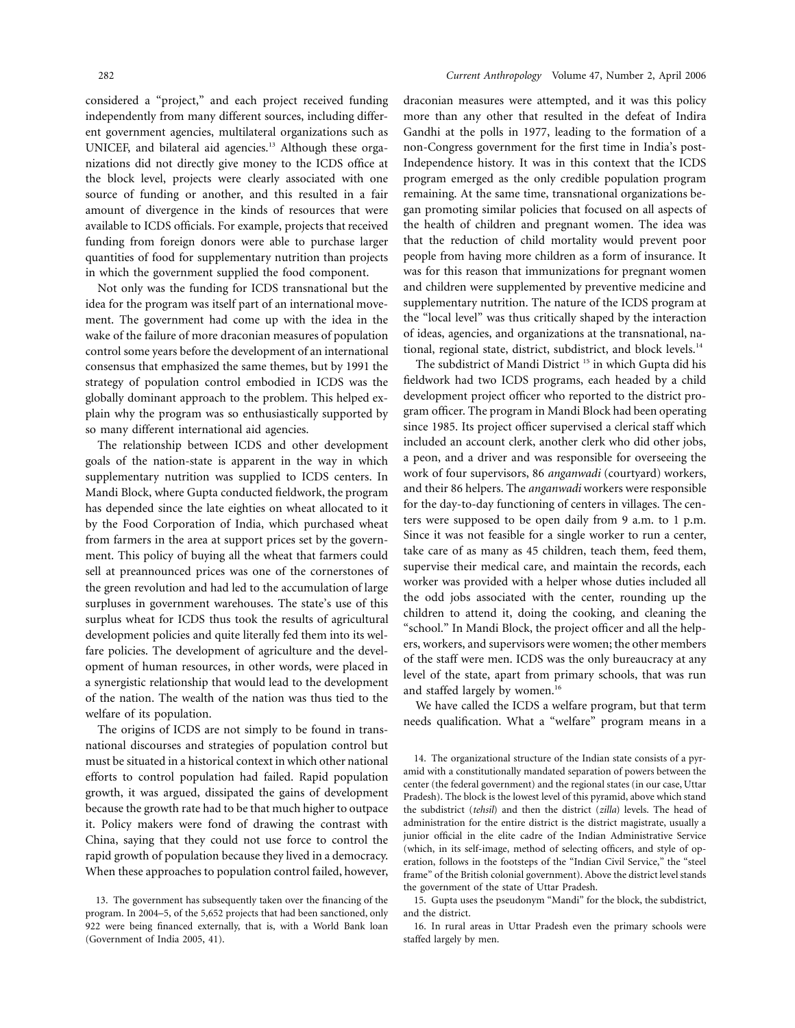considered a "project," and each project received funding independently from many different sources, including different government agencies, multilateral organizations such as UNICEF, and bilateral aid agencies.[13] Although these organizations did not directly give money to the ICDS office at the block level, projects were clearly associated with one source of funding or another, and this resulted in a fair amount of divergence in the kinds of resources that were available to ICDS officials. For example, projects that received funding from foreign donors were able to purchase larger quantities of food for supplementary nutrition than projects in which the government supplied the food component.

Not only was the funding for ICDS transnational but the idea for the program was itself part of an international movement. The government had come up with the idea in the wake of the failure of more draconian measures of population control some years before the development of an international consensus that emphasized the same themes, but by 1991 the strategy of population control embodied in ICDS was the globally dominant approach to the problem. This helped explain why the program was so enthusiastically supported by so many different international aid agencies.

The relationship between ICDS and other development goals of the nation-state is apparent in the way in which supplementary nutrition was supplied to ICDS centers. In Mandi Block, where Gupta conducted fieldwork, the program has depended since the late eighties on wheat allocated to it by the Food Corporation of India, which purchased wheat from farmers in the area at support prices set by the government. This policy of buying all the wheat that farmers could sell at preannounced prices was one of the cornerstones of the green revolution and had led to the accumulation of large surpluses in government warehouses. The state's use of this surplus wheat for ICDS thus took the results of agricultural development policies and quite literally fed them into its welfare policies. The development of agriculture and the development of human resources, in other words, were placed in a synergistic relationship that would lead to the development of the nation. The wealth of the nation was thus tied to the welfare of its population.

The origins of ICDS are not simply to be found in transnational discourses and strategies of population control but must be situated in a historical context in which other national efforts to control population had failed. Rapid population growth, it was argued, dissipated the gains of development because the growth rate had to be that much higher to outpace it. Policy makers were fond of drawing the contrast with China, saying that they could not use force to control the rapid growth of population because they lived in a democracy. When these approaches to population control failed, however, draconian measures were attempted, and it was this policy more than any other that resulted in the defeat of Indira Gandhi at the polls in 1977, leading to the formation of a non-Congress government for the first time in India's post-Independence history. It was in this context that the ICDS program emerged as the only credible population program remaining. At the same time, transnational organizations began promoting similar policies that focused on all aspects of the health of children and pregnant women. The idea was that the reduction of child mortality would prevent poor people from having more children as a form of insurance. It was for this reason that immunizations for pregnant women and children were supplemented by preventive medicine and supplementary nutrition. The nature of the ICDS program at the "local level" was thus critically shaped by the interaction of ideas, agencies, and organizations at the transnational, national, regional state, district, subdistrict, and block levels.[14]

The subdistrict of Mandi District[15] in which Gupta did his fieldwork had two ICDS programs, each headed by a child development project officer who reported to the district program officer. The program in Mandi Block had been operating since 1985. Its project officer supervised a clerical staff which included an account clerk, another clerk who did other jobs, a peon, and a driver and was responsible for overseeing the work of four supervisors, 86 *anganwadi* (courtyard) workers, and their 86 helpers. The *anganwadi* workers were responsible for the day-to-day functioning of centers in villages. The centers were supposed to be open daily from 9 a.m. to 1 p.m. Since it was not feasible for a single worker to run a center, take care of as many as 45 children, teach them, feed them, supervise their medical care, and maintain the records, each worker was provided with a helper whose duties included all the odd jobs associated with the center, rounding up the children to attend it, doing the cooking, and cleaning the "school." In Mandi Block, the project officer and all the helpers, workers, and supervisors were women; the other members of the staff were men. ICDS was the only bureaucracy at any level of the state, apart from primary schools, that was run and staffed largely by women.[16]

We have called the ICDS a welfare program, but that term needs qualification. What a "welfare" program means in a

13. The government has subsequently taken over the financing of the program. In 2004–5, of the 5,652 projects that had been sanctioned, only 922 were being financed externally, that is, with a World Bank loan (Government of India 2005, 41).

14. The organizational structure of the Indian state consists of a pyramid with a constitutionally mandated separation of powers between the center (the federal government) and the regional states (in our case, Uttar Pradesh). The block is the lowest level of this pyramid, above which stand the subdistrict (*tehsil*) and then the district (*zilla*) levels. The head of administration for the entire district is the district magistrate, usually a junior official in the elite cadre of the Indian Administrative Service (which, in its self-image, method of selecting officers, and style of operation, follows in the footsteps of the "Indian Civil Service," the "steel frame" of the British colonial government). Above the district level stands the government of the state of Uttar Pradesh.

15. Gupta uses the pseudonym "Mandi" for the block, the subdistrict, and the district.

16. In rural areas in Uttar Pradesh even the primary schools were staffed largely by men.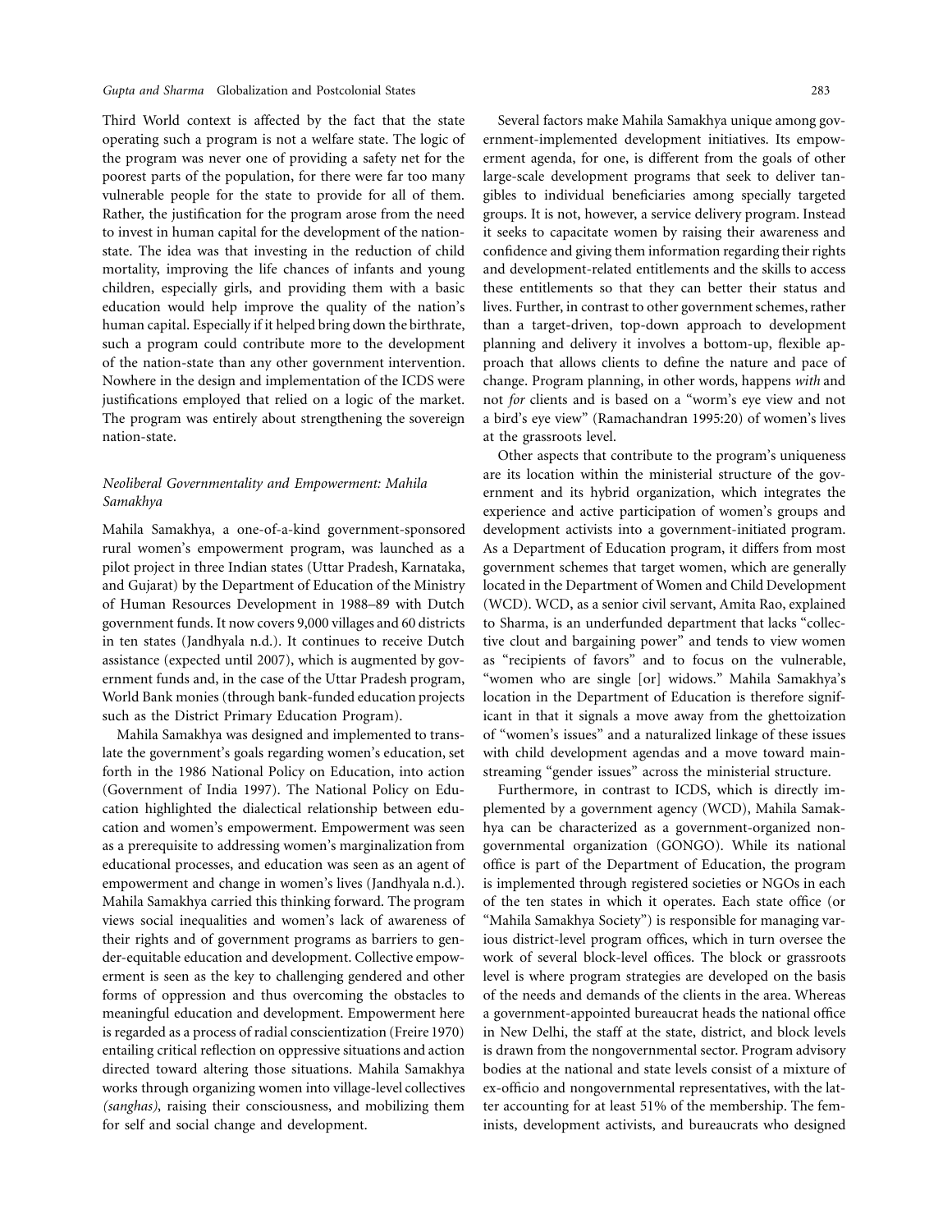Third World context is affected by the fact that the state operating such a program is not a welfare state. The logic of the program was never one of providing a safety net for the poorest parts of the population, for there were far too many vulnerable people for the state to provide for all of them. Rather, the justification for the program arose from the need to invest in human capital for the development of the nation-state. The idea was that investing in the reduction of child mortality, improving the life chances of infants and young children, especially girls, and providing them with a basic education would help improve the quality of the nation's human capital. Especially if it helped bring down the birthrate, such a program could contribute more to the development of the nation-state than any other government intervention. Nowhere in the design and implementation of the ICDS were justifications employed that relied on a logic of the market. The program was entirely about strengthening the sovereign nation-state.

### *Neoliberal Governmentality and Empowerment: Mahila Samakhya*

Mahila Samakhya, a one-of-a-kind government-sponsored rural women's empowerment program, was launched as a pilot project in three Indian states (Uttar Pradesh, Karnataka, and Gujarat) by the Department of Education of the Ministry of Human Resources Development in 1988–89 with Dutch government funds. It now covers 9,000 villages and 60 districts in ten states (Jandhyala n.d.). It continues to receive Dutch assistance (expected until 2007), which is augmented by government funds and, in the case of the Uttar Pradesh program, World Bank monies (through bank-funded education projects such as the District Primary Education Program).

Mahila Samakhya was designed and implemented to translate the government's goals regarding women's education, set forth in the 1986 National Policy on Education, into action (Government of India 1997). The National Policy on Education highlighted the dialectical relationship between education and women's empowerment. Empowerment was seen as a prerequisite to addressing women's marginalization from educational processes, and education was seen as an agent of empowerment and change in women's lives (Jandhyala n.d.). Mahila Samakhya carried this thinking forward. The program views social inequalities and women's lack of awareness of their rights and of government programs as barriers to gender-equitable education and development. Collective empowerment is seen as the key to challenging gendered and other forms of oppression and thus overcoming the obstacles to meaningful education and development. Empowerment here is regarded as a process of radial conscientization (Freire 1970) entailing critical reflection on oppressive situations and action directed toward altering those situations. Mahila Samakhya works through organizing women into village-level collectives *(sanghas)*, raising their consciousness, and mobilizing them for self and social change and development.

Several factors make Mahila Samakhya unique among government-implemented development initiatives. Its empowerment agenda, for one, is different from the goals of other large-scale development programs that seek to deliver tangibles to individual beneficiaries among specially targeted groups. It is not, however, a service delivery program. Instead it seeks to capacitate women by raising their awareness and confidence and giving them information regarding their rights and development-related entitlements and the skills to access these entitlements so that they can better their status and lives. Further, in contrast to other government schemes, rather than a target-driven, top-down approach to development planning and delivery it involves a bottom-up, flexible approach that allows clients to define the nature and pace of change. Program planning, in other words, happens *with* and not *for* clients and is based on a "worm's eye view and not a bird's eye view" (Ramachandran 1995:20) of women's lives at the grassroots level.

Other aspects that contribute to the program's uniqueness are its location within the ministerial structure of the government and its hybrid organization, which integrates the experience and active participation of women's groups and development activists into a government-initiated program. As a Department of Education program, it differs from most government schemes that target women, which are generally located in the Department of Women and Child Development (WCD). WCD, as a senior civil servant, Amita Rao, explained to Sharma, is an underfunded department that lacks "collective clout and bargaining power" and tends to view women as "recipients of favors" and to focus on the vulnerable, "women who are single [or] widows." Mahila Samakhya's location in the Department of Education is therefore significant in that it signals a move away from the ghettoization of "women's issues" and a naturalized linkage of these issues with child development agendas and a move toward mainstreaming "gender issues" across the ministerial structure.

Furthermore, in contrast to ICDS, which is directly implemented by a government agency (WCD), Mahila Samakhya can be characterized as a government-organized nongovernmental organization (GONGO). While its national office is part of the Department of Education, the program is implemented through registered societies or NGOs in each of the ten states in which it operates. Each state office (or "Mahila Samakhya Society") is responsible for managing various district-level program offices, which in turn oversee the work of several block-level offices. The block or grassroots level is where program strategies are developed on the basis of the needs and demands of the clients in the area. Whereas a government-appointed bureaucrat heads the national office in New Delhi, the staff at the state, district, and block levels is drawn from the nongovernmental sector. Program advisory bodies at the national and state levels consist of a mixture of ex-officio and nongovernmental representatives, with the latter accounting for at least 51% of the membership. The feminists, development activists, and bureaucrats who designed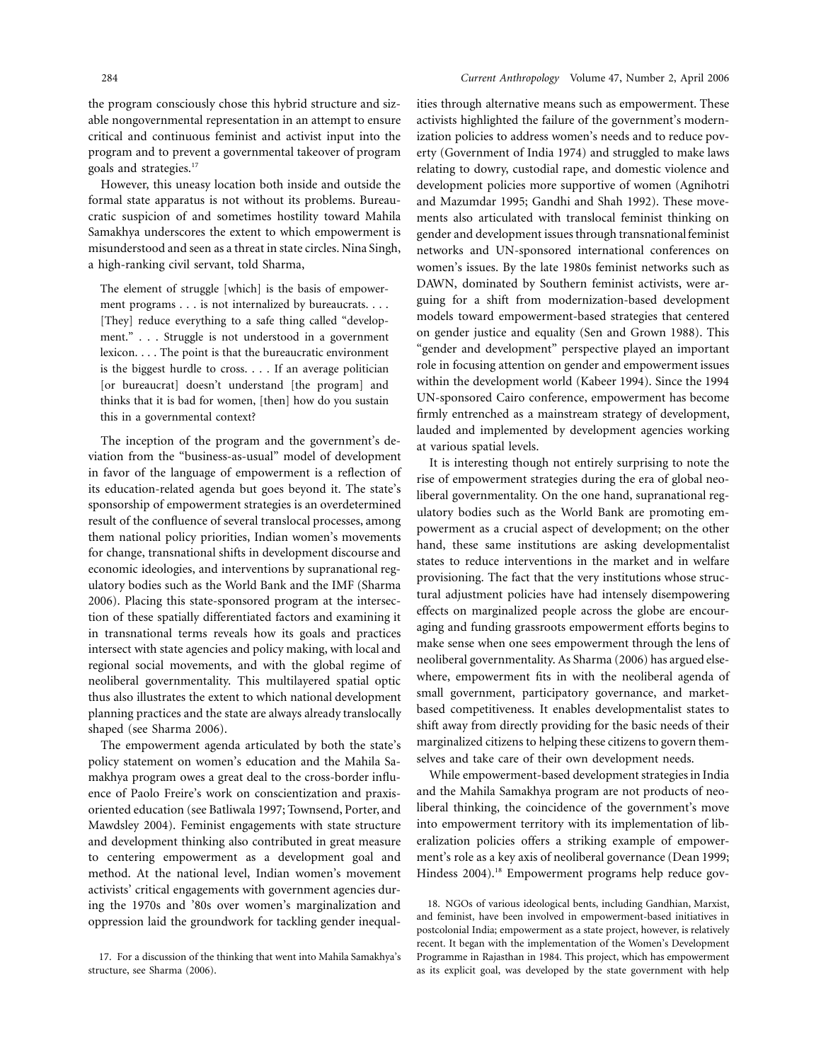the program consciously chose this hybrid structure and sizable nongovernmental representation in an attempt to ensure critical and continuous feminist and activist input into the program and to prevent a governmental takeover of program goals and strategies.[17]

However, this uneasy location both inside and outside the formal state apparatus is not without its problems. Bureaucratic suspicion of and sometimes hostility toward Mahila Samakhya underscores the extent to which empowerment is misunderstood and seen as a threat in state circles. Nina Singh, a high-ranking civil servant, told Sharma,

> The element of struggle [which] is the basis of empowerment programs . . . is not internalized by bureaucrats. . . . [They] reduce everything to a safe thing called "development." . . . Struggle is not understood in a government lexicon. . . . The point is that the bureaucratic environment is the biggest hurdle to cross. . . . If an average politician [or bureaucrat] doesn't understand [the program] and thinks that it is bad for women, [then] how do you sustain this in a governmental context?

The inception of the program and the government's deviation from the "business-as-usual" model of development in favor of the language of empowerment is a reflection of its education-related agenda but goes beyond it. The state's sponsorship of empowerment strategies is an overdetermined result of the confluence of several translocal processes, among them national policy priorities, Indian women's movements for change, transnational shifts in development discourse and economic ideologies, and interventions by supranational regulatory bodies such as the World Bank and the IMF (Sharma 2006). Placing this state-sponsored program at the intersection of these spatially differentiated factors and examining it in transnational terms reveals how its goals and practices intersect with state agencies and policy making, with local and regional social movements, and with the global regime of neoliberal governmentality. This multilayered spatial optic thus also illustrates the extent to which national development planning practices and the state are always already translocally shaped (see Sharma 2006).

The empowerment agenda articulated by both the state's policy statement on women's education and the Mahila Samakhya program owes a great deal to the cross-border influence of Paolo Freire's work on conscientization and praxis-oriented education (see Batliwala 1997; Townsend, Porter, and Mawdsley 2004). Feminist engagements with state structure and development thinking also contributed in great measure to centering empowerment as a development goal and method. At the national level, Indian women's movement activists' critical engagements with government agencies during the 1970s and '80s over women's marginalization and oppression laid the groundwork for tackling gender inequalities through alternative means such as empowerment. These activists highlighted the failure of the government's modernization policies to address women's needs and to reduce poverty (Government of India 1974) and struggled to make laws relating to dowry, custodial rape, and domestic violence and development policies more supportive of women (Agnihotri and Mazumdar 1995; Gandhi and Shah 1992). These movements also articulated with translocal feminist thinking on gender and development issues through transnational feminist networks and UN-sponsored international conferences on women's issues. By the late 1980s feminist networks such as DAWN, dominated by Southern feminist activists, were arguing for a shift from modernization-based development models toward empowerment-based strategies that centered on gender justice and equality (Sen and Grown 1988). This "gender and development" perspective played an important role in focusing attention on gender and empowerment issues within the development world (Kabeer 1994). Since the 1994 UN-sponsored Cairo conference, empowerment has become firmly entrenched as a mainstream strategy of development, lauded and implemented by development agencies working at various spatial levels.

It is interesting though not entirely surprising to note the rise of empowerment strategies during the era of global neoliberal governmentality. On the one hand, supranational regulatory bodies such as the World Bank are promoting empowerment as a crucial aspect of development; on the other hand, these same institutions are asking developmentalist states to reduce interventions in the market and in welfare provisioning. The fact that the very institutions whose structural adjustment policies have had intensely disempowering effects on marginalized people across the globe are encouraging and funding grassroots empowerment efforts begins to make sense when one sees empowerment through the lens of neoliberal governmentality. As Sharma (2006) has argued elsewhere, empowerment fits in with the neoliberal agenda of small government, participatory governance, and market-based competitiveness. It enables developmentalist states to shift away from directly providing for the basic needs of their marginalized citizens to helping these citizens to govern themselves and take care of their own development needs.

While empowerment-based development strategies in India and the Mahila Samakhya program are not products of neoliberal thinking, the coincidence of the government's move into empowerment territory with its implementation of liberalization policies offers a striking example of empowerment's role as a key axis of neoliberal governance (Dean 1999; Hindess 2004).[18] Empowerment programs help reduce gov-

17. For a discussion of the thinking that went into Mahila Samakhya's structure, see Sharma (2006).

18. NGOs of various ideological bents, including Gandhian, Marxist, and feminist, have been involved in empowerment-based initiatives in postcolonial India; empowerment as a state project, however, is relatively recent. It began with the implementation of the Women's Development Programme in Rajasthan in 1984. This project, which has empowerment as its explicit goal, was developed by the state government with help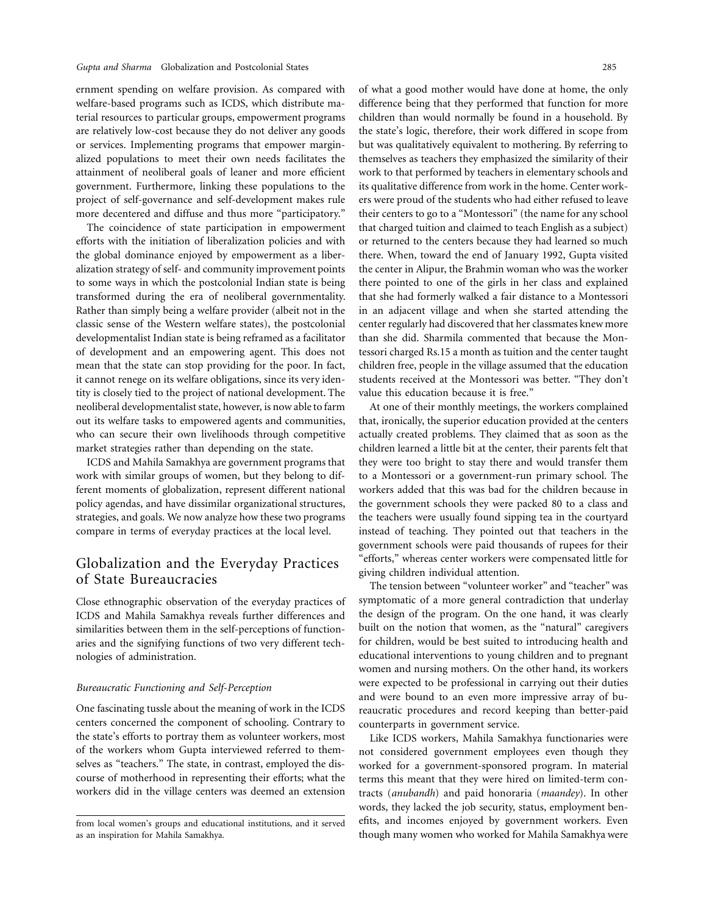ernment spending on welfare provision. As compared with welfare-based programs such as ICDS, which distribute material resources to particular groups, empowerment programs are relatively low-cost because they do not deliver any goods or services. Implementing programs that empower marginalized populations to meet their own needs facilitates the attainment of neoliberal goals of leaner and more efficient government. Furthermore, linking these populations to the project of self-governance and self-development makes rule more decentered and diffuse and thus more "participatory."

The coincidence of state participation in empowerment efforts with the initiation of liberalization policies and with the global dominance enjoyed by empowerment as a liberalization strategy of self- and community improvement points to some ways in which the postcolonial Indian state is being transformed during the era of neoliberal governmentality. Rather than simply being a welfare provider (albeit not in the classic sense of the Western welfare states), the postcolonial developmentalist Indian state is being reframed as a facilitator of development and an empowering agent. This does not mean that the state can stop providing for the poor. In fact, it cannot renege on its welfare obligations, since its very identity is closely tied to the project of national development. The neoliberal developmentalist state, however, is now able to farm out its welfare tasks to empowered agents and communities, who can secure their own livelihoods through competitive market strategies rather than depending on the state.

ICDS and Mahila Samakhya are government programs that work with similar groups of women, but they belong to different moments of globalization, represent different national policy agendas, and have dissimilar organizational structures, strategies, and goals. We now analyze how these two programs compare in terms of everyday practices at the local level.

## Globalization and the Everyday Practices of State Bureaucracies

Close ethnographic observation of the everyday practices of ICDS and Mahila Samakhya reveals further differences and similarities between them in the self-perceptions of functionaries and the signifying functions of two very different technologies of administration.

### *Bureaucratic Functioning and Self-Perception*

One fascinating tussle about the meaning of work in the ICDS centers concerned the component of schooling. Contrary to the state's efforts to portray them as volunteer workers, most of the workers whom Gupta interviewed referred to themselves as "teachers." The state, in contrast, employed the discourse of motherhood in representing their efforts; what the workers did in the village centers was deemed an extension of what a good mother would have done at home, the only difference being that they performed that function for more children than would normally be found in a household. By the state's logic, therefore, their work differed in scope from but was qualitatively equivalent to mothering. By referring to themselves as teachers they emphasized the similarity of their work to that performed by teachers in elementary schools and its qualitative difference from work in the home. Center workers were proud of the students who had either refused to leave their centers to go to a "Montessori" (the name for any school that charged tuition and claimed to teach English as a subject) or returned to the centers because they had learned so much there. When, toward the end of January 1992, Gupta visited the center in Alipur, the Brahmin woman who was the worker there pointed to one of the girls in her class and explained that she had formerly walked a fair distance to a Montessori in an adjacent village and when she started attending the center regularly had discovered that her classmates knew more than she did. Sharmila commented that because the Montessori charged Rs.15 a month as tuition and the center taught children free, people in the village assumed that the education students received at the Montessori was better. "They don't value this education because it is free."

At one of their monthly meetings, the workers complained that, ironically, the superior education provided at the centers actually created problems. They claimed that as soon as the children learned a little bit at the center, their parents felt that they were too bright to stay there and would transfer them to a Montessori or a government-run primary school. The workers added that this was bad for the children because in the government schools they were packed 80 to a class and the teachers were usually found sipping tea in the courtyard instead of teaching. They pointed out that teachers in the government schools were paid thousands of rupees for their "efforts," whereas center workers were compensated little for giving children individual attention.

The tension between "volunteer worker" and "teacher" was symptomatic of a more general contradiction that underlay the design of the program. On the one hand, it was clearly built on the notion that women, as the "natural" caregivers for children, would be best suited to introducing health and educational interventions to young children and to pregnant women and nursing mothers. On the other hand, its workers were expected to be professional in carrying out their duties and were bound to an even more impressive array of bureaucratic procedures and record keeping than better-paid counterparts in government service.

Like ICDS workers, Mahila Samakhya functionaries were not considered government employees even though they worked for a government-sponsored program. In material terms this meant that they were hired on limited-term contracts (*anubandh*) and paid honoraria (*maandey*). In other words, they lacked the job security, status, employment benefits, and incomes enjoyed by government workers. Even though many women who worked for Mahila Samakhya were

from local women's groups and educational institutions, and it served as an inspiration for Mahila Samakhya.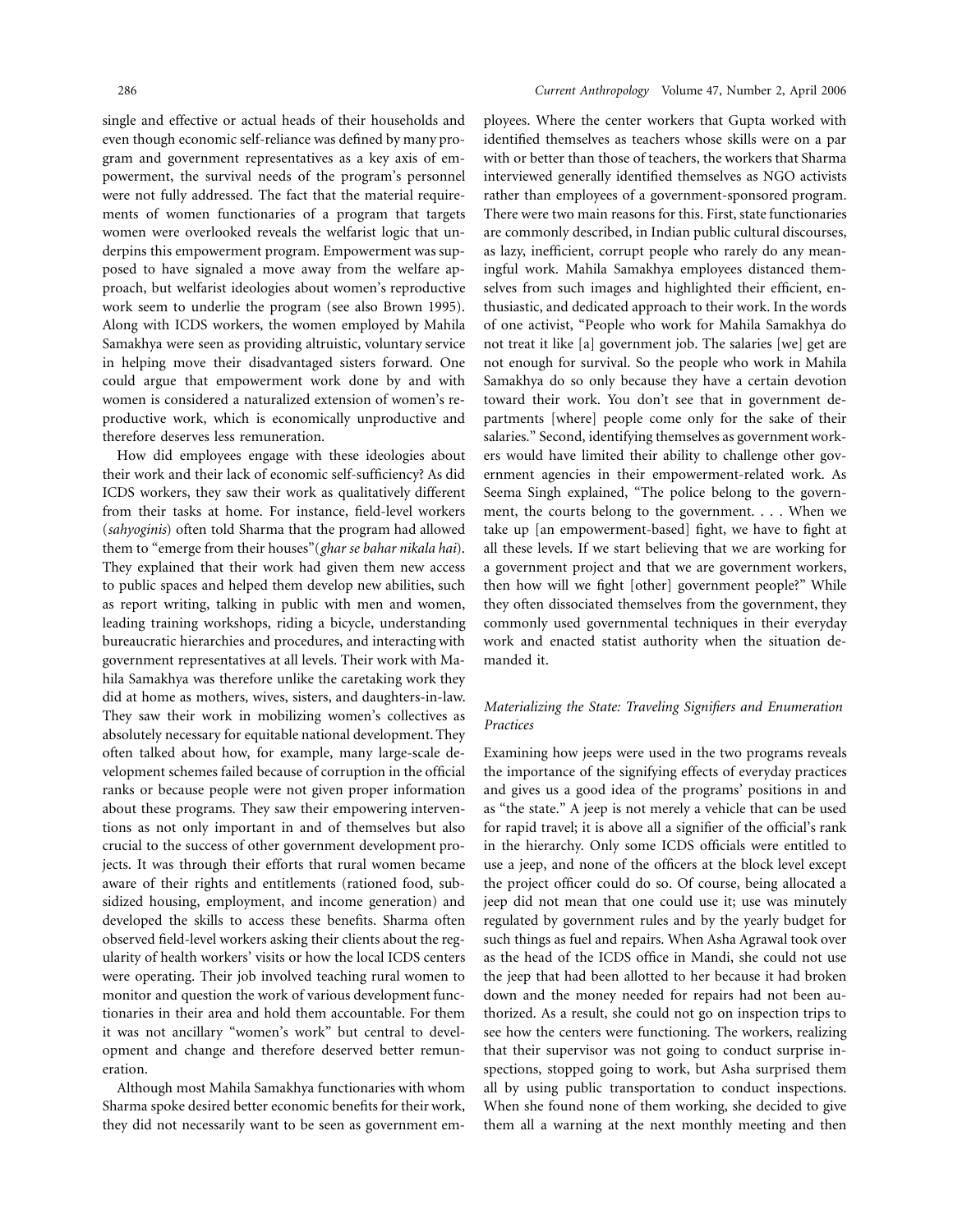single and effective or actual heads of their households and even though economic self-reliance was defined by many program and government representatives as a key axis of empowerment, the survival needs of the program's personnel were not fully addressed. The fact that the material requirements of women functionaries of a program that targets women were overlooked reveals the welfarist logic that underpins this empowerment program. Empowerment was supposed to have signaled a move away from the welfare approach, but welfarist ideologies about women's reproductive work seem to underlie the program (see also Brown 1995). Along with ICDS workers, the women employed by Mahila Samakhya were seen as providing altruistic, voluntary service in helping move their disadvantaged sisters forward. One could argue that empowerment work done by and with women is considered a naturalized extension of women's reproductive work, which is economically unproductive and therefore deserves less remuneration.

How did employees engage with these ideologies about their work and their lack of economic self-sufficiency? As did ICDS workers, they saw their work as qualitatively different from their tasks at home. For instance, field-level workers (*sahyoginis*) often told Sharma that the program had allowed them to "emerge from their houses"(*ghar se bahar nikala hai*). They explained that their work had given them new access to public spaces and helped them develop new abilities, such as report writing, talking in public with men and women, leading training workshops, riding a bicycle, understanding bureaucratic hierarchies and procedures, and interacting with government representatives at all levels. Their work with Mahila Samakhya was therefore unlike the caretaking work they did at home as mothers, wives, sisters, and daughters-in-law. They saw their work in mobilizing women's collectives as absolutely necessary for equitable national development. They often talked about how, for example, many large-scale development schemes failed because of corruption in the official ranks or because people were not given proper information about these programs. They saw their empowering interventions as not only important in and of themselves but also crucial to the success of other government development projects. It was through their efforts that rural women became aware of their rights and entitlements (rationed food, subsidized housing, employment, and income generation) and developed the skills to access these benefits. Sharma often observed field-level workers asking their clients about the regularity of health workers' visits or how the local ICDS centers were operating. Their job involved teaching rural women to monitor and question the work of various development functionaries in their area and hold them accountable. For them it was not ancillary "women's work" but central to development and change and therefore deserved better remuneration.

Although most Mahila Samakhya functionaries with whom Sharma spoke desired better economic benefits for their work, they did not necessarily want to be seen as government employees. Where the center workers that Gupta worked with identified themselves as teachers whose skills were on a par with or better than those of teachers, the workers that Sharma interviewed generally identified themselves as NGO activists rather than employees of a government-sponsored program. There were two main reasons for this. First, state functionaries are commonly described, in Indian public cultural discourses, as lazy, inefficient, corrupt people who rarely do any meaningful work. Mahila Samakhya employees distanced themselves from such images and highlighted their efficient, enthusiastic, and dedicated approach to their work. In the words of one activist, "People who work for Mahila Samakhya do not treat it like [a] government job. The salaries [we] get are not enough for survival. So the people who work in Mahila Samakhya do so only because they have a certain devotion toward their work. You don't see that in government departments [where] people come only for the sake of their salaries." Second, identifying themselves as government workers would have limited their ability to challenge other government agencies in their empowerment-related work. As Seema Singh explained, "The police belong to the government, the courts belong to the government. . . . When we take up [an empowerment-based] fight, we have to fight at all these levels. If we start believing that we are working for a government project and that we are government workers, then how will we fight [other] government people?" While they often dissociated themselves from the government, they commonly used governmental techniques in their everyday work and enacted statist authority when the situation demanded it.

### *Materializing the State: Traveling Signifiers and Enumeration Practices*

Examining how jeeps were used in the two programs reveals the importance of the signifying effects of everyday practices and gives us a good idea of the programs' positions in and as "the state." A jeep is not merely a vehicle that can be used for rapid travel; it is above all a signifier of the official's rank in the hierarchy. Only some ICDS officials were entitled to use a jeep, and none of the officers at the block level except the project officer could do so. Of course, being allocated a jeep did not mean that one could use it; use was minutely regulated by government rules and by the yearly budget for such things as fuel and repairs. When Asha Agrawal took over as the head of the ICDS office in Mandi, she could not use the jeep that had been allotted to her because it had broken down and the money needed for repairs had not been authorized. As a result, she could not go on inspection trips to see how the centers were functioning. The workers, realizing that their supervisor was not going to conduct surprise inspections, stopped going to work, but Asha surprised them all by using public transportation to conduct inspections. When she found none of them working, she decided to give them all a warning at the next monthly meeting and then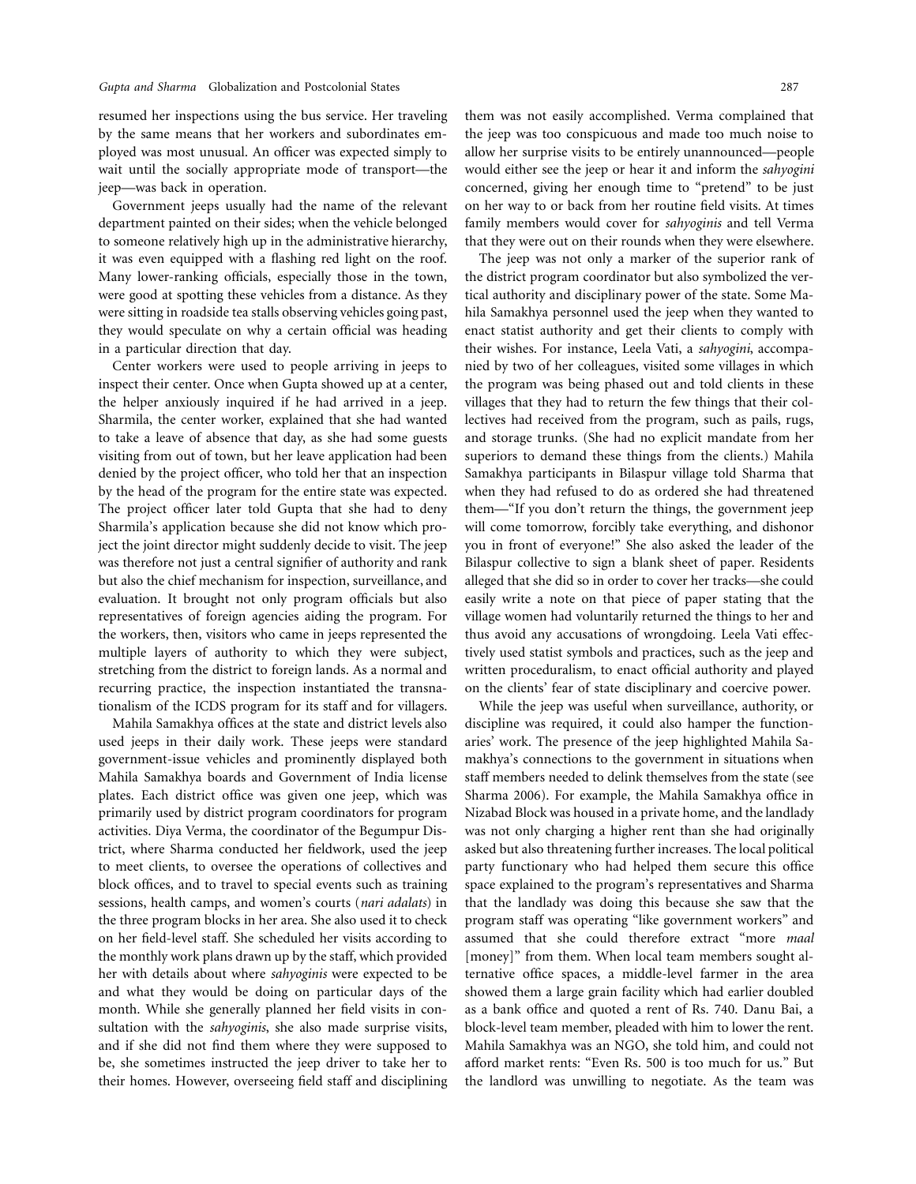resumed her inspections using the bus service. Her traveling by the same means that her workers and subordinates employed was most unusual. An officer was expected simply to wait until the socially appropriate mode of transport—the jeep—was back in operation.

Government jeeps usually had the name of the relevant department painted on their sides; when the vehicle belonged to someone relatively high up in the administrative hierarchy, it was even equipped with a flashing red light on the roof. Many lower-ranking officials, especially those in the town, were good at spotting these vehicles from a distance. As they were sitting in roadside tea stalls observing vehicles going past, they would speculate on why a certain official was heading in a particular direction that day.

Center workers were used to people arriving in jeeps to inspect their center. Once when Gupta showed up at a center, the helper anxiously inquired if he had arrived in a jeep. Sharmila, the center worker, explained that she had wanted to take a leave of absence that day, as she had some guests visiting from out of town, but her leave application had been denied by the project officer, who told her that an inspection by the head of the program for the entire state was expected. The project officer later told Gupta that she had to deny Sharmila's application because she did not know which project the joint director might suddenly decide to visit. The jeep was therefore not just a central signifier of authority and rank but also the chief mechanism for inspection, surveillance, and evaluation. It brought not only program officials but also representatives of foreign agencies aiding the program. For the workers, then, visitors who came in jeeps represented the multiple layers of authority to which they were subject, stretching from the district to foreign lands. As a normal and recurring practice, the inspection instantiated the transnationalism of the ICDS program for its staff and for villagers.

Mahila Samakhya offices at the state and district levels also used jeeps in their daily work. These jeeps were standard government-issue vehicles and prominently displayed both Mahila Samakhya boards and Government of India license plates. Each district office was given one jeep, which was primarily used by district program coordinators for program activities. Diya Verma, the coordinator of the Begumpur District, where Sharma conducted her fieldwork, used the jeep to meet clients, to oversee the operations of collectives and block offices, and to travel to special events such as training sessions, health camps, and women's courts (*nari adalats*) in the three program blocks in her area. She also used it to check on her field-level staff. She scheduled her visits according to the monthly work plans drawn up by the staff, which provided her with details about where *sahyoginis* were expected to be and what they would be doing on particular days of the month. While she generally planned her field visits in consultation with the *sahyoginis*, she also made surprise visits, and if she did not find them where they were supposed to be, she sometimes instructed the jeep driver to take her to their homes. However, overseeing field staff and disciplining them was not easily accomplished. Verma complained that the jeep was too conspicuous and made too much noise to allow her surprise visits to be entirely unannounced—people would either see the jeep or hear it and inform the *sahyogini* concerned, giving her enough time to "pretend" to be just on her way to or back from her routine field visits. At times family members would cover for *sahyoginis* and tell Verma that they were out on their rounds when they were elsewhere.

The jeep was not only a marker of the superior rank of the district program coordinator but also symbolized the vertical authority and disciplinary power of the state. Some Mahila Samakhya personnel used the jeep when they wanted to enact statist authority and get their clients to comply with their wishes. For instance, Leela Vati, a *sahyogini*, accompanied by two of her colleagues, visited some villages in which the program was being phased out and told clients in these villages that they had to return the few things that their collectives had received from the program, such as pails, rugs, and storage trunks. (She had no explicit mandate from her superiors to demand these things from the clients.) Mahila Samakhya participants in Bilaspur village told Sharma that when they had refused to do as ordered she had threatened them—"If you don't return the things, the government jeep will come tomorrow, forcibly take everything, and dishonor you in front of everyone!" She also asked the leader of the Bilaspur collective to sign a blank sheet of paper. Residents alleged that she did so in order to cover her tracks—she could easily write a note on that piece of paper stating that the village women had voluntarily returned the things to her and thus avoid any accusations of wrongdoing. Leela Vati effectively used statist symbols and practices, such as the jeep and written proceduralism, to enact official authority and played on the clients' fear of state disciplinary and coercive power.

While the jeep was useful when surveillance, authority, or discipline was required, it could also hamper the functionaries' work. The presence of the jeep highlighted Mahila Samakhya's connections to the government in situations when staff members needed to delink themselves from the state (see Sharma 2006). For example, the Mahila Samakhya office in Nizabad Block was housed in a private home, and the landlady was not only charging a higher rent than she had originally asked but also threatening further increases. The local political party functionary who had helped them secure this office space explained to the program's representatives and Sharma that the landlady was doing this because she saw that the program staff was operating "like government workers" and assumed that she could therefore extract "more *maal* [money]" from them. When local team members sought alternative office spaces, a middle-level farmer in the area showed them a large grain facility which had earlier doubled as a bank office and quoted a rent of Rs. 740. Danu Bai, a block-level team member, pleaded with him to lower the rent. Mahila Samakhya was an NGO, she told him, and could not afford market rents: "Even Rs. 500 is too much for us." But the landlord was unwilling to negotiate. As the team was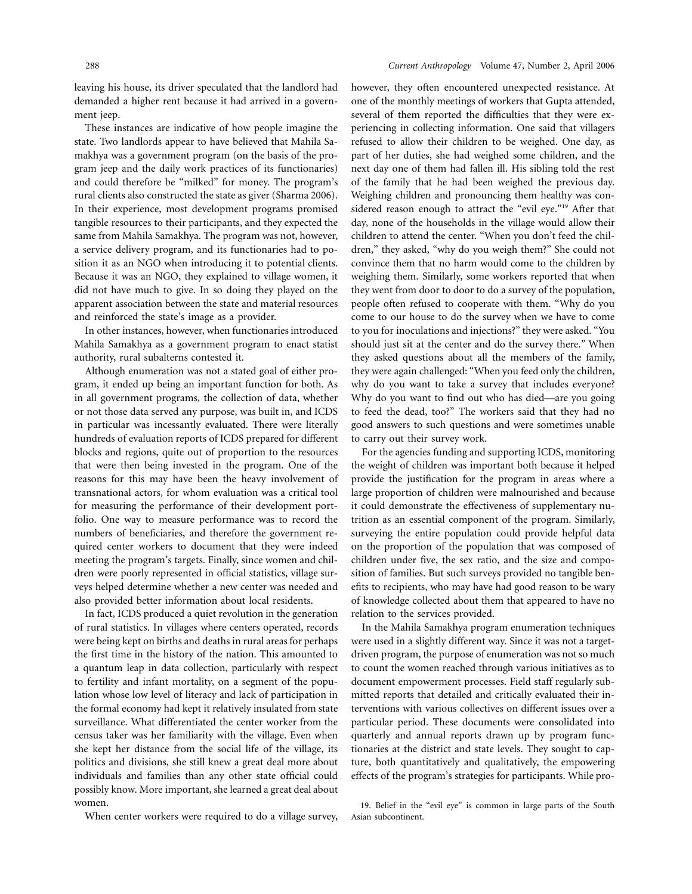leaving his house, its driver speculated that the landlord had demanded a higher rent because it had arrived in a government jeep.

These instances are indicative of how people imagine the state. Two landlords appear to have believed that Mahila Samakhya was a government program (on the basis of the program jeep and the daily work practices of its functionaries) and could therefore be "milked" for money. The program's rural clients also constructed the state as giver (Sharma 2006). In their experience, most development programs promised tangible resources to their participants, and they expected the same from Mahila Samakhya. The program was not, however, a service delivery program, and its functionaries had to position it as an NGO when introducing it to potential clients. Because it was an NGO, they explained to village women, it did not have much to give. In so doing they played on the apparent association between the state and material resources and reinforced the state's image as a provider.

In other instances, however, when functionaries introduced Mahila Samakhya as a government program to enact statist authority, rural subalterns contested it.

Although enumeration was not a stated goal of either program, it ended up being an important function for both. As in all government programs, the collection of data, whether or not those data served any purpose, was built in, and ICDS in particular was incessantly evaluated. There were literally hundreds of evaluation reports of ICDS prepared for different blocks and regions, quite out of proportion to the resources that were then being invested in the program. One of the reasons for this may have been the heavy involvement of transnational actors, for whom evaluation was a critical tool for measuring the performance of their development portfolio. One way to measure performance was to record the numbers of beneficiaries, and therefore the government required center workers to document that they were indeed meeting the program's targets. Finally, since women and children were poorly represented in official statistics, village surveys helped determine whether a new center was needed and also provided better information about local residents.

In fact, ICDS produced a quiet revolution in the generation of rural statistics. In villages where centers operated, records were being kept on births and deaths in rural areas for perhaps the first time in the history of the nation. This amounted to a quantum leap in data collection, particularly with respect to fertility and infant mortality, on a segment of the population whose low level of literacy and lack of participation in the formal economy had kept it relatively insulated from state surveillance. What differentiated the center worker from the census taker was her familiarity with the village. Even when she kept her distance from the social life of the village, its politics and divisions, she still knew a great deal more about individuals and families than any other state official could possibly know. More important, she learned a great deal about women.

When center workers were required to do a village survey, however, they often encountered unexpected resistance. At one of the monthly meetings of workers that Gupta attended, several of them reported the difficulties that they were experiencing in collecting information. One said that villagers refused to allow their children to be weighed. One day, as part of her duties, she had weighed some children, and the next day one of them had fallen ill. His sibling told the rest of the family that he had been weighed the previous day. Weighing children and pronouncing them healthy was considered reason enough to attract the "evil eye."[19] After that day, none of the households in the village would allow their children to attend the center. "When you don't feed the children," they asked, "why do you weigh them?" She could not convince them that no harm would come to the children by weighing them. Similarly, some workers reported that when they went from door to door to do a survey of the population, people often refused to cooperate with them. "Why do you come to our house to do the survey when we have to come to you for inoculations and injections?" they were asked. "You should just sit at the center and do the survey there." When they asked questions about all the members of the family, they were again challenged: "When you feed only the children, why do you want to take a survey that includes everyone? Why do you want to find out who has died—are you going to feed the dead, too?" The workers said that they had no good answers to such questions and were sometimes unable to carry out their survey work.

For the agencies funding and supporting ICDS, monitoring the weight of children was important both because it helped provide the justification for the program in areas where a large proportion of children were malnourished and because it could demonstrate the effectiveness of supplementary nutrition as an essential component of the program. Similarly, surveying the entire population could provide helpful data on the proportion of the population that was composed of children under five, the sex ratio, and the size and composition of families. But such surveys provided no tangible benefits to recipients, who may have had good reason to be wary of knowledge collected about them that appeared to have no relation to the services provided.

In the Mahila Samakhya program enumeration techniques were used in a slightly different way. Since it was not a target-driven program, the purpose of enumeration was not so much to count the women reached through various initiatives as to document empowerment processes. Field staff regularly submitted reports that detailed and critically evaluated their interventions with various collectives on different issues over a particular period. These documents were consolidated into quarterly and annual reports drawn up by program functionaries at the district and state levels. They sought to capture, both quantitatively and qualitatively, the empowering effects of the program's strategies for participants. While pro-

19. Belief in the "evil eye" is common in large parts of the South Asian subcontinent.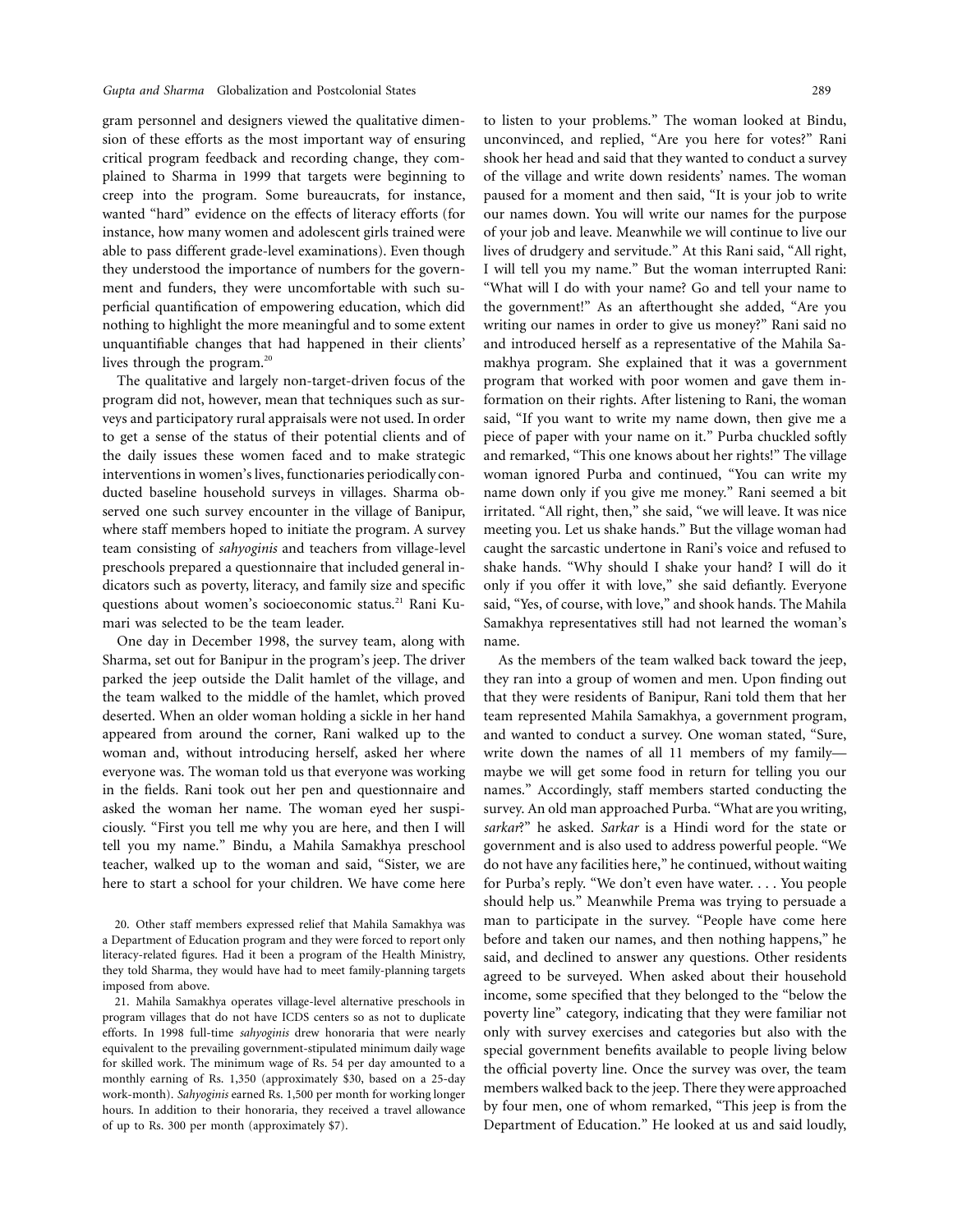gram personnel and designers viewed the qualitative dimension of these efforts as the most important way of ensuring critical program feedback and recording change, they complained to Sharma in 1999 that targets were beginning to creep into the program. Some bureaucrats, for instance, wanted "hard" evidence on the effects of literacy efforts (for instance, how many women and adolescent girls trained were able to pass different grade-level examinations). Even though they understood the importance of numbers for the government and funders, they were uncomfortable with such superficial quantification of empowering education, which did nothing to highlight the more meaningful and to some extent unquantifiable changes that had happened in their clients' lives through the program.[20]

The qualitative and largely non-target-driven focus of the program did not, however, mean that techniques such as surveys and participatory rural appraisals were not used. In order to get a sense of the status of their potential clients and of the daily issues these women faced and to make strategic interventions in women's lives, functionaries periodically conducted baseline household surveys in villages. Sharma observed one such survey encounter in the village of Banipur, where staff members hoped to initiate the program. A survey team consisting of *sahyoginis* and teachers from village-level preschools prepared a questionnaire that included general indicators such as poverty, literacy, and family size and specific questions about women's socioeconomic status.[21] Rani Kumari was selected to be the team leader.

One day in December 1998, the survey team, along with Sharma, set out for Banipur in the program's jeep. The driver parked the jeep outside the Dalit hamlet of the village, and the team walked to the middle of the hamlet, which proved deserted. When an older woman holding a sickle in her hand appeared from around the corner, Rani walked up to the woman and, without introducing herself, asked her where everyone was. The woman told us that everyone was working in the fields. Rani took out her pen and questionnaire and asked the woman her name. The woman eyed her suspiciously. "First you tell me why you are here, and then I will tell you my name." Bindu, a Mahila Samakhya preschool teacher, walked up to the woman and said, "Sister, we are here to start a school for your children. We have come here to listen to your problems." The woman looked at Bindu, unconvinced, and replied, "Are you here for votes?" Rani shook her head and said that they wanted to conduct a survey of the village and write down residents' names. The woman paused for a moment and then said, "It is your job to write our names down. You will write our names for the purpose of your job and leave. Meanwhile we will continue to live our lives of drudgery and servitude." At this Rani said, "All right, I will tell you my name." But the woman interrupted Rani: "What will I do with your name? Go and tell your name to the government!" As an afterthought she added, "Are you writing our names in order to give us money?" Rani said no and introduced herself as a representative of the Mahila Samakhya program. She explained that it was a government program that worked with poor women and gave them information on their rights. After listening to Rani, the woman said, "If you want to write my name down, then give me a piece of paper with your name on it." Purba chuckled softly and remarked, "This one knows about her rights!" The village woman ignored Purba and continued, "You can write my name down only if you give me money." Rani seemed a bit irritated. "All right, then," she said, "we will leave. It was nice meeting you. Let us shake hands." But the village woman had caught the sarcastic undertone in Rani's voice and refused to shake hands. "Why should I shake your hand? I will do it only if you offer it with love," she said defiantly. Everyone said, "Yes, of course, with love," and shook hands. The Mahila Samakhya representatives still had not learned the woman's name.

As the members of the team walked back toward the jeep, they ran into a group of women and men. Upon finding out that they were residents of Banipur, Rani told them that her team represented Mahila Samakhya, a government program, and wanted to conduct a survey. One woman stated, "Sure, write down the names of all 11 members of my family—maybe we will get some food in return for telling you our names." Accordingly, staff members started conducting the survey. An old man approached Purba. "What are you writing, *sarkar*?" he asked. *Sarkar* is a Hindi word for the state or government and is also used to address powerful people. "We do not have any facilities here," he continued, without waiting for Purba's reply. "We don't even have water. . . . You people should help us." Meanwhile Prema was trying to persuade a man to participate in the survey. "People have come here before and taken our names, and then nothing happens," he said, and declined to answer any questions. Other residents agreed to be surveyed. When asked about their household income, some specified that they belonged to the "below the poverty line" category, indicating that they were familiar not only with survey exercises and categories but also with the special government benefits available to people living below the official poverty line. Once the survey was over, the team members walked back to the jeep. There they were approached by four men, one of whom remarked, "This jeep is from the Department of Education." He looked at us and said loudly,

20. Other staff members expressed relief that Mahila Samakhya was a Department of Education program and they were forced to report only literacy-related figures. Had it been a program of the Health Ministry, they told Sharma, they would have had to meet family-planning targets imposed from above.

21. Mahila Samakhya operates village-level alternative preschools in program villages that do not have ICDS centers so as not to duplicate efforts. In 1998 full-time *sahyoginis* drew honoraria that were nearly equivalent to the prevailing government-stipulated minimum daily wage for skilled work. The minimum wage of Rs. 54 per day amounted to a monthly earning of Rs. 1,350 (approximately $30, based on a 25-day work-month). *Sahyoginis* earned Rs. 1,500 per month for working longer hours. In addition to their honoraria, they received a travel allowance of up to Rs. 300 per month (approximately $7).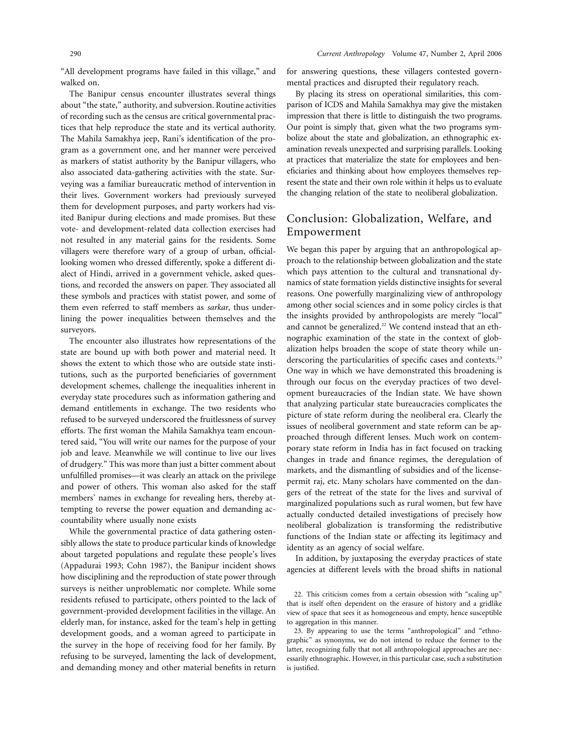"All development programs have failed in this village," and walked on.

The Banipur census encounter illustrates several things about "the state," authority, and subversion. Routine activities of recording such as the census are critical governmental practices that help reproduce the state and its vertical authority. The Mahila Samakhya jeep, Rani's identification of the program as a government one, and her manner were perceived as markers of statist authority by the Banipur villagers, who also associated data-gathering activities with the state. Surveying was a familiar bureaucratic method of intervention in their lives. Government workers had previously surveyed them for development purposes, and party workers had visited Banipur during elections and made promises. But these vote- and development-related data collection exercises had not resulted in any material gains for the residents. Some villagers were therefore wary of a group of urban, official-looking women who dressed differently, spoke a different dialect of Hindi, arrived in a government vehicle, asked questions, and recorded the answers on paper. They associated all these symbols and practices with statist power, and some of them even referred to staff members as *sarkar*, thus underlining the power inequalities between themselves and the surveyors.

The encounter also illustrates how representations of the state are bound up with both power and material need. It shows the extent to which those who are outside state institutions, such as the purported beneficiaries of government development schemes, challenge the inequalities inherent in everyday state procedures such as information gathering and demand entitlements in exchange. The two residents who refused to be surveyed underscored the fruitlessness of survey efforts. The first woman the Mahila Samakhya team encountered said, "You will write our names for the purpose of your job and leave. Meanwhile we will continue to live our lives of drudgery." This was more than just a bitter comment about unfulfilled promises—it was clearly an attack on the privilege and power of others. This woman also asked for the staff members' names in exchange for revealing hers, thereby attempting to reverse the power equation and demanding accountability where usually none exists

While the governmental practice of data gathering ostensibly allows the state to produce particular kinds of knowledge about targeted populations and regulate these people's lives (Appadurai 1993; Cohn 1987), the Banipur incident shows how disciplining and the reproduction of state power through surveys is neither unproblematic nor complete. While some residents refused to participate, others pointed to the lack of government-provided development facilities in the village. An elderly man, for instance, asked for the team's help in getting development goods, and a woman agreed to participate in the survey in the hope of receiving food for her family. By refusing to be surveyed, lamenting the lack of development, and demanding money and other material benefits in return for answering questions, these villagers contested governmental practices and disrupted their regulatory reach.

By placing its stress on operational similarities, this comparison of ICDS and Mahila Samakhya may give the mistaken impression that there is little to distinguish the two programs. Our point is simply that, given what the two programs symbolize about the state and globalization, an ethnographic examination reveals unexpected and surprising parallels. Looking at practices that materialize the state for employees and beneficiaries and thinking about how employees themselves represent the state and their own role within it helps us to evaluate the changing relation of the state to neoliberal globalization.

## Conclusion: Globalization, Welfare, and Empowerment

We began this paper by arguing that an anthropological approach to the relationship between globalization and the state which pays attention to the cultural and transnational dynamics of state formation yields distinctive insights for several reasons. One powerfully marginalizing view of anthropology among other social sciences and in some policy circles is that the insights provided by anthropologists are merely "local" and cannot be generalized.[22] We contend instead that an ethnographic examination of the state in the context of globalization helps broaden the scope of state theory while underscoring the particularities of specific cases and contexts.[23] One way in which we have demonstrated this broadening is through our focus on the everyday practices of two development bureaucracies of the Indian state. We have shown that analyzing particular state bureaucracies complicates the picture of state reform during the neoliberal era. Clearly the issues of neoliberal government and state reform can be approached through different lenses. Much work on contemporary state reform in India has in fact focused on tracking changes in trade and finance regimes, the deregulation of markets, and the dismantling of subsidies and of the license-permit raj, etc. Many scholars have commented on the dangers of the retreat of the state for the lives and survival of marginalized populations such as rural women, but few have actually conducted detailed investigations of precisely how neoliberal globalization is transforming the redistributive functions of the Indian state or affecting its legitimacy and identity as an agency of social welfare.

In addition, by juxtaposing the everyday practices of state agencies at different levels with the broad shifts in national

22. This criticism comes from a certain obsession with "scaling up" that is itself often dependent on the erasure of history and a gridlike view of space that sees it as homogeneous and empty, hence susceptible to aggregation in this manner.

23. By appearing to use the terms "anthropological" and "ethnographic" as synonyms, we do not intend to reduce the former to the latter, recognizing fully that not all anthropological approaches are necessarily ethnographic. However, in this particular case, such a substitution is justified.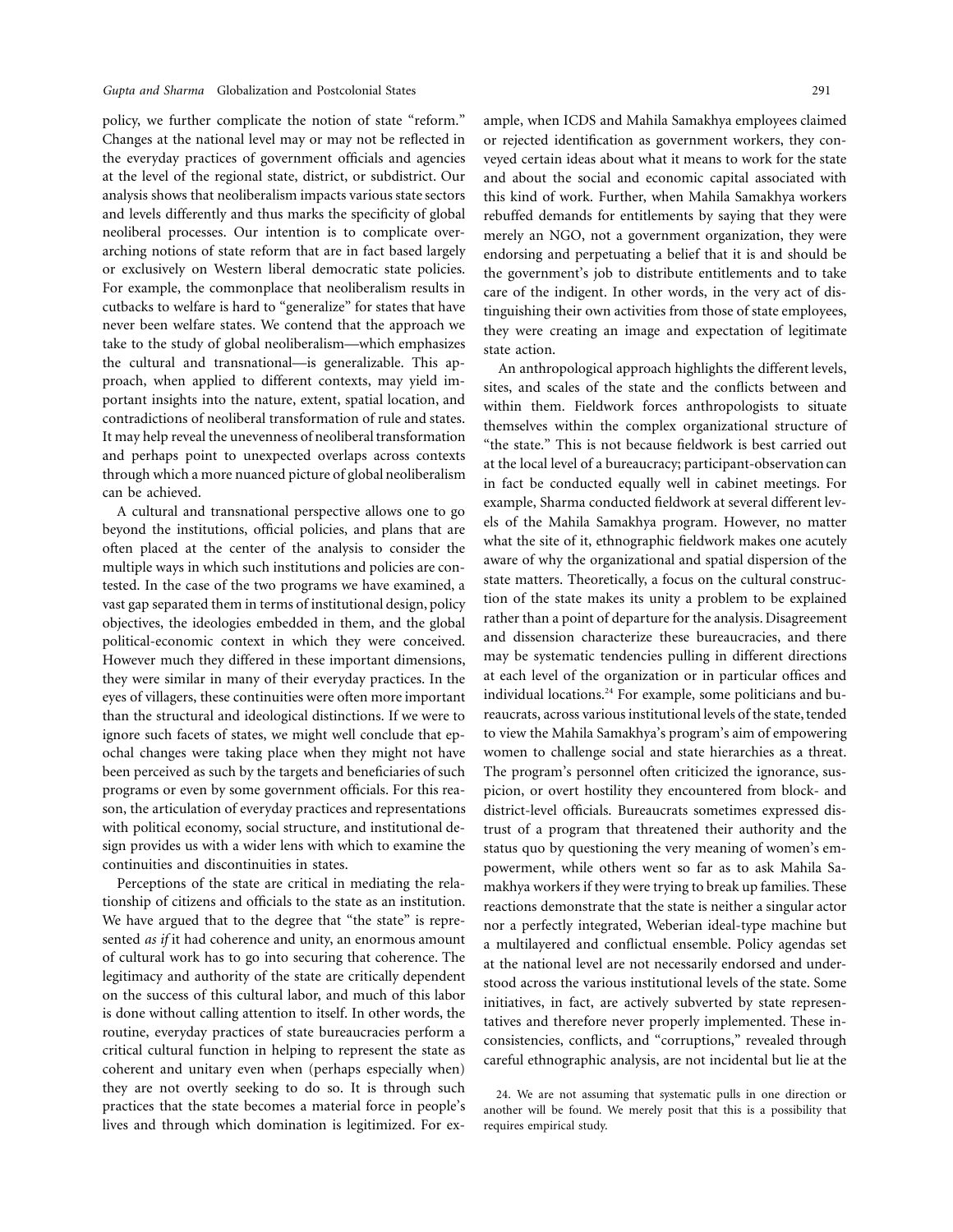policy, we further complicate the notion of state "reform." Changes at the national level may or may not be reflected in the everyday practices of government officials and agencies at the level of the regional state, district, or subdistrict. Our analysis shows that neoliberalism impacts various state sectors and levels differently and thus marks the specificity of global neoliberal processes. Our intention is to complicate overarching notions of state reform that are in fact based largely or exclusively on Western liberal democratic state policies. For example, the commonplace that neoliberalism results in cutbacks to welfare is hard to "generalize" for states that have never been welfare states. We contend that the approach we take to the study of global neoliberalism—which emphasizes the cultural and transnational—is generalizable. This approach, when applied to different contexts, may yield important insights into the nature, extent, spatial location, and contradictions of neoliberal transformation of rule and states. It may help reveal the unevenness of neoliberal transformation and perhaps point to unexpected overlaps across contexts through which a more nuanced picture of global neoliberalism can be achieved.

A cultural and transnational perspective allows one to go beyond the institutions, official policies, and plans that are often placed at the center of the analysis to consider the multiple ways in which such institutions and policies are contested. In the case of the two programs we have examined, a vast gap separated them in terms of institutional design, policy objectives, the ideologies embedded in them, and the global political-economic context in which they were conceived. However much they differed in these important dimensions, they were similar in many of their everyday practices. In the eyes of villagers, these continuities were often more important than the structural and ideological distinctions. If we were to ignore such facets of states, we might well conclude that epochal changes were taking place when they might not have been perceived as such by the targets and beneficiaries of such programs or even by some government officials. For this reason, the articulation of everyday practices and representations with political economy, social structure, and institutional design provides us with a wider lens with which to examine the continuities and discontinuities in states.

Perceptions of the state are critical in mediating the relationship of citizens and officials to the state as an institution. We have argued that to the degree that "the state" is represented *as if* it had coherence and unity, an enormous amount of cultural work has to go into securing that coherence. The legitimacy and authority of the state are critically dependent on the success of this cultural labor, and much of this labor is done without calling attention to itself. In other words, the routine, everyday practices of state bureaucracies perform a critical cultural function in helping to represent the state as coherent and unitary even when (perhaps especially when) they are not overtly seeking to do so. It is through such practices that the state becomes a material force in people's lives and through which domination is legitimized. For example, when ICDS and Mahila Samakhya employees claimed or rejected identification as government workers, they conveyed certain ideas about what it means to work for the state and about the social and economic capital associated with this kind of work. Further, when Mahila Samakhya workers rebuffed demands for entitlements by saying that they were merely an NGO, not a government organization, they were endorsing and perpetuating a belief that it is and should be the government's job to distribute entitlements and to take care of the indigent. In other words, in the very act of distinguishing their own activities from those of state employees, they were creating an image and expectation of legitimate state action.

An anthropological approach highlights the different levels, sites, and scales of the state and the conflicts between and within them. Fieldwork forces anthropologists to situate themselves within the complex organizational structure of "the state." This is not because fieldwork is best carried out at the local level of a bureaucracy; participant-observation can in fact be conducted equally well in cabinet meetings. For example, Sharma conducted fieldwork at several different levels of the Mahila Samakhya program. However, no matter what the site of it, ethnographic fieldwork makes one acutely aware of why the organizational and spatial dispersion of the state matters. Theoretically, a focus on the cultural construction of the state makes its unity a problem to be explained rather than a point of departure for the analysis. Disagreement and dissension characterize these bureaucracies, and there may be systematic tendencies pulling in different directions at each level of the organization or in particular offices and individual locations.[24] For example, some politicians and bureaucrats, across various institutional levels of the state, tended to view the Mahila Samakhya's program's aim of empowering women to challenge social and state hierarchies as a threat. The program's personnel often criticized the ignorance, suspicion, or overt hostility they encountered from block- and district-level officials. Bureaucrats sometimes expressed distrust of a program that threatened their authority and the status quo by questioning the very meaning of women's empowerment, while others went so far as to ask Mahila Samakhya workers if they were trying to break up families. These reactions demonstrate that the state is neither a singular actor nor a perfectly integrated, Weberian ideal-type machine but a multilayered and conflictual ensemble. Policy agendas set at the national level are not necessarily endorsed and understood across the various institutional levels of the state. Some initiatives, in fact, are actively subverted by state representatives and therefore never properly implemented. These inconsistencies, conflicts, and "corruptions," revealed through careful ethnographic analysis, are not incidental but lie at the

24. We are not assuming that systematic pulls in one direction or another will be found. We merely posit that this is a possibility that requires empirical study.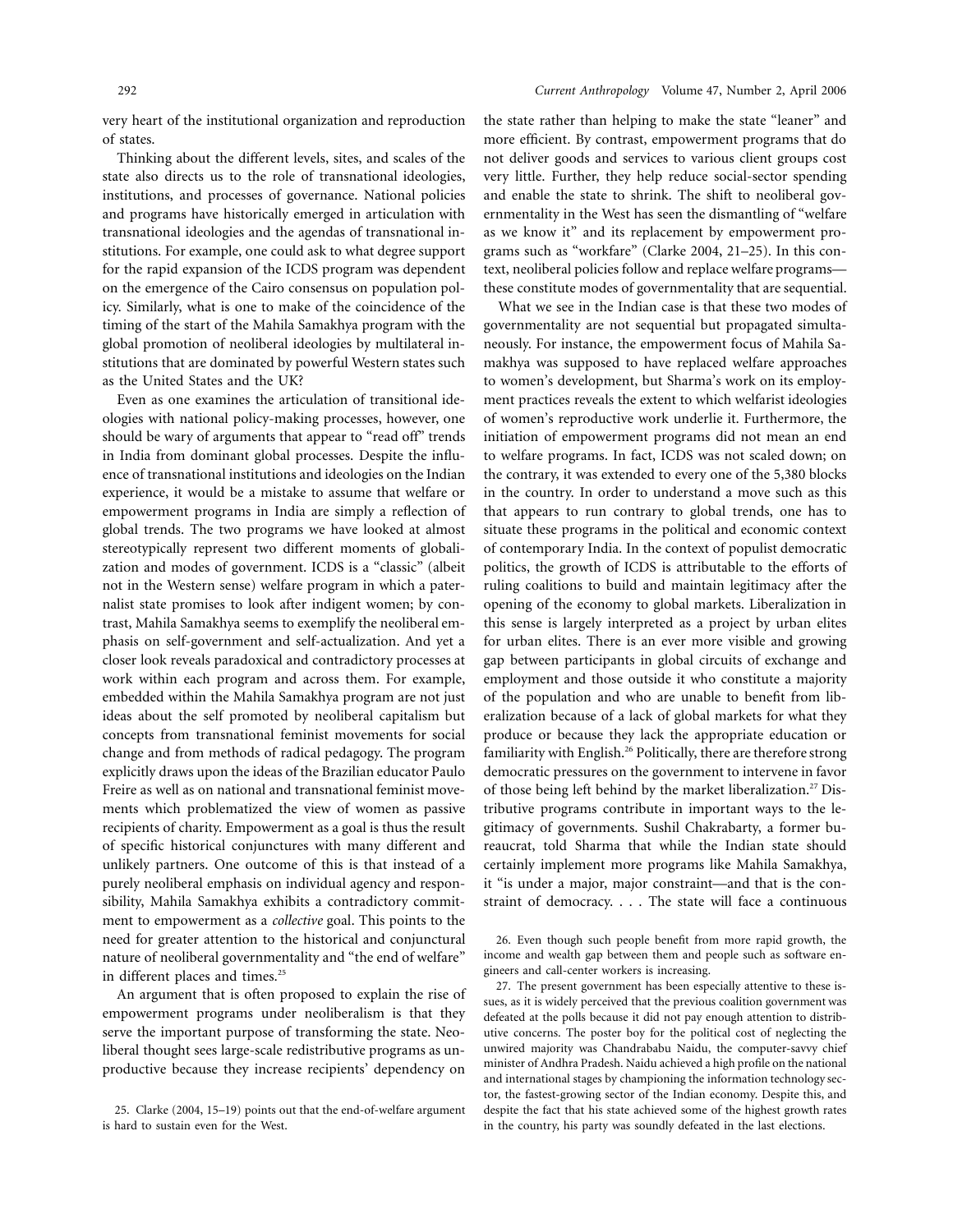very heart of the institutional organization and reproduction of states.

Thinking about the different levels, sites, and scales of the state also directs us to the role of transnational ideologies, institutions, and processes of governance. National policies and programs have historically emerged in articulation with transnational ideologies and the agendas of transnational institutions. For example, one could ask to what degree support for the rapid expansion of the ICDS program was dependent on the emergence of the Cairo consensus on population policy. Similarly, what is one to make of the coincidence of the timing of the start of the Mahila Samakhya program with the global promotion of neoliberal ideologies by multilateral institutions that are dominated by powerful Western states such as the United States and the UK?

Even as one examines the articulation of transitional ideologies with national policy-making processes, however, one should be wary of arguments that appear to "read off" trends in India from dominant global processes. Despite the influence of transnational institutions and ideologies on the Indian experience, it would be a mistake to assume that welfare or empowerment programs in India are simply a reflection of global trends. The two programs we have looked at almost stereotypically represent two different moments of globalization and modes of government. ICDS is a "classic" (albeit not in the Western sense) welfare program in which a paternalist state promises to look after indigent women; by contrast, Mahila Samakhya seems to exemplify the neoliberal emphasis on self-government and self-actualization. And yet a closer look reveals paradoxical and contradictory processes at work within each program and across them. For example, embedded within the Mahila Samakhya program are not just ideas about the self promoted by neoliberal capitalism but concepts from transnational feminist movements for social change and from methods of radical pedagogy. The program explicitly draws upon the ideas of the Brazilian educator Paulo Freire as well as on national and transnational feminist movements which problematized the view of women as passive recipients of charity. Empowerment as a goal is thus the result of specific historical conjunctures with many different and unlikely partners. One outcome of this is that instead of a purely neoliberal emphasis on individual agency and responsibility, Mahila Samakhya exhibits a contradictory commitment to empowerment as a *collective* goal. This points to the need for greater attention to the historical and conjunctural nature of neoliberal governmentality and "the end of welfare" in different places and times.[25]

An argument that is often proposed to explain the rise of empowerment programs under neoliberalism is that they serve the important purpose of transforming the state. Neoliberal thought sees large-scale redistributive programs as unproductive because they increase recipients' dependency on the state rather than helping to make the state "leaner" and more efficient. By contrast, empowerment programs that do not deliver goods and services to various client groups cost very little. Further, they help reduce social-sector spending and enable the state to shrink. The shift to neoliberal governmentality in the West has seen the dismantling of "welfare as we know it" and its replacement by empowerment programs such as "workfare" (Clarke 2004, 21–25). In this context, neoliberal policies follow and replace welfare programs—these constitute modes of governmentality that are sequential.

What we see in the Indian case is that these two modes of governmentality are not sequential but propagated simultaneously. For instance, the empowerment focus of Mahila Samakhya was supposed to have replaced welfare approaches to women's development, but Sharma's work on its employment practices reveals the extent to which welfarist ideologies of women's reproductive work underlie it. Furthermore, the initiation of empowerment programs did not mean an end to welfare programs. In fact, ICDS was not scaled down; on the contrary, it was extended to every one of the 5,380 blocks in the country. In order to understand a move such as this that appears to run contrary to global trends, one has to situate these programs in the political and economic context of contemporary India. In the context of populist democratic politics, the growth of ICDS is attributable to the efforts of ruling coalitions to build and maintain legitimacy after the opening of the economy to global markets. Liberalization in this sense is largely interpreted as a project by urban elites for urban elites. There is an ever more visible and growing gap between participants in global circuits of exchange and employment and those outside it who constitute a majority of the population and who are unable to benefit from liberalization because of a lack of global markets for what they produce or because they lack the appropriate education or familiarity with English.[26] Politically, there are therefore strong democratic pressures on the government to intervene in favor of those being left behind by the market liberalization.[27] Distributive programs contribute in important ways to the legitimacy of governments. Sushil Chakrabarty, a former bureaucrat, told Sharma that while the Indian state should certainly implement more programs like Mahila Samakhya, it "is under a major, major constraint—and that is the constraint of democracy. . . . The state will face a continuous

25. Clarke (2004, 15–19) points out that the end-of-welfare argument is hard to sustain even for the West.

26. Even though such people benefit from more rapid growth, the income and wealth gap between them and people such as software engineers and call-center workers is increasing.

27. The present government has been especially attentive to these issues, as it is widely perceived that the previous coalition government was defeated at the polls because it did not pay enough attention to distributive concerns. The poster boy for the political cost of neglecting the unwired majority was Chandrababu Naidu, the computer-savvy chief minister of Andhra Pradesh. Naidu achieved a high profile on the national and international stages by championing the information technology sector, the fastest-growing sector of the Indian economy. Despite this, and despite the fact that his state achieved some of the highest growth rates in the country, his party was soundly defeated in the last elections.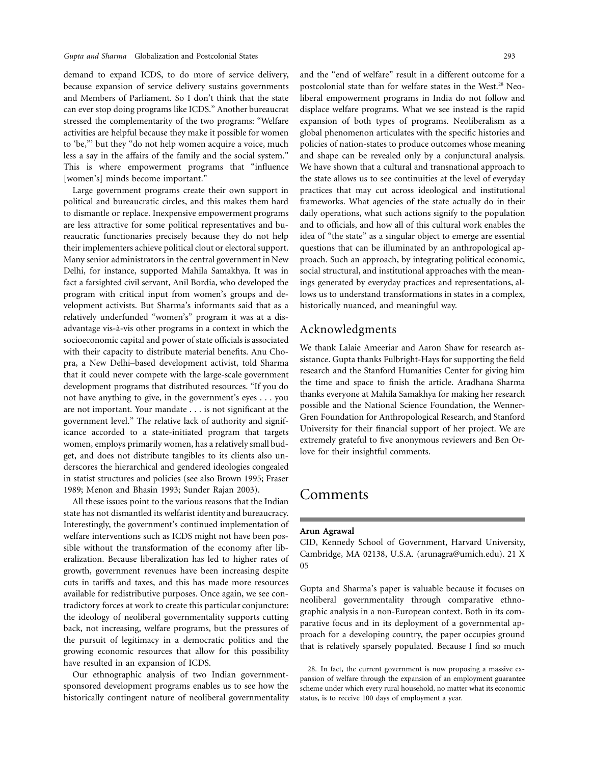demand to expand ICDS, to do more of service delivery, because expansion of service delivery sustains governments and Members of Parliament. So I don't think that the state can ever stop doing programs like ICDS." Another bureaucrat stressed the complementarity of the two programs: "Welfare activities are helpful because they make it possible for women to 'be,"' but they "do not help women acquire a voice, much less a say in the affairs of the family and the social system." This is where empowerment programs that "influence [women's] minds become important."

Large government programs create their own support in political and bureaucratic circles, and this makes them hard to dismantle or replace. Inexpensive empowerment programs are less attractive for some political representatives and bureaucratic functionaries precisely because they do not help their implementers achieve political clout or electoral support. Many senior administrators in the central government in New Delhi, for instance, supported Mahila Samakhya. It was in fact a farsighted civil servant, Anil Bordia, who developed the program with critical input from women's groups and development activists. But Sharma's informants said that as a relatively underfunded "women's" program it was at a disadvantage vis-à-vis other programs in a context in which the socioeconomic capital and power of state officials is associated with their capacity to distribute material benefits. Anu Chopra, a New Delhi–based development activist, told Sharma that it could never compete with the large-scale government development programs that distributed resources. "If you do not have anything to give, in the government's eyes . . . you are not important. Your mandate . . . is not significant at the government level." The relative lack of authority and significance accorded to a state-initiated program that targets women, employs primarily women, has a relatively small budget, and does not distribute tangibles to its clients also underscores the hierarchical and gendered ideologies congealed in statist structures and policies (see also Brown 1995; Fraser 1989; Menon and Bhasin 1993; Sunder Rajan 2003).

All these issues point to the various reasons that the Indian state has not dismantled its welfarist identity and bureaucracy. Interestingly, the government's continued implementation of welfare interventions such as ICDS might not have been possible without the transformation of the economy after liberalization. Because liberalization has led to higher rates of growth, government revenues have been increasing despite cuts in tariffs and taxes, and this has made more resources available for redistributive purposes. Once again, we see contradictory forces at work to create this particular conjuncture: the ideology of neoliberal governmentality supports cutting back, not increasing, welfare programs, but the pressures of the pursuit of legitimacy in a democratic politics and the growing economic resources that allow for this possibility have resulted in an expansion of ICDS.

Our ethnographic analysis of two Indian government-sponsored development programs enables us to see how the historically contingent nature of neoliberal governmentality and the "end of welfare" result in a different outcome for a postcolonial state than for welfare states in the West.[28] Neoliberal empowerment programs in India do not follow and displace welfare programs. What we see instead is the rapid expansion of both types of programs. Neoliberalism as a global phenomenon articulates with the specific histories and policies of nation-states to produce outcomes whose meaning and shape can be revealed only by a conjunctural analysis. We have shown that a cultural and transnational approach to the state allows us to see continuities at the level of everyday practices that may cut across ideological and institutional frameworks. What agencies of the state actually do in their daily operations, what such actions signify to the population and to officials, and how all of this cultural work enables the idea of "the state" as a singular object to emerge are essential questions that can be illuminated by an anthropological approach. Such an approach, by integrating political economic, social structural, and institutional approaches with the meanings generated by everyday practices and representations, allows us to understand transformations in states in a complex, historically nuanced, and meaningful way.

## Acknowledgments

We thank Lalaie Ameeriar and Aaron Shaw for research assistance. Gupta thanks Fulbright-Hays for supporting the field research and the Stanford Humanities Center for giving him the time and space to finish the article. Aradhana Sharma thanks everyone at Mahila Samakhya for making her research possible and the National Science Foundation, the Wenner-Gren Foundation for Anthropological Research, and Stanford University for their financial support of her project. We are extremely grateful to five anonymous reviewers and Ben Orlove for their insightful comments.

# Comments

**Arun Agrawal**
CID, Kennedy School of Government, Harvard University, Cambridge, MA 02138, U.S.A. (arunagra@umich.edu). 21 X 05

Gupta and Sharma's paper is valuable because it focuses on neoliberal governmentality through comparative ethnographic analysis in a non-European context. Both in its comparative focus and in its deployment of a governmental approach for a developing country, the paper occupies ground that is relatively sparsely populated. Because I find so much

28. In fact, the current government is now proposing a massive expansion of welfare through the expansion of an employment guarantee scheme under which every rural household, no matter what its economic status, is to receive 100 days of employment a year.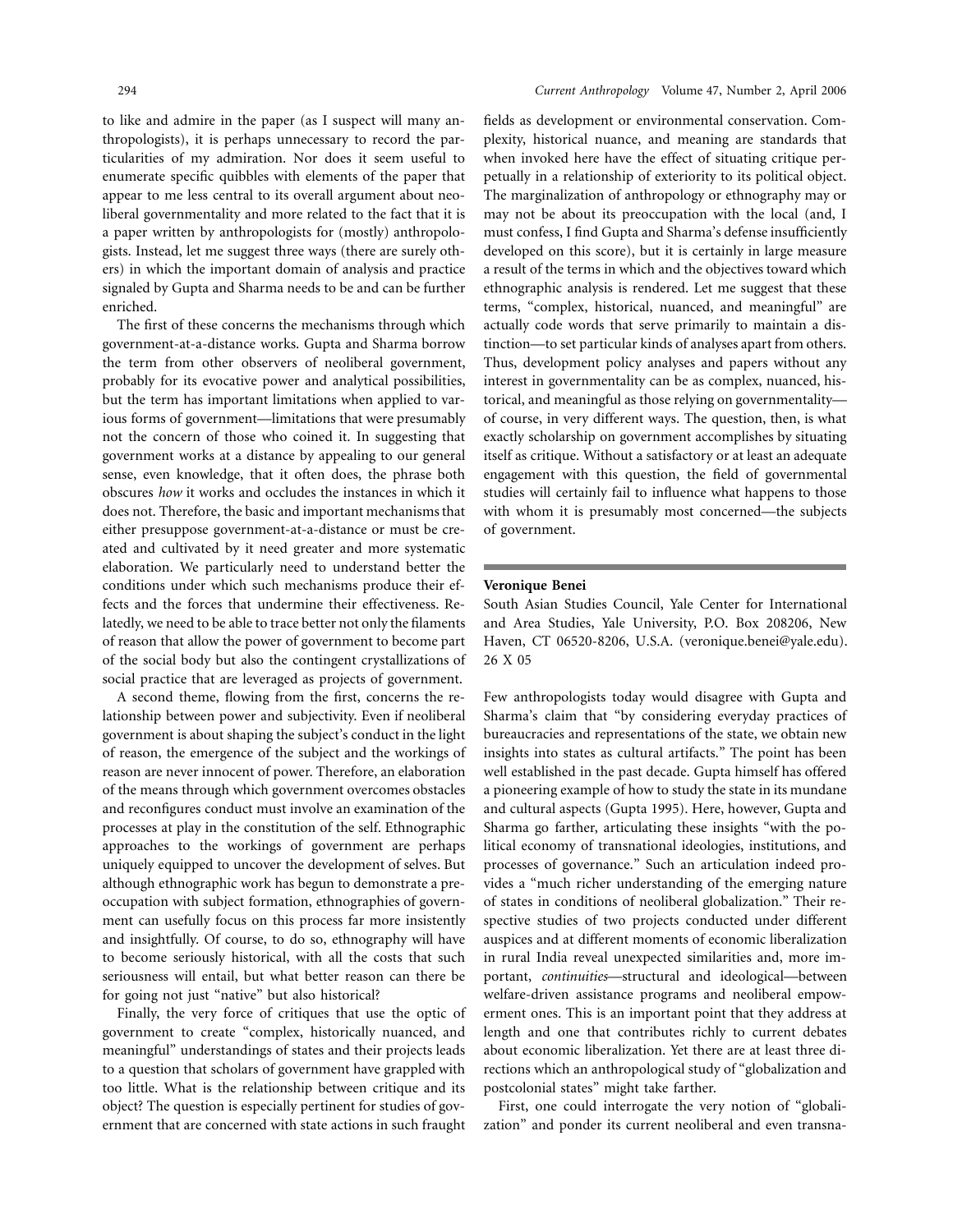to like and admire in the paper (as I suspect will many anthropologists), it is perhaps unnecessary to record the particularities of my admiration. Nor does it seem useful to enumerate specific quibbles with elements of the paper that appear to me less central to its overall argument about neoliberal governmentality and more related to the fact that it is a paper written by anthropologists for (mostly) anthropologists. Instead, let me suggest three ways (there are surely others) in which the important domain of analysis and practice signaled by Gupta and Sharma needs to be and can be further enriched.

The first of these concerns the mechanisms through which government-at-a-distance works. Gupta and Sharma borrow the term from other observers of neoliberal government, probably for its evocative power and analytical possibilities, but the term has important limitations when applied to various forms of government—limitations that were presumably not the concern of those who coined it. In suggesting that government works at a distance by appealing to our general sense, even knowledge, that it often does, the phrase both obscures *how* it works and occludes the instances in which it does not. Therefore, the basic and important mechanisms that either presuppose government-at-a-distance or must be created and cultivated by it need greater and more systematic elaboration. We particularly need to understand better the conditions under which such mechanisms produce their effects and the forces that undermine their effectiveness. Relatedly, we need to be able to trace better not only the filaments of reason that allow the power of government to become part of the social body but also the contingent crystallizations of social practice that are leveraged as projects of government.

A second theme, flowing from the first, concerns the relationship between power and subjectivity. Even if neoliberal government is about shaping the subject's conduct in the light of reason, the emergence of the subject and the workings of reason are never innocent of power. Therefore, an elaboration of the means through which government overcomes obstacles and reconfigures conduct must involve an examination of the processes at play in the constitution of the self. Ethnographic approaches to the workings of government are perhaps uniquely equipped to uncover the development of selves. But although ethnographic work has begun to demonstrate a preoccupation with subject formation, ethnographies of government can usefully focus on this process far more insistently and insightfully. Of course, to do so, ethnography will have to become seriously historical, with all the costs that such seriousness will entail, but what better reason can there be for going not just "native" but also historical?

Finally, the very force of critiques that use the optic of government to create "complex, historically nuanced, and meaningful" understandings of states and their projects leads to a question that scholars of government have grappled with too little. What is the relationship between critique and its object? The question is especially pertinent for studies of government that are concerned with state actions in such fraught fields as development or environmental conservation. Complexity, historical nuance, and meaning are standards that when invoked here have the effect of situating critique perpetually in a relationship of exteriority to its political object. The marginalization of anthropology or ethnography may or may not be about its preoccupation with the local (and, I must confess, I find Gupta and Sharma's defense insufficiently developed on this score), but it is certainly in large measure a result of the terms in which and the objectives toward which ethnographic analysis is rendered. Let me suggest that these terms, "complex, historical, nuanced, and meaningful" are actually code words that serve primarily to maintain a distinction—to set particular kinds of analyses apart from others. Thus, development policy analyses and papers without any interest in governmentality can be as complex, nuanced, historical, and meaningful as those relying on governmentality—of course, in very different ways. The question, then, is what exactly scholarship on government accomplishes by situating itself as critique. Without a satisfactory or at least an adequate engagement with this question, the field of governmental studies will certainly fail to influence what happens to those with whom it is presumably most concerned—the subjects of government.

---

**Veronique Benei**

South Asian Studies Council, Yale Center for International and Area Studies, Yale University, P.O. Box 208206, New Haven, CT 06520-8206, U.S.A. (veronique.benei@yale.edu). 26 X 05

Few anthropologists today would disagree with Gupta and Sharma's claim that "by considering everyday practices of bureaucracies and representations of the state, we obtain new insights into states as cultural artifacts." The point has been well established in the past decade. Gupta himself has offered a pioneering example of how to study the state in its mundane and cultural aspects (Gupta 1995). Here, however, Gupta and Sharma go farther, articulating these insights "with the political economy of transnational ideologies, institutions, and processes of governance." Such an articulation indeed provides a "much richer understanding of the emerging nature of states in conditions of neoliberal globalization." Their respective studies of two projects conducted under different auspices and at different moments of economic liberalization in rural India reveal unexpected similarities and, more important, *continuities*—structural and ideological—between welfare-driven assistance programs and neoliberal empowerment ones. This is an important point that they address at length and one that contributes richly to current debates about economic liberalization. Yet there are at least three directions which an anthropological study of "globalization and postcolonial states" might take farther.

First, one could interrogate the very notion of "globalization" and ponder its current neoliberal and even transna-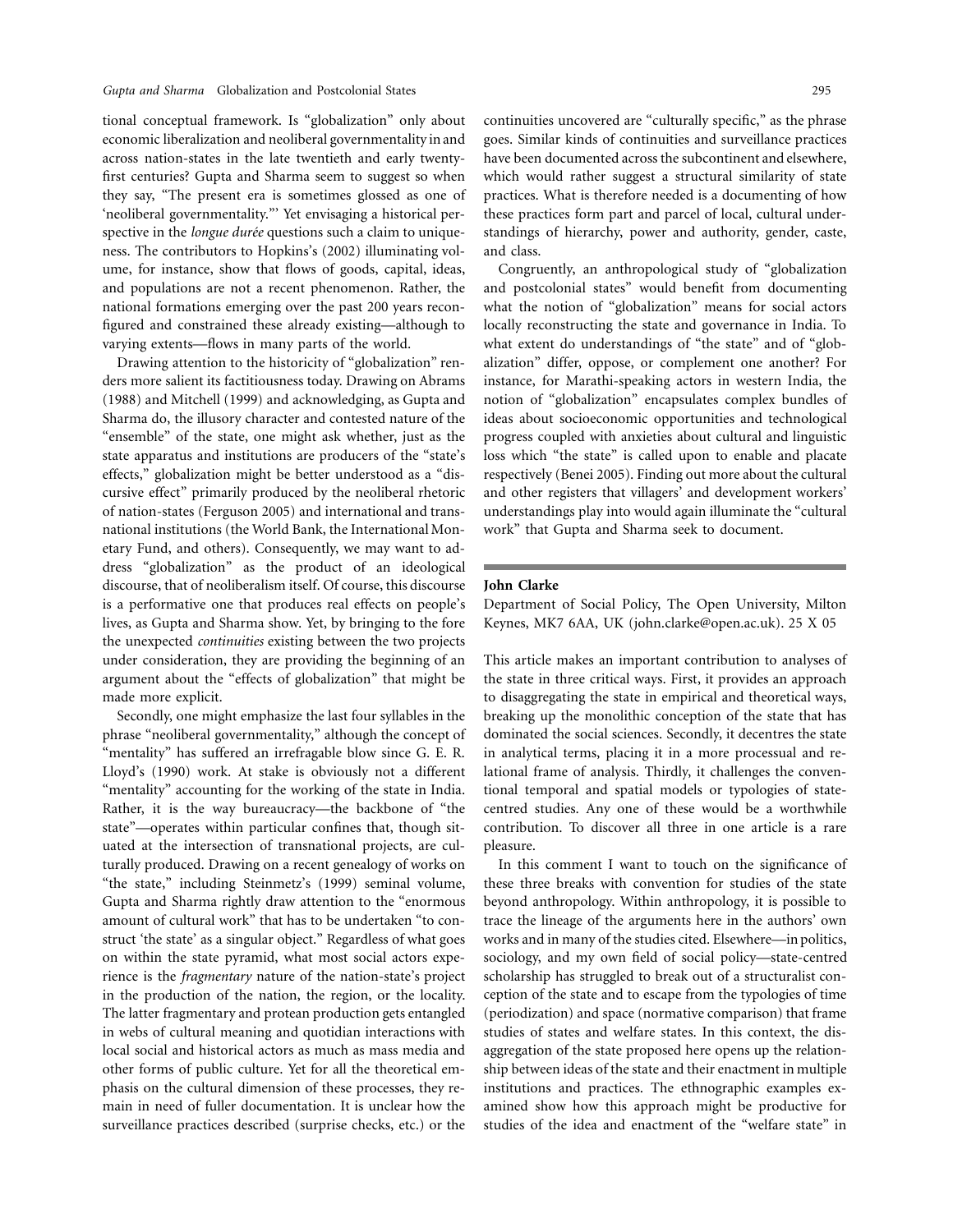tional conceptual framework. Is "globalization" only about economic liberalization and neoliberal governmentality in and across nation-states in the late twentieth and early twenty-first centuries? Gupta and Sharma seem to suggest so when they say, "The present era is sometimes glossed as one of 'neoliberal governmentality.'" Yet envisaging a historical perspective in the *longue durée* questions such a claim to uniqueness. The contributors to Hopkins's (2002) illuminating volume, for instance, show that flows of goods, capital, ideas, and populations are not a recent phenomenon. Rather, the national formations emerging over the past 200 years reconfigured and constrained these already existing—although to varying extents—flows in many parts of the world.

Drawing attention to the historicity of "globalization" renders more salient its factitiousness today. Drawing on Abrams (1988) and Mitchell (1999) and acknowledging, as Gupta and Sharma do, the illusory character and contested nature of the "ensemble" of the state, one might ask whether, just as the state apparatus and institutions are producers of the "state's effects," globalization might be better understood as a "discursive effect" primarily produced by the neoliberal rhetoric of nation-states (Ferguson 2005) and international and transnational institutions (the World Bank, the International Monetary Fund, and others). Consequently, we may want to address "globalization" as the product of an ideological discourse, that of neoliberalism itself. Of course, this discourse is a performative one that produces real effects on people's lives, as Gupta and Sharma show. Yet, by bringing to the fore the unexpected *continuities* existing between the two projects under consideration, they are providing the beginning of an argument about the "effects of globalization" that might be made more explicit.

Secondly, one might emphasize the last four syllables in the phrase "neoliberal governmentality," although the concept of "mentality" has suffered an irrefragable blow since G. E. R. Lloyd's (1990) work. At stake is obviously not a different "mentality" accounting for the working of the state in India. Rather, it is the way bureaucracy—the backbone of "the state"—operates within particular confines that, though situated at the intersection of transnational projects, are culturally produced. Drawing on a recent genealogy of works on "the state," including Steinmetz's (1999) seminal volume, Gupta and Sharma rightly draw attention to the "enormous amount of cultural work" that has to be undertaken "to construct 'the state' as a singular object." Regardless of what goes on within the state pyramid, what most social actors experience is the *fragmentary* nature of the nation-state's project in the production of the nation, the region, or the locality. The latter fragmentary and protean production gets entangled in webs of cultural meaning and quotidian interactions with local social and historical actors as much as mass media and other forms of public culture. Yet for all the theoretical emphasis on the cultural dimension of these processes, they remain in need of fuller documentation. It is unclear how the surveillance practices described (surprise checks, etc.) or the continuities uncovered are "culturally specific," as the phrase goes. Similar kinds of continuities and surveillance practices have been documented across the subcontinent and elsewhere, which would rather suggest a structural similarity of state practices. What is therefore needed is a documenting of how these practices form part and parcel of local, cultural understandings of hierarchy, power and authority, gender, caste, and class.

Congruently, an anthropological study of "globalization and postcolonial states" would benefit from documenting what the notion of "globalization" means for social actors locally reconstructing the state and governance in India. To what extent do understandings of "the state" and of "globalization" differ, oppose, or complement one another? For instance, for Marathi-speaking actors in western India, the notion of "globalization" encapsulates complex bundles of ideas about socioeconomic opportunities and technological progress coupled with anxieties about cultural and linguistic loss which "the state" is called upon to enable and placate respectively (Benei 2005). Finding out more about the cultural and other registers that villagers' and development workers' understandings play into would again illuminate the "cultural work" that Gupta and Sharma seek to document.

**John Clarke**

Department of Social Policy, The Open University, Milton Keynes, MK7 6AA, UK (john.clarke@open.ac.uk). 25 X 05

This article makes an important contribution to analyses of the state in three critical ways. First, it provides an approach to disaggregating the state in empirical and theoretical ways, breaking up the monolithic conception of the state that has dominated the social sciences. Secondly, it decentres the state in analytical terms, placing it in a more processual and relational frame of analysis. Thirdly, it challenges the conventional temporal and spatial models or typologies of state-centred studies. Any one of these would be a worthwhile contribution. To discover all three in one article is a rare pleasure.

In this comment I want to touch on the significance of these three breaks with convention for studies of the state beyond anthropology. Within anthropology, it is possible to trace the lineage of the arguments here in the authors' own works and in many of the studies cited. Elsewhere—in politics, sociology, and my own field of social policy—state-centred scholarship has struggled to break out of a structuralist conception of the state and to escape from the typologies of time (periodization) and space (normative comparison) that frame studies of states and welfare states. In this context, the disaggregation of the state proposed here opens up the relationship between ideas of the state and their enactment in multiple institutions and practices. The ethnographic examples examined show how this approach might be productive for studies of the idea and enactment of the "welfare state" in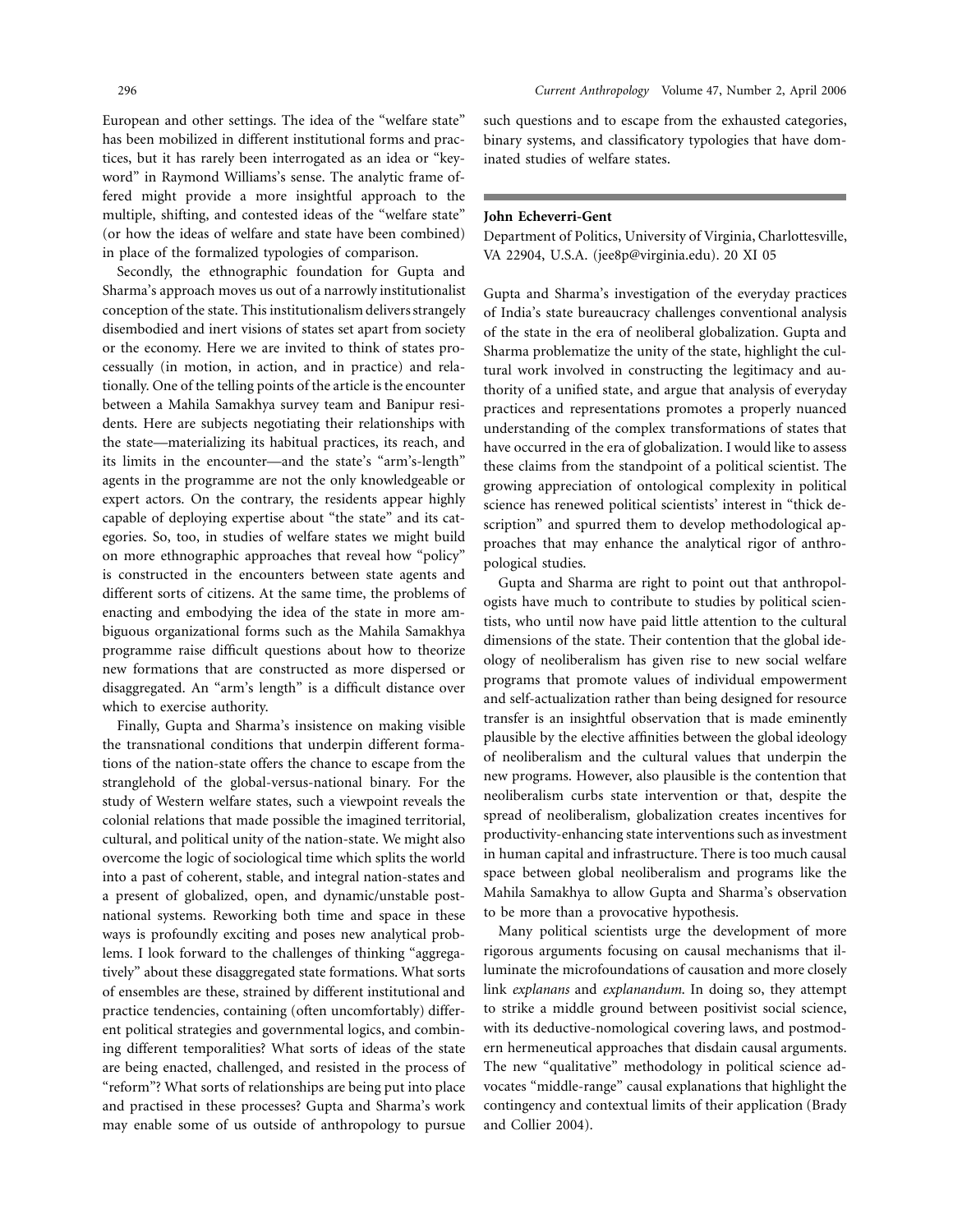European and other settings. The idea of the "welfare state" has been mobilized in different institutional forms and practices, but it has rarely been interrogated as an idea or "keyword" in Raymond Williams's sense. The analytic frame offered might provide a more insightful approach to the multiple, shifting, and contested ideas of the "welfare state" (or how the ideas of welfare and state have been combined) in place of the formalized typologies of comparison.

Secondly, the ethnographic foundation for Gupta and Sharma's approach moves us out of a narrowly institutionalist conception of the state. This institutionalism delivers strangely disembodied and inert visions of states set apart from society or the economy. Here we are invited to think of states processually (in motion, in action, and in practice) and relationally. One of the telling points of the article is the encounter between a Mahila Samakhya survey team and Banipur residents. Here are subjects negotiating their relationships with the state—materializing its habitual practices, its reach, and its limits in the encounter—and the state's "arm's-length" agents in the programme are not the only knowledgeable or expert actors. On the contrary, the residents appear highly capable of deploying expertise about "the state" and its categories. So, too, in studies of welfare states we might build on more ethnographic approaches that reveal how "policy" is constructed in the encounters between state agents and different sorts of citizens. At the same time, the problems of enacting and embodying the idea of the state in more ambiguous organizational forms such as the Mahila Samakhya programme raise difficult questions about how to theorize new formations that are constructed as more dispersed or disaggregated. An "arm's length" is a difficult distance over which to exercise authority.

Finally, Gupta and Sharma's insistence on making visible the transnational conditions that underpin different formations of the nation-state offers the chance to escape from the stranglehold of the global-versus-national binary. For the study of Western welfare states, such a viewpoint reveals the colonial relations that made possible the imagined territorial, cultural, and political unity of the nation-state. We might also overcome the logic of sociological time which splits the world into a past of coherent, stable, and integral nation-states and a present of globalized, open, and dynamic/unstable postnational systems. Reworking both time and space in these ways is profoundly exciting and poses new analytical problems. I look forward to the challenges of thinking "aggregatively" about these disaggregated state formations. What sorts of ensembles are these, strained by different institutional and practice tendencies, containing (often uncomfortably) different political strategies and governmental logics, and combining different temporalities? What sorts of ideas of the state are being enacted, challenged, and resisted in the process of "reform"? What sorts of relationships are being put into place and practised in these processes? Gupta and Sharma's work may enable some of us outside of anthropology to pursue such questions and to escape from the exhausted categories, binary systems, and classificatory typologies that have dominated studies of welfare states.

---

**John Echeverri-Gent**

Department of Politics, University of Virginia, Charlottesville, VA 22904, U.S.A. (jee8p@virginia.edu). 20 XI 05

Gupta and Sharma's investigation of the everyday practices of India's state bureaucracy challenges conventional analysis of the state in the era of neoliberal globalization. Gupta and Sharma problematize the unity of the state, highlight the cultural work involved in constructing the legitimacy and authority of a unified state, and argue that analysis of everyday practices and representations promotes a properly nuanced understanding of the complex transformations of states that have occurred in the era of globalization. I would like to assess these claims from the standpoint of a political scientist. The growing appreciation of ontological complexity in political science has renewed political scientists' interest in "thick description" and spurred them to develop methodological approaches that may enhance the analytical rigor of anthropological studies.

Gupta and Sharma are right to point out that anthropologists have much to contribute to studies by political scientists, who until now have paid little attention to the cultural dimensions of the state. Their contention that the global ideology of neoliberalism has given rise to new social welfare programs that promote values of individual empowerment and self-actualization rather than being designed for resource transfer is an insightful observation that is made eminently plausible by the elective affinities between the global ideology of neoliberalism and the cultural values that underpin the new programs. However, also plausible is the contention that neoliberalism curbs state intervention or that, despite the spread of neoliberalism, globalization creates incentives for productivity-enhancing state interventions such as investment in human capital and infrastructure. There is too much causal space between global neoliberalism and programs like the Mahila Samakhya to allow Gupta and Sharma's observation to be more than a provocative hypothesis.

Many political scientists urge the development of more rigorous arguments focusing on causal mechanisms that illuminate the microfoundations of causation and more closely link *explanans* and *explanandum*. In doing so, they attempt to strike a middle ground between positivist social science, with its deductive-nomological covering laws, and postmodern hermeneutical approaches that disdain causal arguments. The new "qualitative" methodology in political science advocates "middle-range" causal explanations that highlight the contingency and contextual limits of their application (Brady and Collier 2004).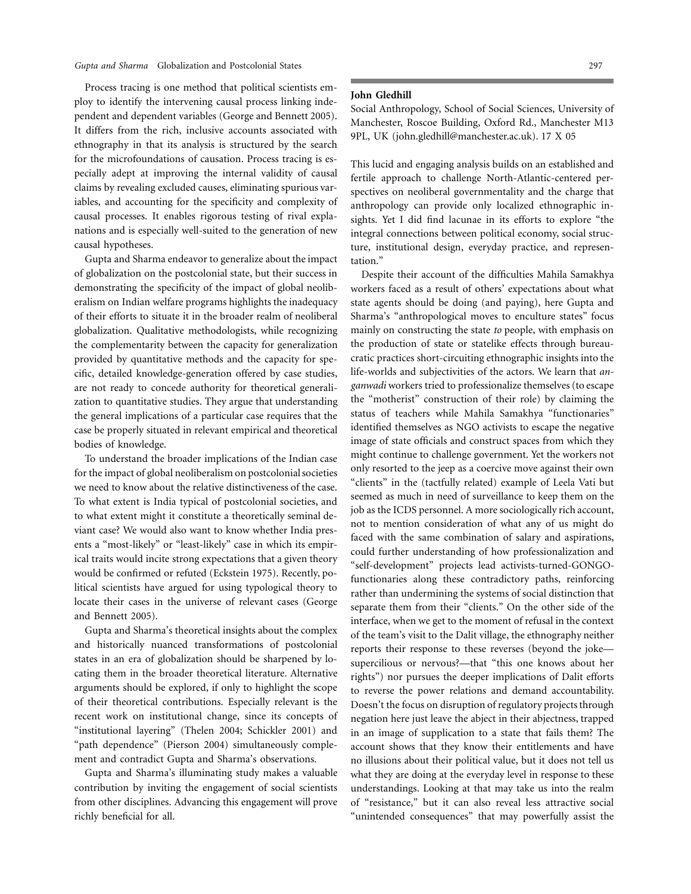Process tracing is one method that political scientists employ to identify the intervening causal process linking independent and dependent variables (George and Bennett 2005). It differs from the rich, inclusive accounts associated with ethnography in that its analysis is structured by the search for the microfoundations of causation. Process tracing is especially adept at improving the internal validity of causal claims by revealing excluded causes, eliminating spurious variables, and accounting for the specificity and complexity of causal processes. It enables rigorous testing of rival explanations and is especially well-suited to the generation of new causal hypotheses.

Gupta and Sharma endeavor to generalize about the impact of globalization on the postcolonial state, but their success in demonstrating the specificity of the impact of global neoliberalism on Indian welfare programs highlights the inadequacy of their efforts to situate it in the broader realm of neoliberal globalization. Qualitative methodologists, while recognizing the complementarity between the capacity for generalization provided by quantitative methods and the capacity for specific, detailed knowledge-generation offered by case studies, are not ready to concede authority for theoretical generalization to quantitative studies. They argue that understanding the general implications of a particular case requires that the case be properly situated in relevant empirical and theoretical bodies of knowledge.

To understand the broader implications of the Indian case for the impact of global neoliberalism on postcolonial societies we need to know about the relative distinctiveness of the case. To what extent is India typical of postcolonial societies, and to what extent might it constitute a theoretically seminal deviant case? We would also want to know whether India presents a "most-likely" or "least-likely" case in which its empirical traits would incite strong expectations that a given theory would be confirmed or refuted (Eckstein 1975). Recently, political scientists have argued for using typological theory to locate their cases in the universe of relevant cases (George and Bennett 2005).

Gupta and Sharma's theoretical insights about the complex and historically nuanced transformations of postcolonial states in an era of globalization should be sharpened by locating them in the broader theoretical literature. Alternative arguments should be explored, if only to highlight the scope of their theoretical contributions. Especially relevant is the recent work on institutional change, since its concepts of "institutional layering" (Thelen 2004; Schickler 2001) and "path dependence" (Pierson 2004) simultaneously complement and contradict Gupta and Sharma's observations.

Gupta and Sharma's illuminating study makes a valuable contribution by inviting the engagement of social scientists from other disciplines. Advancing this engagement will prove richly beneficial for all.

**John Gledhill**

Social Anthropology, School of Social Sciences, University of Manchester, Roscoe Building, Oxford Rd., Manchester M13 9PL, UK (john.gledhill@manchester.ac.uk). 17 X 05

This lucid and engaging analysis builds on an established and fertile approach to challenge North-Atlantic-centered perspectives on neoliberal governmentality and the charge that anthropology can provide only localized ethnographic insights. Yet I did find lacunae in its efforts to explore "the integral connections between political economy, social structure, institutional design, everyday practice, and representation."

Despite their account of the difficulties Mahila Samakhya workers faced as a result of others' expectations about what state agents should be doing (and paying), here Gupta and Sharma's "anthropological moves to enculture states" focus mainly on constructing the state *to* people, with emphasis on the production of state or statelike effects through bureaucratic practices short-circuiting ethnographic insights into the life-worlds and subjectivities of the actors. We learn that *anganwadi* workers tried to professionalize themselves (to escape the "motherist" construction of their role) by claiming the status of teachers while Mahila Samakhya "functionaries" identified themselves as NGO activists to escape the negative image of state officials and construct spaces from which they might continue to challenge government. Yet the workers not only resorted to the jeep as a coercive move against their own "clients" in the (tactfully related) example of Leela Vati but seemed as much in need of surveillance to keep them on the job as the ICDS personnel. A more sociologically rich account, not to mention consideration of what any of us might do faced with the same combination of salary and aspirations, could further understanding of how professionalization and "self-development" projects lead activists-turned-GONGO-functionaries along these contradictory paths, reinforcing rather than undermining the systems of social distinction that separate them from their "clients." On the other side of the interface, when we get to the moment of refusal in the context of the team's visit to the Dalit village, the ethnography neither reports their response to these reverses (beyond the joke—supercilious or nervous?—that "this one knows about her rights") nor pursues the deeper implications of Dalit efforts to reverse the power relations and demand accountability. Doesn't the focus on disruption of regulatory projects through negation here just leave the abject in their abjectness, trapped in an image of supplication to a state that fails them? The account shows that they know their entitlements and have no illusions about their political value, but it does not tell us what they are doing at the everyday level in response to these understandings. Looking at that may take us into the realm of "resistance," but it can also reveal less attractive social "unintended consequences" that may powerfully assist the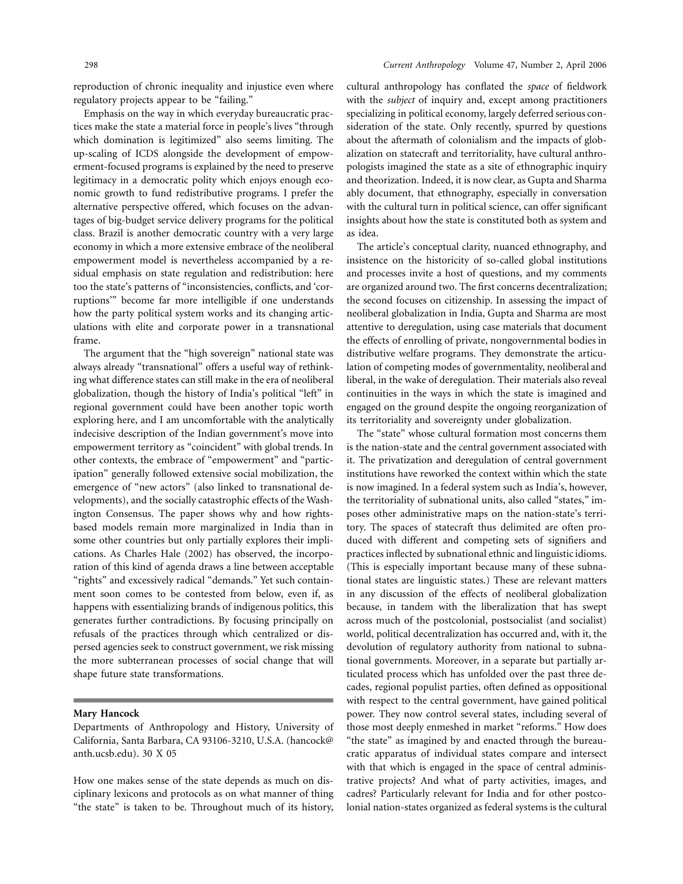reproduction of chronic inequality and injustice even where regulatory projects appear to be "failing."

Emphasis on the way in which everyday bureaucratic practices make the state a material force in people's lives "through which domination is legitimized" also seems limiting. The up-scaling of ICDS alongside the development of empowerment-focused programs is explained by the need to preserve legitimacy in a democratic polity which enjoys enough economic growth to fund redistributive programs. I prefer the alternative perspective offered, which focuses on the advantages of big-budget service delivery programs for the political class. Brazil is another democratic country with a very large economy in which a more extensive embrace of the neoliberal empowerment model is nevertheless accompanied by a residual emphasis on state regulation and redistribution: here too the state's patterns of "inconsistencies, conflicts, and 'corruptions'" become far more intelligible if one understands how the party political system works and its changing articulations with elite and corporate power in a transnational frame.

The argument that the "high sovereign" national state was always already "transnational" offers a useful way of rethinking what difference states can still make in the era of neoliberal globalization, though the history of India's political "left" in regional government could have been another topic worth exploring here, and I am uncomfortable with the analytically indecisive description of the Indian government's move into empowerment territory as "coincident" with global trends. In other contexts, the embrace of "empowerment" and "participation" generally followed extensive social mobilization, the emergence of "new actors" (also linked to transnational developments), and the socially catastrophic effects of the Washington Consensus. The paper shows why and how rights-based models remain more marginalized in India than in some other countries but only partially explores their implications. As Charles Hale (2002) has observed, the incorporation of this kind of agenda draws a line between acceptable "rights" and excessively radical "demands." Yet such containment soon comes to be contested from below, even if, as happens with essentializing brands of indigenous politics, this generates further contradictions. By focusing principally on refusals of the practices through which centralized or dispersed agencies seek to construct government, we risk missing the more subterranean processes of social change that will shape future state transformations.

**Mary Hancock**

Departments of Anthropology and History, University of California, Santa Barbara, CA 93106-3210, U.S.A. (hancock@anth.ucsb.edu). 30 X 05

How one makes sense of the state depends as much on disciplinary lexicons and protocols as on what manner of thing "the state" is taken to be. Throughout much of its history, cultural anthropology has conflated the *space* of fieldwork with the *subject* of inquiry and, except among practitioners specializing in political economy, largely deferred serious consideration of the state. Only recently, spurred by questions about the aftermath of colonialism and the impacts of globalization on statecraft and territoriality, have cultural anthropologists imagined the state as a site of ethnographic inquiry and theorization. Indeed, it is now clear, as Gupta and Sharma ably document, that ethnography, especially in conversation with the cultural turn in political science, can offer significant insights about how the state is constituted both as system and as idea.

The article's conceptual clarity, nuanced ethnography, and insistence on the historicity of so-called global institutions and processes invite a host of questions, and my comments are organized around two. The first concerns decentralization; the second focuses on citizenship. In assessing the impact of neoliberal globalization in India, Gupta and Sharma are most attentive to deregulation, using case materials that document the effects of enrolling of private, nongovernmental bodies in distributive welfare programs. They demonstrate the articulation of competing modes of governmentality, neoliberal and liberal, in the wake of deregulation. Their materials also reveal continuities in the ways in which the state is imagined and engaged on the ground despite the ongoing reorganization of its territoriality and sovereignty under globalization.

The "state" whose cultural formation most concerns them is the nation-state and the central government associated with it. The privatization and deregulation of central government institutions have reworked the context within which the state is now imagined. In a federal system such as India's, however, the territoriality of subnational units, also called "states," imposes other administrative maps on the nation-state's territory. The spaces of statecraft thus delimited are often produced with different and competing sets of signifiers and practices inflected by subnational ethnic and linguistic idioms. (This is especially important because many of these subnational states are linguistic states.) These are relevant matters in any discussion of the effects of neoliberal globalization because, in tandem with the liberalization that has swept across much of the postcolonial, postsocialist (and socialist) world, political decentralization has occurred and, with it, the devolution of regulatory authority from national to subnational governments. Moreover, in a separate but partially articulated process which has unfolded over the past three decades, regional populist parties, often defined as oppositional with respect to the central government, have gained political power. They now control several states, including several of those most deeply enmeshed in market "reforms." How does "the state" as imagined by and enacted through the bureaucratic apparatus of individual states compare and intersect with that which is engaged in the space of central administrative projects? And what of party activities, images, and cadres? Particularly relevant for India and for other postcolonial nation-states organized as federal systems is the cultural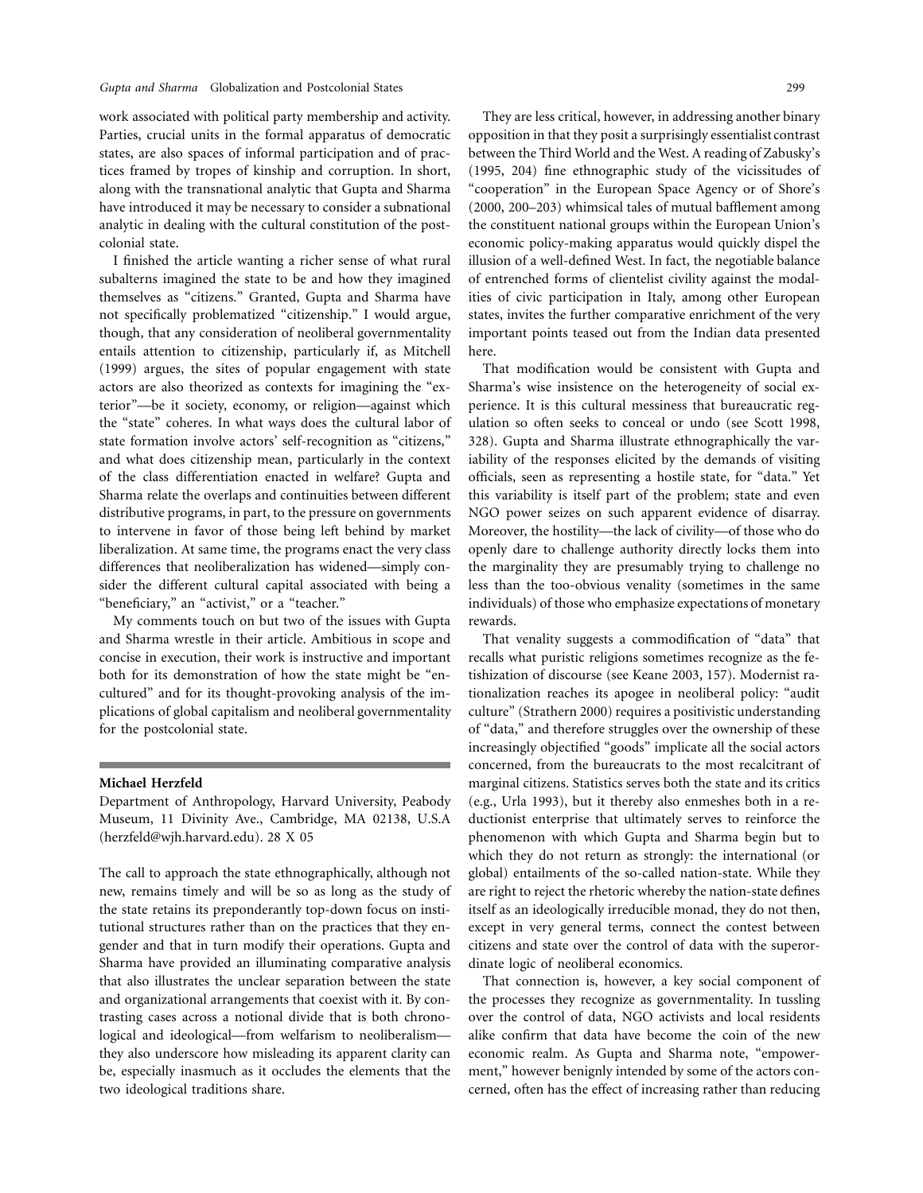work associated with political party membership and activity. Parties, crucial units in the formal apparatus of democratic states, are also spaces of informal participation and of practices framed by tropes of kinship and corruption. In short, along with the transnational analytic that Gupta and Sharma have introduced it may be necessary to consider a subnational analytic in dealing with the cultural constitution of the postcolonial state.

I finished the article wanting a richer sense of what rural subalterns imagined the state to be and how they imagined themselves as "citizens." Granted, Gupta and Sharma have not specifically problematized "citizenship." I would argue, though, that any consideration of neoliberal governmentality entails attention to citizenship, particularly if, as Mitchell (1999) argues, the sites of popular engagement with state actors are also theorized as contexts for imagining the "exterior"—be it society, economy, or religion—against which the "state" coheres. In what ways does the cultural labor of state formation involve actors' self-recognition as "citizens," and what does citizenship mean, particularly in the context of the class differentiation enacted in welfare? Gupta and Sharma relate the overlaps and continuities between different distributive programs, in part, to the pressure on governments to intervene in favor of those being left behind by market liberalization. At same time, the programs enact the very class differences that neoliberalization has widened—simply consider the different cultural capital associated with being a "beneficiary," an "activist," or a "teacher."

My comments touch on but two of the issues with Gupta and Sharma wrestle in their article. Ambitious in scope and concise in execution, their work is instructive and important both for its demonstration of how the state might be "encultured" and for its thought-provoking analysis of the implications of global capitalism and neoliberal governmentality for the postcolonial state.

**Michael Herzfeld**

Department of Anthropology, Harvard University, Peabody Museum, 11 Divinity Ave., Cambridge, MA 02138, U.S.A (herzfeld@wjh.harvard.edu). 28 X 05

The call to approach the state ethnographically, although not new, remains timely and will be so as long as the study of the state retains its preponderantly top-down focus on institutional structures rather than on the practices that they engender and that in turn modify their operations. Gupta and Sharma have provided an illuminating comparative analysis that also illustrates the unclear separation between the state and organizational arrangements that coexist with it. By contrasting cases across a notional divide that is both chronological and ideological—from welfarism to neoliberalism—they also underscore how misleading its apparent clarity can be, especially inasmuch as it occludes the elements that the two ideological traditions share.

They are less critical, however, in addressing another binary opposition in that they posit a surprisingly essentialist contrast between the Third World and the West. A reading of Zabusky's (1995, 204) fine ethnographic study of the vicissitudes of "cooperation" in the European Space Agency or of Shore's (2000, 200–203) whimsical tales of mutual bafflement among the constituent national groups within the European Union's economic policy-making apparatus would quickly dispel the illusion of a well-defined West. In fact, the negotiable balance of entrenched forms of clientelist civility against the modalities of civic participation in Italy, among other European states, invites the further comparative enrichment of the very important points teased out from the Indian data presented here.

That modification would be consistent with Gupta and Sharma's wise insistence on the heterogeneity of social experience. It is this cultural messiness that bureaucratic regulation so often seeks to conceal or undo (see Scott 1998, 328). Gupta and Sharma illustrate ethnographically the variability of the responses elicited by the demands of visiting officials, seen as representing a hostile state, for "data." Yet this variability is itself part of the problem; state and even NGO power seizes on such apparent evidence of disarray. Moreover, the hostility—the lack of civility—of those who do openly dare to challenge authority directly locks them into the marginality they are presumably trying to challenge no less than the too-obvious venality (sometimes in the same individuals) of those who emphasize expectations of monetary rewards.

That venality suggests a commodification of "data" that recalls what puristic religions sometimes recognize as the fetishization of discourse (see Keane 2003, 157). Modernist rationalization reaches its apogee in neoliberal policy: "audit culture" (Strathern 2000) requires a positivistic understanding of "data," and therefore struggles over the ownership of these increasingly objectified "goods" implicate all the social actors concerned, from the bureaucrats to the most recalcitrant of marginal citizens. Statistics serves both the state and its critics (e.g., Urla 1993), but it thereby also enmeshes both in a reductionist enterprise that ultimately serves to reinforce the phenomenon with which Gupta and Sharma begin but to which they do not return as strongly: the international (or global) entailments of the so-called nation-state. While they are right to reject the rhetoric whereby the nation-state defines itself as an ideologically irreducible monad, they do not then, except in very general terms, connect the contest between citizens and state over the control of data with the superordinate logic of neoliberal economics.

That connection is, however, a key social component of the processes they recognize as governmentality. In tussling over the control of data, NGO activists and local residents alike confirm that data have become the coin of the new economic realm. As Gupta and Sharma note, "empowerment," however benignly intended by some of the actors concerned, often has the effect of increasing rather than reducing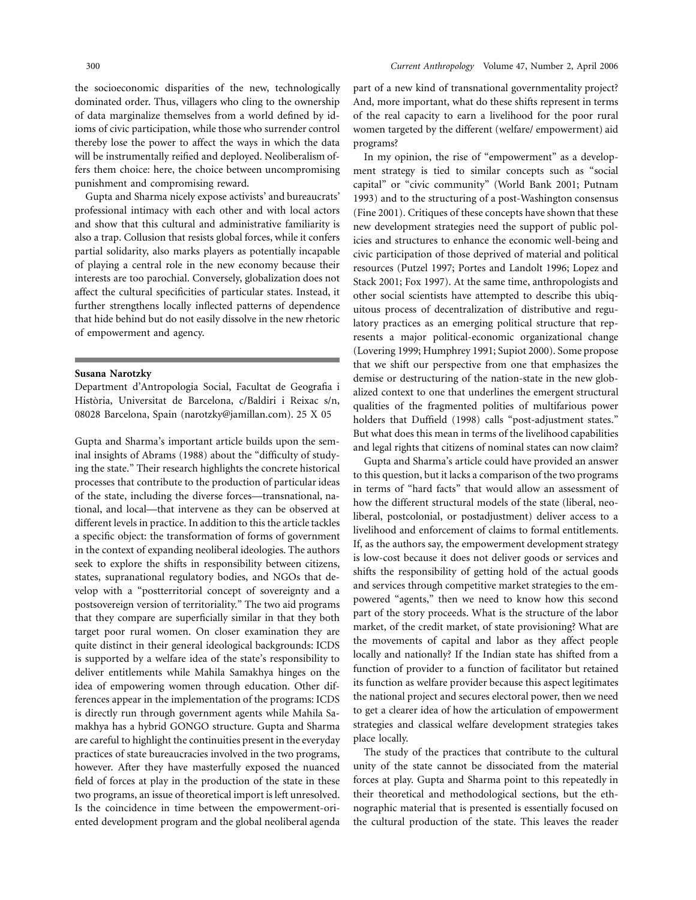the socioeconomic disparities of the new, technologically dominated order. Thus, villagers who cling to the ownership of data marginalize themselves from a world defined by idioms of civic participation, while those who surrender control thereby lose the power to affect the ways in which the data will be instrumentally reified and deployed. Neoliberalism offers them choice: here, the choice between uncompromising punishment and compromising reward.

Gupta and Sharma nicely expose activists' and bureaucrats' professional intimacy with each other and with local actors and show that this cultural and administrative familiarity is also a trap. Collusion that resists global forces, while it confers partial solidarity, also marks players as potentially incapable of playing a central role in the new economy because their interests are too parochial. Conversely, globalization does not affect the cultural specificities of particular states. Instead, it further strengthens locally inflected patterns of dependence that hide behind but do not easily dissolve in the new rhetoric of empowerment and agency.

**Susana Narotzky**

Department d'Antropologia Social, Facultat de Geografia i Història, Universitat de Barcelona, c/Baldiri i Reixac s/n, 08028 Barcelona, Spain (narotzky@jamillan.com). 25 X 05

Gupta and Sharma's important article builds upon the seminal insights of Abrams (1988) about the "difficulty of studying the state." Their research highlights the concrete historical processes that contribute to the production of particular ideas of the state, including the diverse forces—transnational, national, and local—that intervene as they can be observed at different levels in practice. In addition to this the article tackles a specific object: the transformation of forms of government in the context of expanding neoliberal ideologies. The authors seek to explore the shifts in responsibility between citizens, states, supranational regulatory bodies, and NGOs that develop with a "postterritorial concept of sovereignty and a postsovereign version of territoriality." The two aid programs that they compare are superficially similar in that they both target poor rural women. On closer examination they are quite distinct in their general ideological backgrounds: ICDS is supported by a welfare idea of the state's responsibility to deliver entitlements while Mahila Samakhya hinges on the idea of empowering women through education. Other differences appear in the implementation of the programs: ICDS is directly run through government agents while Mahila Samakhya has a hybrid GONGO structure. Gupta and Sharma are careful to highlight the continuities present in the everyday practices of state bureaucracies involved in the two programs, however. After they have masterfully exposed the nuanced field of forces at play in the production of the state in these two programs, an issue of theoretical import is left unresolved. Is the coincidence in time between the empowerment-oriented development program and the global neoliberal agenda part of a new kind of transnational governmentality project? And, more important, what do these shifts represent in terms of the real capacity to earn a livelihood for the poor rural women targeted by the different (welfare/ empowerment) aid programs?

In my opinion, the rise of "empowerment" as a development strategy is tied to similar concepts such as "social capital" or "civic community" (World Bank 2001; Putnam 1993) and to the structuring of a post-Washington consensus (Fine 2001). Critiques of these concepts have shown that these new development strategies need the support of public policies and structures to enhance the economic well-being and civic participation of those deprived of material and political resources (Putzel 1997; Portes and Landolt 1996; Lopez and Stack 2001; Fox 1997). At the same time, anthropologists and other social scientists have attempted to describe this ubiquitous process of decentralization of distributive and regulatory practices as an emerging political structure that represents a major political-economic organizational change (Lovering 1999; Humphrey 1991; Supiot 2000). Some propose that we shift our perspective from one that emphasizes the demise or destructuring of the nation-state in the new globalized context to one that underlines the emergent structural qualities of the fragmented polities of multifarious power holders that Duffield (1998) calls "post-adjustment states." But what does this mean in terms of the livelihood capabilities and legal rights that citizens of nominal states can now claim?

Gupta and Sharma's article could have provided an answer to this question, but it lacks a comparison of the two programs in terms of "hard facts" that would allow an assessment of how the different structural models of the state (liberal, neoliberal, postcolonial, or postadjustment) deliver access to a livelihood and enforcement of claims to formal entitlements. If, as the authors say, the empowerment development strategy is low-cost because it does not deliver goods or services and shifts the responsibility of getting hold of the actual goods and services through competitive market strategies to the empowered "agents," then we need to know how this second part of the story proceeds. What is the structure of the labor market, of the credit market, of state provisioning? What are the movements of capital and labor as they affect people locally and nationally? If the Indian state has shifted from a function of provider to a function of facilitator but retained its function as welfare provider because this aspect legitimates the national project and secures electoral power, then we need to get a clearer idea of how the articulation of empowerment strategies and classical welfare development strategies takes place locally.

The study of the practices that contribute to the cultural unity of the state cannot be dissociated from the material forces at play. Gupta and Sharma point to this repeatedly in their theoretical and methodological sections, but the ethnographic material that is presented is essentially focused on the cultural production of the state. This leaves the reader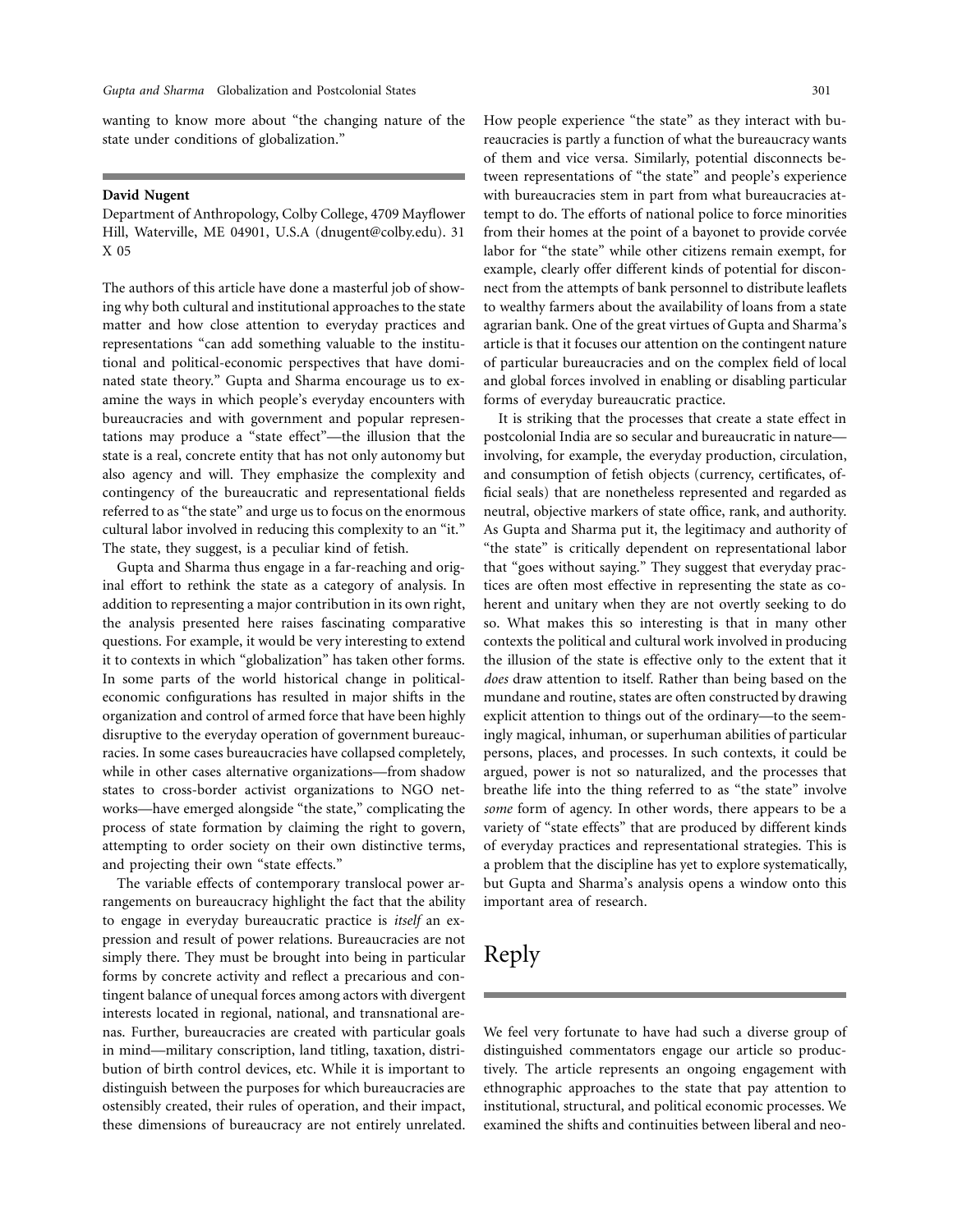wanting to know more about "the changing nature of the state under conditions of globalization."

**David Nugent**

Department of Anthropology, Colby College, 4709 Mayflower Hill, Waterville, ME 04901, U.S.A (dnugent@colby.edu). 31 X 05

The authors of this article have done a masterful job of showing why both cultural and institutional approaches to the state matter and how close attention to everyday practices and representations "can add something valuable to the institutional and political-economic perspectives that have dominated state theory." Gupta and Sharma encourage us to examine the ways in which people's everyday encounters with bureaucracies and with government and popular representations may produce a "state effect"—the illusion that the state is a real, concrete entity that has not only autonomy but also agency and will. They emphasize the complexity and contingency of the bureaucratic and representational fields referred to as "the state" and urge us to focus on the enormous cultural labor involved in reducing this complexity to an "it." The state, they suggest, is a peculiar kind of fetish.

Gupta and Sharma thus engage in a far-reaching and original effort to rethink the state as a category of analysis. In addition to representing a major contribution in its own right, the analysis presented here raises fascinating comparative questions. For example, it would be very interesting to extend it to contexts in which "globalization" has taken other forms. In some parts of the world historical change in political-economic configurations has resulted in major shifts in the organization and control of armed force that have been highly disruptive to the everyday operation of government bureaucracies. In some cases bureaucracies have collapsed completely, while in other cases alternative organizations—from shadow states to cross-border activist organizations to NGO networks—have emerged alongside "the state," complicating the process of state formation by claiming the right to govern, attempting to order society on their own distinctive terms, and projecting their own "state effects."

The variable effects of contemporary translocal power arrangements on bureaucracy highlight the fact that the ability to engage in everyday bureaucratic practice is *itself* an expression and result of power relations. Bureaucracies are not simply there. They must be brought into being in particular forms by concrete activity and reflect a precarious and contingent balance of unequal forces among actors with divergent interests located in regional, national, and transnational arenas. Further, bureaucracies are created with particular goals in mind—military conscription, land titling, taxation, distribution of birth control devices, etc. While it is important to distinguish between the purposes for which bureaucracies are ostensibly created, their rules of operation, and their impact, these dimensions of bureaucracy are not entirely unrelated. How people experience "the state" as they interact with bureaucracies is partly a function of what the bureaucracy wants of them and vice versa. Similarly, potential disconnects between representations of "the state" and people's experience with bureaucracies stem in part from what bureaucracies attempt to do. The efforts of national police to force minorities from their homes at the point of a bayonet to provide corvée labor for "the state" while other citizens remain exempt, for example, clearly offer different kinds of potential for disconnect from the attempts of bank personnel to distribute leaflets to wealthy farmers about the availability of loans from a state agrarian bank. One of the great virtues of Gupta and Sharma's article is that it focuses our attention on the contingent nature of particular bureaucracies and on the complex field of local and global forces involved in enabling or disabling particular forms of everyday bureaucratic practice.

It is striking that the processes that create a state effect in postcolonial India are so secular and bureaucratic in nature—involving, for example, the everyday production, circulation, and consumption of fetish objects (currency, certificates, official seals) that are nonetheless represented and regarded as neutral, objective markers of state office, rank, and authority. As Gupta and Sharma put it, the legitimacy and authority of "the state" is critically dependent on representational labor that "goes without saying." They suggest that everyday practices are often most effective in representing the state as coherent and unitary when they are not overtly seeking to do so. What makes this so interesting is that in many other contexts the political and cultural work involved in producing the illusion of the state is effective only to the extent that it *does* draw attention to itself. Rather than being based on the mundane and routine, states are often constructed by drawing explicit attention to things out of the ordinary—to the seemingly magical, inhuman, or superhuman abilities of particular persons, places, and processes. In such contexts, it could be argued, power is not so naturalized, and the processes that breathe life into the thing referred to as "the state" involve *some* form of agency. In other words, there appears to be a variety of "state effects" that are produced by different kinds of everyday practices and representational strategies. This is a problem that the discipline has yet to explore systematically, but Gupta and Sharma's analysis opens a window onto this important area of research.

# Reply

We feel very fortunate to have had such a diverse group of distinguished commentators engage our article so productively. The article represents an ongoing engagement with ethnographic approaches to the state that pay attention to institutional, structural, and political economic processes. We examined the shifts and continuities between liberal and neo-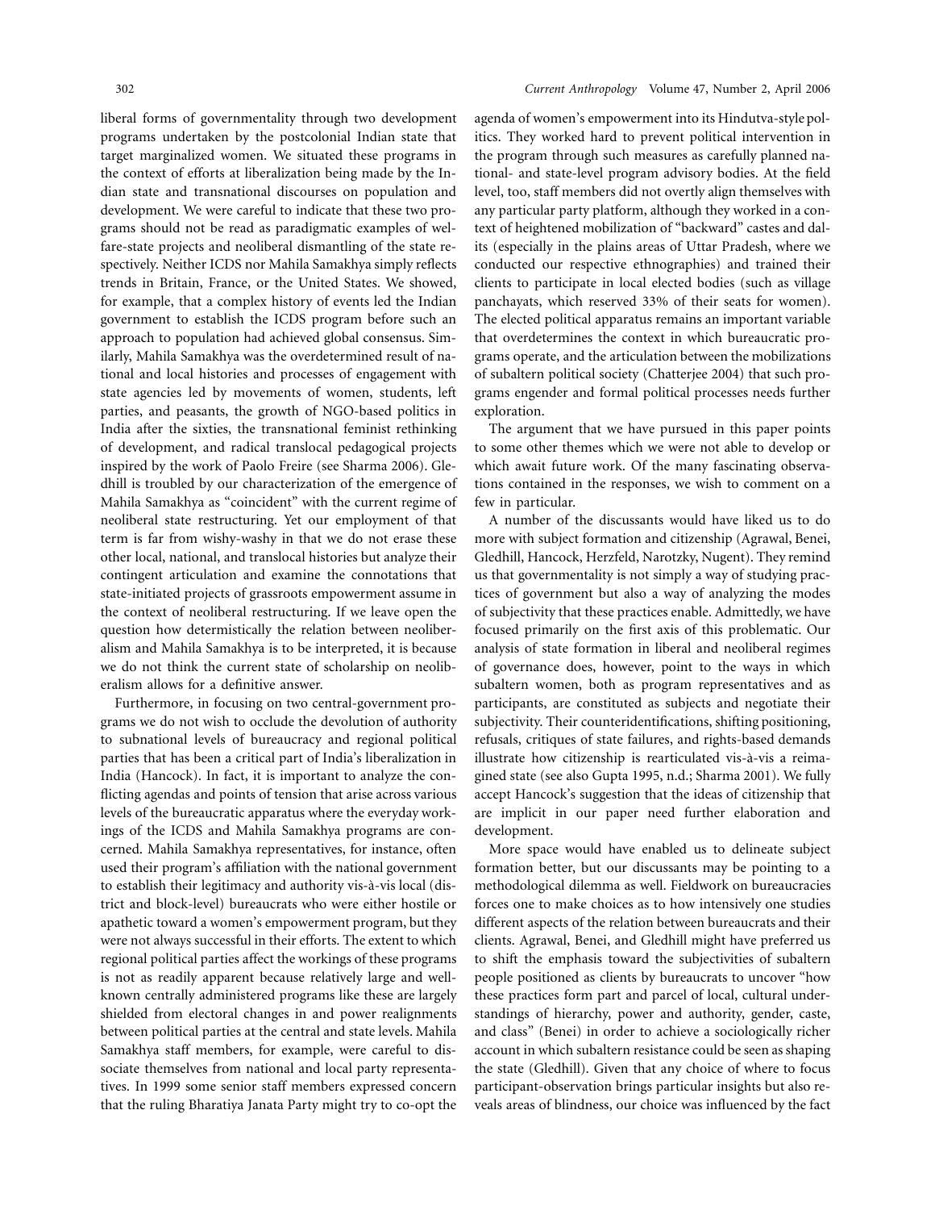liberal forms of governmentality through two development programs undertaken by the postcolonial Indian state that target marginalized women. We situated these programs in the context of efforts at liberalization being made by the Indian state and transnational discourses on population and development. We were careful to indicate that these two programs should not be read as paradigmatic examples of welfare-state projects and neoliberal dismantling of the state respectively. Neither ICDS nor Mahila Samakhya simply reflects trends in Britain, France, or the United States. We showed, for example, that a complex history of events led the Indian government to establish the ICDS program before such an approach to population had achieved global consensus. Similarly, Mahila Samakhya was the overdetermined result of national and local histories and processes of engagement with state agencies led by movements of women, students, left parties, and peasants, the growth of NGO-based politics in India after the sixties, the transnational feminist rethinking of development, and radical translocal pedagogical projects inspired by the work of Paolo Freire (see Sharma 2006). Gledhill is troubled by our characterization of the emergence of Mahila Samakhya as "coincident" with the current regime of neoliberal state restructuring. Yet our employment of that term is far from wishy-washy in that we do not erase these other local, national, and translocal histories but analyze their contingent articulation and examine the connotations that state-initiated projects of grassroots empowerment assume in the context of neoliberal restructuring. If we leave open the question how deterministically the relation between neoliberalism and Mahila Samakhya is to be interpreted, it is because we do not think the current state of scholarship on neoliberalism allows for a definitive answer.

Furthermore, in focusing on two central-government programs we do not wish to occlude the devolution of authority to subnational levels of bureaucracy and regional political parties that has been a critical part of India's liberalization in India (Hancock). In fact, it is important to analyze the conflicting agendas and points of tension that arise across various levels of the bureaucratic apparatus where the everyday workings of the ICDS and Mahila Samakhya programs are concerned. Mahila Samakhya representatives, for instance, often used their program's affiliation with the national government to establish their legitimacy and authority vis-à-vis local (district and block-level) bureaucrats who were either hostile or apathetic toward a women's empowerment program, but they were not always successful in their efforts. The extent to which regional political parties affect the workings of these programs is not as readily apparent because relatively large and well-known centrally administered programs like these are largely shielded from electoral changes in and power realignments between political parties at the central and state levels. Mahila Samakhya staff members, for example, were careful to dissociate themselves from national and local party representatives. In 1999 some senior staff members expressed concern that the ruling Bharatiya Janata Party might try to co-opt the agenda of women's empowerment into its Hindutva-style politics. They worked hard to prevent political intervention in the program through such measures as carefully planned national- and state-level program advisory bodies. At the field level, too, staff members did not overtly align themselves with any particular party platform, although they worked in a context of heightened mobilization of "backward" castes and dalits (especially in the plains areas of Uttar Pradesh, where we conducted our respective ethnographies) and trained their clients to participate in local elected bodies (such as village panchayats, which reserved 33% of their seats for women). The elected political apparatus remains an important variable that overdetermines the context in which bureaucratic programs operate, and the articulation between the mobilizations of subaltern political society (Chatterjee 2004) that such programs engender and formal political processes needs further exploration.

The argument that we have pursued in this paper points to some other themes which we were not able to develop or which await future work. Of the many fascinating observations contained in the responses, we wish to comment on a few in particular.

A number of the discussants would have liked us to do more with subject formation and citizenship (Agrawal, Benei, Gledhill, Hancock, Herzfeld, Narotzky, Nugent). They remind us that governmentality is not simply a way of studying practices of government but also a way of analyzing the modes of subjectivity that these practices enable. Admittedly, we have focused primarily on the first axis of this problematic. Our analysis of state formation in liberal and neoliberal regimes of governance does, however, point to the ways in which subaltern women, both as program representatives and as participants, are constituted as subjects and negotiate their subjectivity. Their counteridentifications, shifting positioning, refusals, critiques of state failures, and rights-based demands illustrate how citizenship is rearticulated vis-à-vis a reimagined state (see also Gupta 1995, n.d.; Sharma 2001). We fully accept Hancock's suggestion that the ideas of citizenship that are implicit in our paper need further elaboration and development.

More space would have enabled us to delineate subject formation better, but our discussants may be pointing to a methodological dilemma as well. Fieldwork on bureaucracies forces one to make choices as to how intensively one studies different aspects of the relation between bureaucrats and their clients. Agrawal, Benei, and Gledhill might have preferred us to shift the emphasis toward the subjectivities of subaltern people positioned as clients by bureaucrats to uncover "how these practices form part and parcel of local, cultural understandings of hierarchy, power and authority, gender, caste, and class" (Benei) in order to achieve a sociologically richer account in which subaltern resistance could be seen as shaping the state (Gledhill). Given that any choice of where to focus participant-observation brings particular insights but also reveals areas of blindness, our choice was influenced by the fact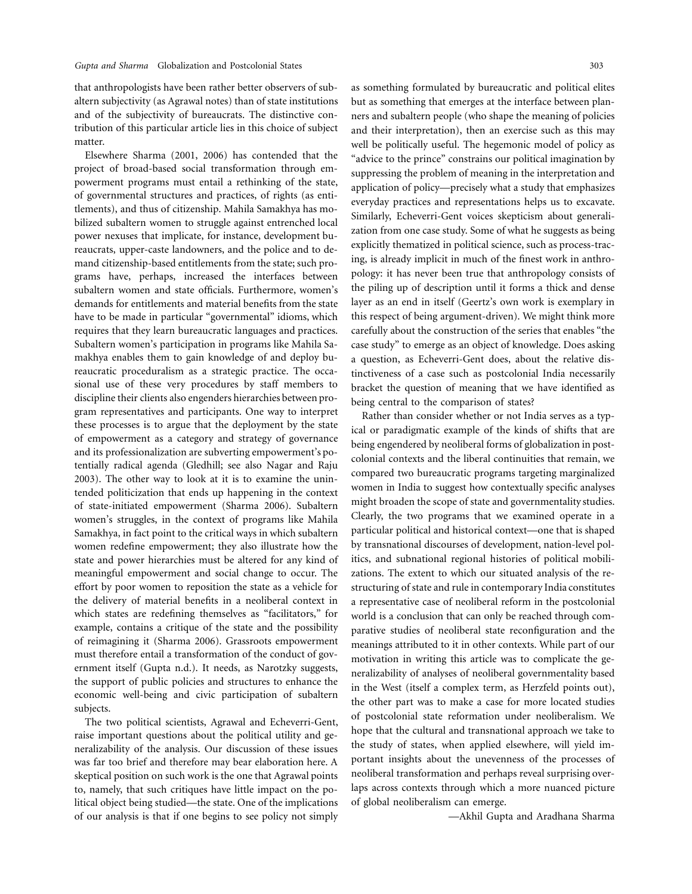that anthropologists have been rather better observers of subaltern subjectivity (as Agrawal notes) than of state institutions and of the subjectivity of bureaucrats. The distinctive contribution of this particular article lies in this choice of subject matter.

Elsewhere Sharma (2001, 2006) has contended that the project of broad-based social transformation through empowerment programs must entail a rethinking of the state, of governmental structures and practices, of rights (as entitlements), and thus of citizenship. Mahila Samakhya has mobilized subaltern women to struggle against entrenched local power nexuses that implicate, for instance, development bureaucrats, upper-caste landowners, and the police and to demand citizenship-based entitlements from the state; such programs have, perhaps, increased the interfaces between subaltern women and state officials. Furthermore, women's demands for entitlements and material benefits from the state have to be made in particular "governmental" idioms, which requires that they learn bureaucratic languages and practices. Subaltern women's participation in programs like Mahila Samakhya enables them to gain knowledge of and deploy bureaucratic proceduralism as a strategic practice. The occasional use of these very procedures by staff members to discipline their clients also engenders hierarchies between program representatives and participants. One way to interpret these processes is to argue that the deployment by the state of empowerment as a category and strategy of governance and its professionalization are subverting empowerment's potentially radical agenda (Gledhill; see also Nagar and Raju 2003). The other way to look at it is to examine the unintended politicization that ends up happening in the context of state-initiated empowerment (Sharma 2006). Subaltern women's struggles, in the context of programs like Mahila Samakhya, in fact point to the critical ways in which subaltern women redefine empowerment; they also illustrate how the state and power hierarchies must be altered for any kind of meaningful empowerment and social change to occur. The effort by poor women to reposition the state as a vehicle for the delivery of material benefits in a neoliberal context in which states are redefining themselves as "facilitators," for example, contains a critique of the state and the possibility of reimagining it (Sharma 2006). Grassroots empowerment must therefore entail a transformation of the conduct of government itself (Gupta n.d.). It needs, as Narotzky suggests, the support of public policies and structures to enhance the economic well-being and civic participation of subaltern subjects.

The two political scientists, Agrawal and Echeverri-Gent, raise important questions about the political utility and generalizability of the analysis. Our discussion of these issues was far too brief and therefore may bear elaboration here. A skeptical position on such work is the one that Agrawal points to, namely, that such critiques have little impact on the political object being studied—the state. One of the implications of our analysis is that if one begins to see policy not simply as something formulated by bureaucratic and political elites but as something that emerges at the interface between planners and subaltern people (who shape the meaning of policies and their interpretation), then an exercise such as this may well be politically useful. The hegemonic model of policy as "advice to the prince" constrains our political imagination by suppressing the problem of meaning in the interpretation and application of policy—precisely what a study that emphasizes everyday practices and representations helps us to excavate. Similarly, Echeverri-Gent voices skepticism about generalization from one case study. Some of what he suggests as being explicitly thematized in political science, such as process-tracing, is already implicit in much of the finest work in anthropology: it has never been true that anthropology consists of the piling up of description until it forms a thick and dense layer as an end in itself (Geertz's own work is exemplary in this respect of being argument-driven). We might think more carefully about the construction of the series that enables "the case study" to emerge as an object of knowledge. Does asking a question, as Echeverri-Gent does, about the relative distinctiveness of a case such as postcolonial India necessarily bracket the question of meaning that we have identified as being central to the comparison of states?

Rather than consider whether or not India serves as a typical or paradigmatic example of the kinds of shifts that are being engendered by neoliberal forms of globalization in postcolonial contexts and the liberal continuities that remain, we compared two bureaucratic programs targeting marginalized women in India to suggest how contextually specific analyses might broaden the scope of state and governmentality studies. Clearly, the two programs that we examined operate in a particular political and historical context—one that is shaped by transnational discourses of development, nation-level politics, and subnational regional histories of political mobilizations. The extent to which our situated analysis of the restructuring of state and rule in contemporary India constitutes a representative case of neoliberal reform in the postcolonial world is a conclusion that can only be reached through comparative studies of neoliberal state reconfiguration and the meanings attributed to it in other contexts. While part of our motivation in writing this article was to complicate the generalizability of analyses of neoliberal governmentality based in the West (itself a complex term, as Herzfeld points out), the other part was to make a case for more located studies of postcolonial state reformation under neoliberalism. We hope that the cultural and transnational approach we take to the study of states, when applied elsewhere, will yield important insights about the unevenness of the processes of neoliberal transformation and perhaps reveal surprising overlaps across contexts through which a more nuanced picture of global neoliberalism can emerge.

—Akhil Gupta and Aradhana Sharma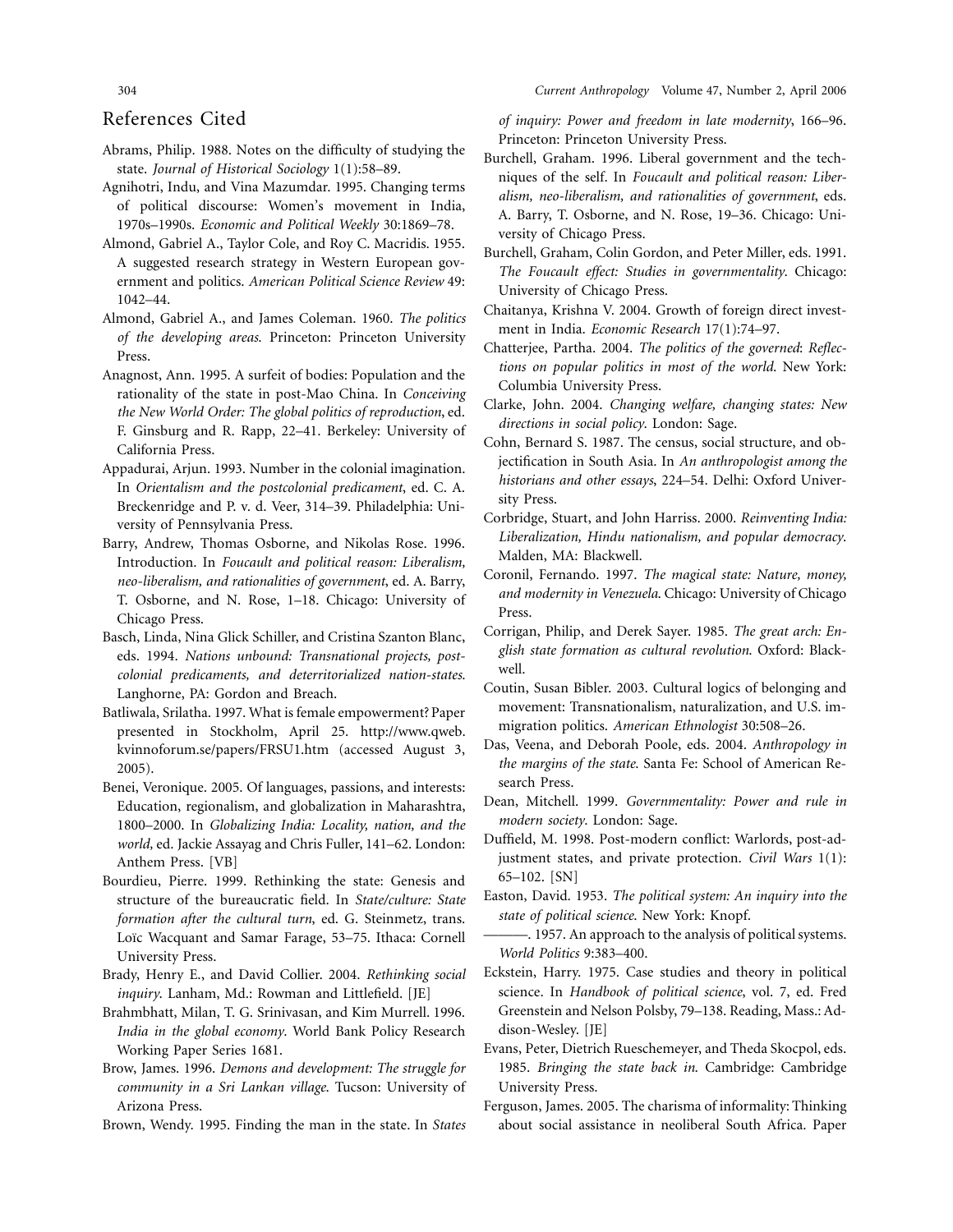## References Cited

Abrams, Philip. 1988. Notes on the difficulty of studying the state. *Journal of Historical Sociology* 1(1):58–89.

Agnihotri, Indu, and Vina Mazumdar. 1995. Changing terms of political discourse: Women's movement in India, 1970s–1990s. *Economic and Political Weekly* 30:1869–78.

Almond, Gabriel A., Taylor Cole, and Roy C. Macridis. 1955. A suggested research strategy in Western European government and politics. *American Political Science Review* 49: 1042–44.

Almond, Gabriel A., and James Coleman. 1960. *The politics of the developing areas.* Princeton: Princeton University Press.

Anagnost, Ann. 1995. A surfeit of bodies: Population and the rationality of the state in post-Mao China. In *Conceiving the New World Order: The global politics of reproduction*, ed. F. Ginsburg and R. Rapp, 22–41. Berkeley: University of California Press.

Appadurai, Arjun. 1993. Number in the colonial imagination. In *Orientalism and the postcolonial predicament*, ed. C. A. Breckenridge and P. v. d. Veer, 314–39. Philadelphia: University of Pennsylvania Press.

Barry, Andrew, Thomas Osborne, and Nikolas Rose. 1996. Introduction. In *Foucault and political reason: Liberalism, neo-liberalism, and rationalities of government*, ed. A. Barry, T. Osborne, and N. Rose, 1–18. Chicago: University of Chicago Press.

Basch, Linda, Nina Glick Schiller, and Cristina Szanton Blanc, eds. 1994. *Nations unbound: Transnational projects, postcolonial predicaments, and deterritorialized nation-states.* Langhorne, PA: Gordon and Breach.

Batliwala, Srilatha. 1997. What is female empowerment? Paper presented in Stockholm, April 25. http://www.qweb.kvinnoforum.se/papers/FRSU1.htm (accessed August 3, 2005).

Benei, Veronique. 2005. Of languages, passions, and interests: Education, regionalism, and globalization in Maharashtra, 1800–2000. In *Globalizing India: Locality, nation, and the world*, ed. Jackie Assayag and Chris Fuller, 141–62. London: Anthem Press. [VB]

Bourdieu, Pierre. 1999. Rethinking the state: Genesis and structure of the bureaucratic field. In *State/culture: State formation after the cultural turn*, ed. G. Steinmetz, trans. Loïc Wacquant and Samar Farage, 53–75. Ithaca: Cornell University Press.

Brady, Henry E., and David Collier. 2004. *Rethinking social inquiry.* Lanham, Md.: Rowman and Littlefield. [JE]

Brahmbhatt, Milan, T. G. Srinivasan, and Kim Murrell. 1996. *India in the global economy*. World Bank Policy Research Working Paper Series 1681.

Brow, James. 1996. *Demons and development: The struggle for community in a Sri Lankan village.* Tucson: University of Arizona Press.

Brown, Wendy. 1995. Finding the man in the state. In *States of inquiry: Power and freedom in late modernity*, 166–96. Princeton: Princeton University Press.

Burchell, Graham. 1996. Liberal government and the techniques of the self. In *Foucault and political reason: Liberalism, neo-liberalism, and rationalities of government*, eds. A. Barry, T. Osborne, and N. Rose, 19–36. Chicago: University of Chicago Press.

Burchell, Graham, Colin Gordon, and Peter Miller, eds. 1991. *The Foucault effect: Studies in governmentality*. Chicago: University of Chicago Press.

Chaitanya, Krishna V. 2004. Growth of foreign direct investment in India. *Economic Research* 17(1):74–97.

Chatterjee, Partha. 2004. *The politics of the governed: Reflections on popular politics in most of the world.* New York: Columbia University Press.

Clarke, John. 2004. *Changing welfare, changing states: New directions in social policy*. London: Sage.

Cohn, Bernard S. 1987. The census, social structure, and objectification in South Asia. In *An anthropologist among the historians and other essays*, 224–54. Delhi: Oxford University Press.

Corbridge, Stuart, and John Harriss. 2000. *Reinventing India: Liberalization, Hindu nationalism, and popular democracy*. Malden, MA: Blackwell.

Coronil, Fernando. 1997. *The magical state: Nature, money, and modernity in Venezuela.* Chicago: University of Chicago Press.

Corrigan, Philip, and Derek Sayer. 1985. *The great arch: English state formation as cultural revolution.* Oxford: Blackwell.

Coutin, Susan Bibler. 2003. Cultural logics of belonging and movement: Transnationalism, naturalization, and U.S. immigration politics. *American Ethnologist* 30:508–26.

Das, Veena, and Deborah Poole, eds. 2004. *Anthropology in the margins of the state.* Santa Fe: School of American Research Press.

Dean, Mitchell. 1999. *Governmentality: Power and rule in modern society*. London: Sage.

Duffield, M. 1998. Post-modern conflict: Warlords, post-adjustment states, and private protection. *Civil Wars* 1(1): 65–102. [SN]

Easton, David. 1953. *The political system: An inquiry into the state of political science.* New York: Knopf.

———. 1957. An approach to the analysis of political systems. *World Politics* 9:383–400.

Eckstein, Harry. 1975. Case studies and theory in political science. In *Handbook of political science*, vol. 7, ed. Fred Greenstein and Nelson Polsby, 79–138. Reading, Mass.: Addison-Wesley. [JE]

Evans, Peter, Dietrich Rueschemeyer, and Theda Skocpol, eds. 1985. *Bringing the state back in.* Cambridge: Cambridge University Press.

Ferguson, James. 2005. The charisma of informality: Thinking about social assistance in neoliberal South Africa. Paper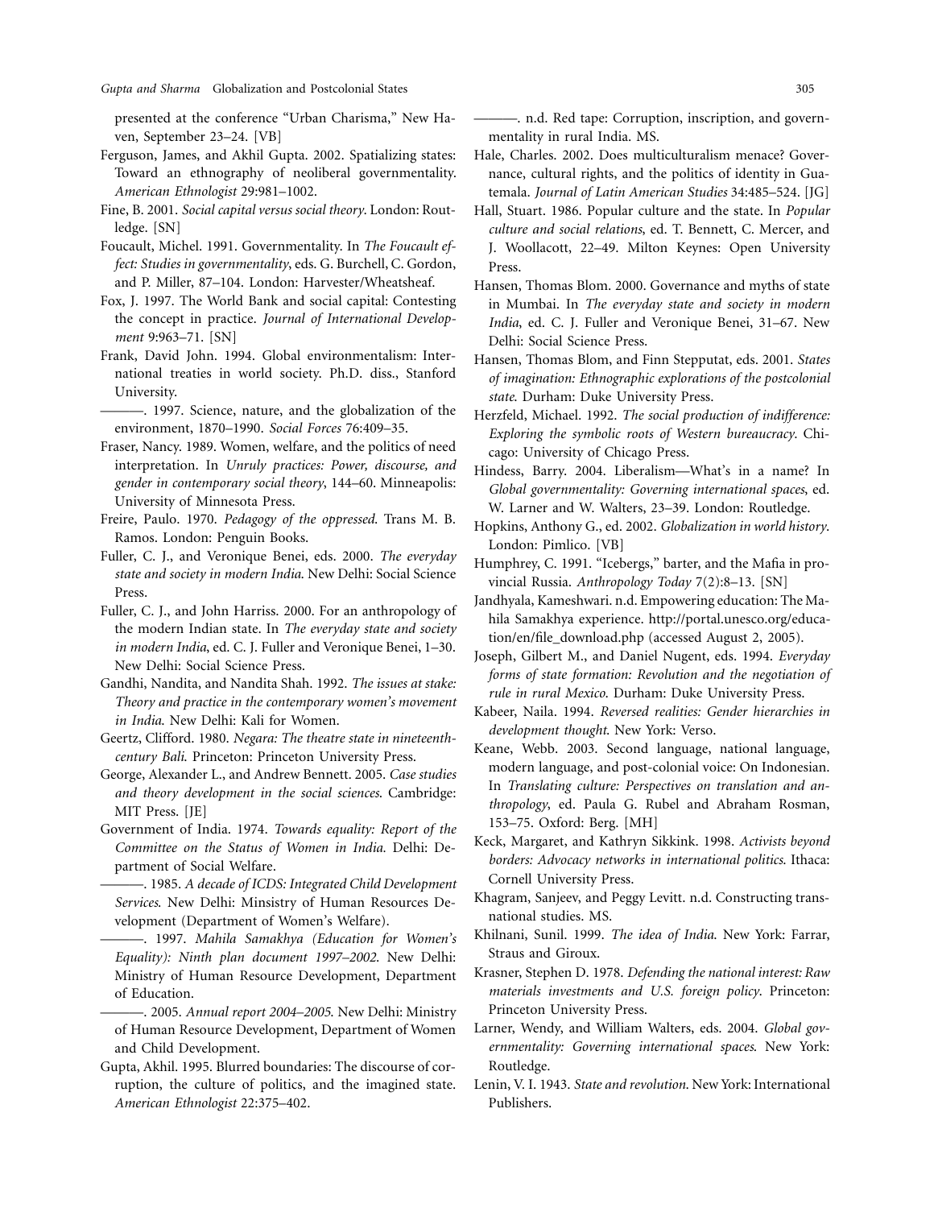presented at the conference "Urban Charisma," New Haven, September 23–24. [VB]

Ferguson, James, and Akhil Gupta. 2002. Spatializing states: Toward an ethnography of neoliberal governmentality. *American Ethnologist* 29:981–1002.

Fine, B. 2001. *Social capital versus social theory*. London: Routledge. [SN]

Foucault, Michel. 1991. Governmentality. In *The Foucault effect: Studies in governmentality*, eds. G. Burchell, C. Gordon, and P. Miller, 87–104. London: Harvester/Wheatsheaf.

Fox, J. 1997. The World Bank and social capital: Contesting the concept in practice. *Journal of International Development* 9:963–71. [SN]

Frank, David John. 1994. Global environmentalism: International treaties in world society. Ph.D. diss., Stanford University.

———. 1997. Science, nature, and the globalization of the environment, 1870–1990. *Social Forces* 76:409–35.

Fraser, Nancy. 1989. Women, welfare, and the politics of need interpretation. In *Unruly practices: Power, discourse, and gender in contemporary social theory*, 144–60. Minneapolis: University of Minnesota Press.

Freire, Paulo. 1970. *Pedagogy of the oppressed*. Trans M. B. Ramos. London: Penguin Books.

Fuller, C. J., and Veronique Benei, eds. 2000. *The everyday state and society in modern India*. New Delhi: Social Science Press.

Fuller, C. J., and John Harriss. 2000. For an anthropology of the modern Indian state. In *The everyday state and society in modern India*, ed. C. J. Fuller and Veronique Benei, 1–30. New Delhi: Social Science Press.

Gandhi, Nandita, and Nandita Shah. 1992. *The issues at stake: Theory and practice in the contemporary women's movement in India*. New Delhi: Kali for Women.

Geertz, Clifford. 1980. *Negara: The theatre state in nineteenth-century Bali*. Princeton: Princeton University Press.

George, Alexander L., and Andrew Bennett. 2005. *Case studies and theory development in the social sciences*. Cambridge: MIT Press. [JE]

Government of India. 1974. *Towards equality: Report of the Committee on the Status of Women in India*. Delhi: Department of Social Welfare.

———. 1985. *A decade of ICDS: Integrated Child Development Services*. New Delhi: Minsistry of Human Resources Development (Department of Women's Welfare).

———. 1997. *Mahila Samakhya (Education for Women's Equality): Ninth plan document 1997–2002*. New Delhi: Ministry of Human Resource Development, Department of Education.

———. 2005. *Annual report 2004–2005*. New Delhi: Ministry of Human Resource Development, Department of Women and Child Development.

Gupta, Akhil. 1995. Blurred boundaries: The discourse of corruption, the culture of politics, and the imagined state. *American Ethnologist* 22:375–402.

———. n.d. Red tape: Corruption, inscription, and governmentality in rural India. MS.

Hale, Charles. 2002. Does multiculturalism menace? Governance, cultural rights, and the politics of identity in Guatemala. *Journal of Latin American Studies* 34:485–524. [JG]

Hall, Stuart. 1986. Popular culture and the state. In *Popular culture and social relations*, ed. T. Bennett, C. Mercer, and J. Woollacott, 22–49. Milton Keynes: Open University Press.

Hansen, Thomas Blom. 2000. Governance and myths of state in Mumbai. In *The everyday state and society in modern India*, ed. C. J. Fuller and Veronique Benei, 31–67. New Delhi: Social Science Press.

Hansen, Thomas Blom, and Finn Stepputat, eds. 2001. *States of imagination: Ethnographic explorations of the postcolonial state*. Durham: Duke University Press.

Herzfeld, Michael. 1992. *The social production of indifference: Exploring the symbolic roots of Western bureaucracy*. Chicago: University of Chicago Press.

Hindess, Barry. 2004. Liberalism—What's in a name? In *Global governmentality: Governing international spaces*, ed. W. Larner and W. Walters, 23–39. London: Routledge.

Hopkins, Anthony G., ed. 2002. *Globalization in world history*. London: Pimlico. [VB]

Humphrey, C. 1991. "Icebergs," barter, and the Mafia in provincial Russia. *Anthropology Today* 7(2):8–13. [SN]

Jandhyala, Kameshwari. n.d. Empowering education: The Mahila Samakhya experience. http://portal.unesco.org/education/en/file_download.php (accessed August 2, 2005).

Joseph, Gilbert M., and Daniel Nugent, eds. 1994. *Everyday forms of state formation: Revolution and the negotiation of rule in rural Mexico*. Durham: Duke University Press.

Kabeer, Naila. 1994. *Reversed realities: Gender hierarchies in development thought*. New York: Verso.

Keane, Webb. 2003. Second language, national language, modern language, and post-colonial voice: On Indonesian. In *Translating culture: Perspectives on translation and anthropology*, ed. Paula G. Rubel and Abraham Rosman, 153–75. Oxford: Berg. [MH]

Keck, Margaret, and Kathryn Sikkink. 1998. *Activists beyond borders: Advocacy networks in international politics*. Ithaca: Cornell University Press.

Khagram, Sanjeev, and Peggy Levitt. n.d. Constructing transnational studies. MS.

Khilnani, Sunil. 1999. *The idea of India*. New York: Farrar, Straus and Giroux.

Krasner, Stephen D. 1978. *Defending the national interest: Raw materials investments and U.S. foreign policy*. Princeton: Princeton University Press.

Larner, Wendy, and William Walters, eds. 2004. *Global governmentality: Governing international spaces*. New York: Routledge.

Lenin, V. I. 1943. *State and revolution*. New York: International Publishers.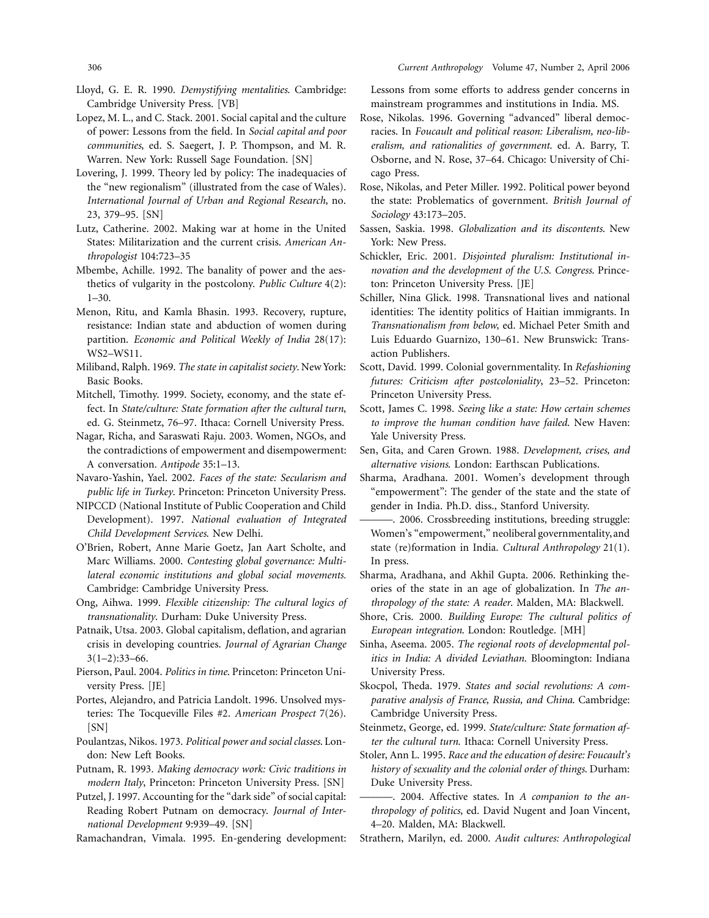Lloyd, G. E. R. 1990. *Demystifying mentalities*. Cambridge: Cambridge University Press. [VB]

Lopez, M. L., and C. Stack. 2001. Social capital and the culture of power: Lessons from the field. In *Social capital and poor communities*, ed. S. Saegert, J. P. Thompson, and M. R. Warren. New York: Russell Sage Foundation. [SN]

Lovering, J. 1999. Theory led by policy: The inadequacies of the "new regionalism" (illustrated from the case of Wales). *International Journal of Urban and Regional Research*, no. 23, 379–95. [SN]

Lutz, Catherine. 2002. Making war at home in the United States: Militarization and the current crisis. *American Anthropologist* 104:723–35

Mbembe, Achille. 1992. The banality of power and the aesthetics of vulgarity in the postcolony. *Public Culture* 4(2): 1–30.

Menon, Ritu, and Kamla Bhasin. 1993. Recovery, rupture, resistance: Indian state and abduction of women during partition. *Economic and Political Weekly of India* 28(17): WS2–WS11.

Miliband, Ralph. 1969. *The state in capitalist society*. New York: Basic Books.

Mitchell, Timothy. 1999. Society, economy, and the state effect. In *State/culture: State formation after the cultural turn*, ed. G. Steinmetz, 76–97. Ithaca: Cornell University Press.

Nagar, Richa, and Saraswati Raju. 2003. Women, NGOs, and the contradictions of empowerment and disempowerment: A conversation. *Antipode* 35:1–13.

Navaro-Yashin, Yael. 2002. *Faces of the state: Secularism and public life in Turkey*. Princeton: Princeton University Press.

NIPCCD (National Institute of Public Cooperation and Child Development). 1997. *National evaluation of Integrated Child Development Services*. New Delhi.

O'Brien, Robert, Anne Marie Goetz, Jan Aart Scholte, and Marc Williams. 2000. *Contesting global governance: Multilateral economic institutions and global social movements*. Cambridge: Cambridge University Press.

Ong, Aihwa. 1999. *Flexible citizenship: The cultural logics of transnationality*. Durham: Duke University Press.

Patnaik, Utsa. 2003. Global capitalism, deflation, and agrarian crisis in developing countries. *Journal of Agrarian Change* 3(1–2):33–66.

Pierson, Paul. 2004. *Politics in time*. Princeton: Princeton University Press. [JE]

Portes, Alejandro, and Patricia Landolt. 1996. Unsolved mysteries: The Tocqueville Files #2. *American Prospect* 7(26). [SN]

Poulantzas, Nikos. 1973. *Political power and social classes*. London: New Left Books.

Putnam, R. 1993. *Making democracy work: Civic traditions in modern Italy*, Princeton: Princeton University Press. [SN]

Putzel, J. 1997. Accounting for the "dark side" of social capital: Reading Robert Putnam on democracy. *Journal of International Development* 9:939–49. [SN]

Ramachandran, Vimala. 1995. En-gendering development: Lessons from some efforts to address gender concerns in mainstream programmes and institutions in India. MS.

Rose, Nikolas. 1996. Governing "advanced" liberal democracies. In *Foucault and political reason: Liberalism, neo-liberalism, and rationalities of government*. ed. A. Barry, T. Osborne, and N. Rose, 37–64. Chicago: University of Chicago Press.

Rose, Nikolas, and Peter Miller. 1992. Political power beyond the state: Problematics of government. *British Journal of Sociology* 43:173–205.

Sassen, Saskia. 1998. *Globalization and its discontents*. New York: New Press.

Schickler, Eric. 2001. *Disjointed pluralism: Institutional innovation and the development of the U.S. Congress*. Princeton: Princeton University Press. [JE]

Schiller, Nina Glick. 1998. Transnational lives and national identities: The identity politics of Haitian immigrants. In *Transnationalism from below,* ed. Michael Peter Smith and Luis Eduardo Guarnizo, 130–61. New Brunswick: Transaction Publishers.

Scott, David. 1999. Colonial governmentality. In *Refashioning futures: Criticism after postcoloniality*, 23–52. Princeton: Princeton University Press.

Scott, James C. 1998. *Seeing like a state: How certain schemes to improve the human condition have failed*. New Haven: Yale University Press.

Sen, Gita, and Caren Grown. 1988. *Development, crises, and alternative visions*. London: Earthscan Publications.

Sharma, Aradhana. 2001. Women's development through "empowerment": The gender of the state and the state of gender in India. Ph.D. diss., Stanford University.

———. 2006. Crossbreeding institutions, breeding struggle: Women's "empowerment," neoliberal governmentality, and state (re)formation in India. *Cultural Anthropology* 21(1). In press.

Sharma, Aradhana, and Akhil Gupta. 2006. Rethinking theories of the state in an age of globalization. In *The anthropology of the state: A reader*. Malden, MA: Blackwell.

Shore, Cris. 2000. *Building Europe: The cultural politics of European integration*. London: Routledge. [MH]

Sinha, Aseema. 2005. *The regional roots of developmental politics in India: A divided Leviathan*. Bloomington: Indiana University Press.

Skocpol, Theda. 1979. *States and social revolutions: A comparative analysis of France, Russia, and China*. Cambridge: Cambridge University Press.

Steinmetz, George, ed. 1999. *State/culture: State formation after the cultural turn*. Ithaca: Cornell University Press.

Stoler, Ann L. 1995. *Race and the education of desire: Foucault's history of sexuality and the colonial order of things*. Durham: Duke University Press.

———. 2004. Affective states. In *A companion to the anthropology of politics,* ed. David Nugent and Joan Vincent, 4–20. Malden, MA: Blackwell.

Strathern, Marilyn, ed. 2000. *Audit cultures: Anthropological*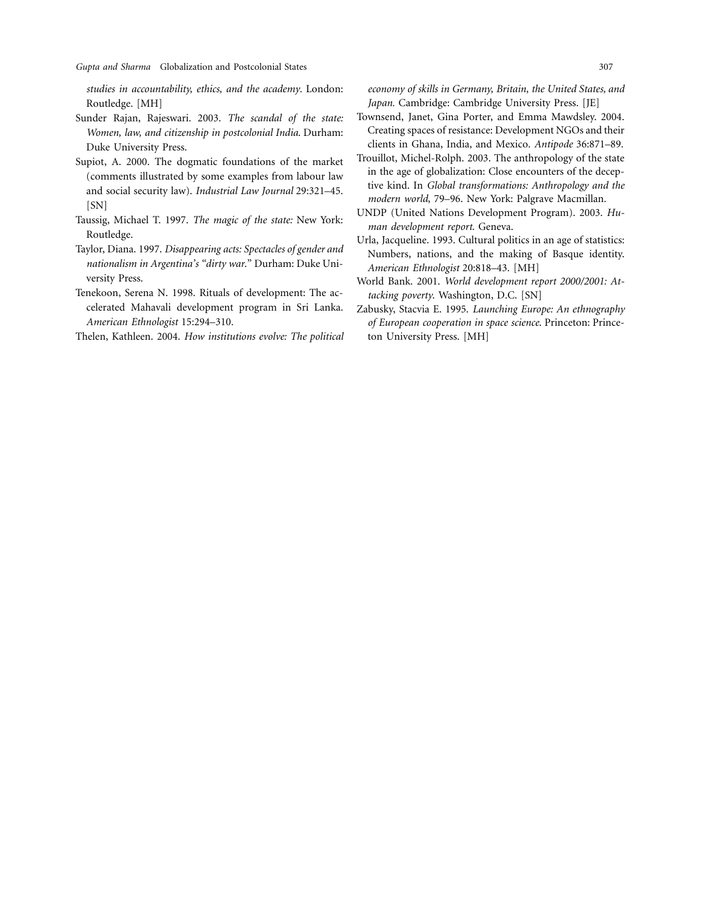*studies in accountability, ethics, and the academy*. London: Routledge. [MH]

Sunder Rajan, Rajeswari. 2003. *The scandal of the state: Women, law, and citizenship in postcolonial India*. Durham: Duke University Press.

Supiot, A. 2000. The dogmatic foundations of the market (comments illustrated by some examples from labour law and social security law). *Industrial Law Journal* 29:321–45. [SN]

Taussig, Michael T. 1997. *The magic of the state:* New York: Routledge.

Taylor, Diana. 1997. *Disappearing acts: Spectacles of gender and nationalism in Argentina's "dirty war."* Durham: Duke University Press.

Tenekoon, Serena N. 1998. Rituals of development: The accelerated Mahavali development program in Sri Lanka. *American Ethnologist* 15:294–310.

Thelen, Kathleen. 2004. *How institutions evolve: The political economy of skills in Germany, Britain, the United States, and Japan*. Cambridge: Cambridge University Press. [JE]

Townsend, Janet, Gina Porter, and Emma Mawdsley. 2004. Creating spaces of resistance: Development NGOs and their clients in Ghana, India, and Mexico. *Antipode* 36:871–89.

Trouillot, Michel-Rolph. 2003. The anthropology of the state in the age of globalization: Close encounters of the deceptive kind. In *Global transformations: Anthropology and the modern world*, 79–96. New York: Palgrave Macmillan.

UNDP (United Nations Development Program). 2003. *Human development report*. Geneva.

Urla, Jacqueline. 1993. Cultural politics in an age of statistics: Numbers, nations, and the making of Basque identity. *American Ethnologist* 20:818–43. [MH]

World Bank. 2001. *World development report 2000/2001: Attacking poverty*. Washington, D.C. [SN]

Zabusky, Stacvia E. 1995. *Launching Europe: An ethnography of European cooperation in space science*. Princeton: Princeton University Press. [MH]